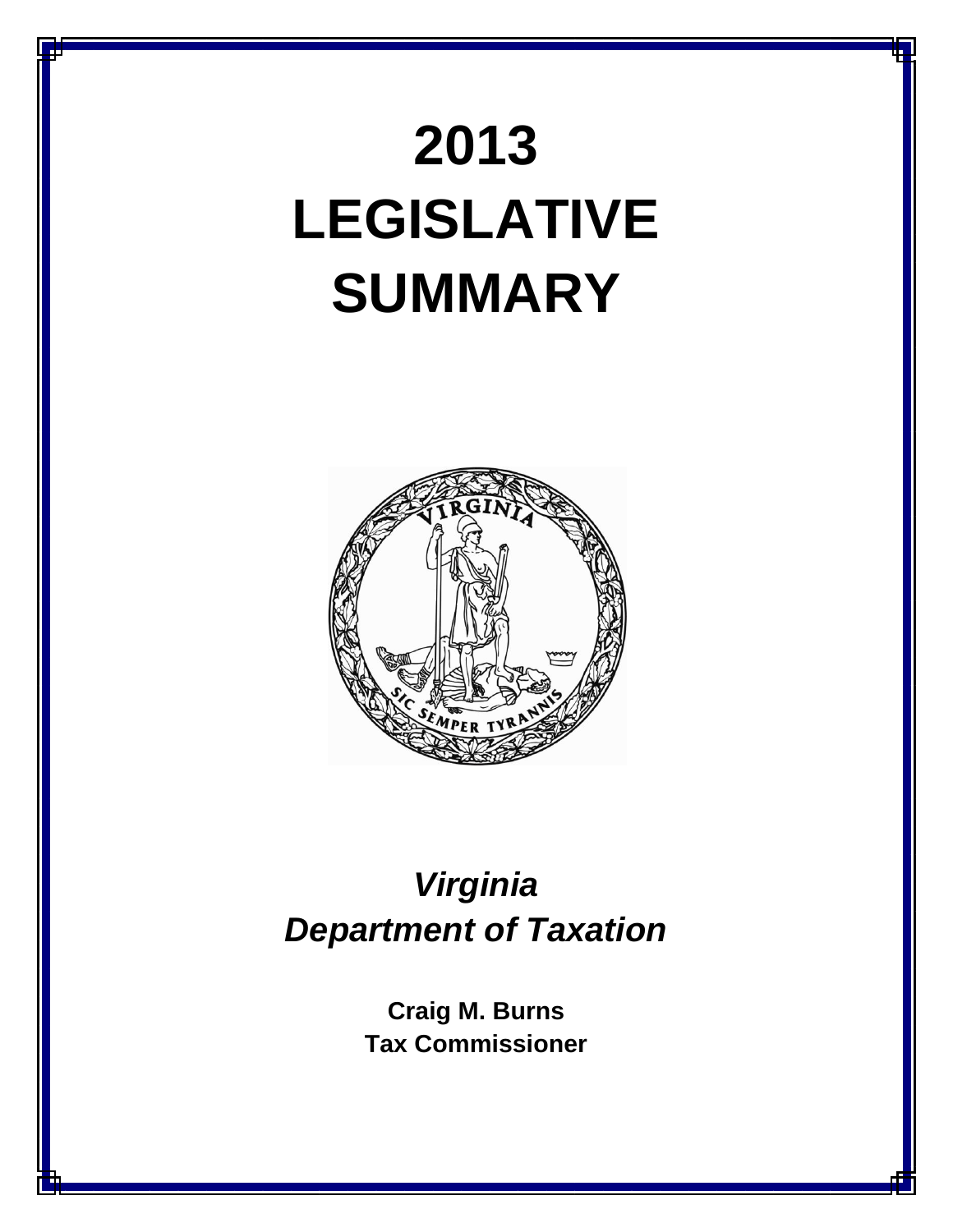# 2013 LEGISLATIVE SUMMARY

***Virginia Department of Taxation***

**Craig M. Burns**
**Tax Commissioner**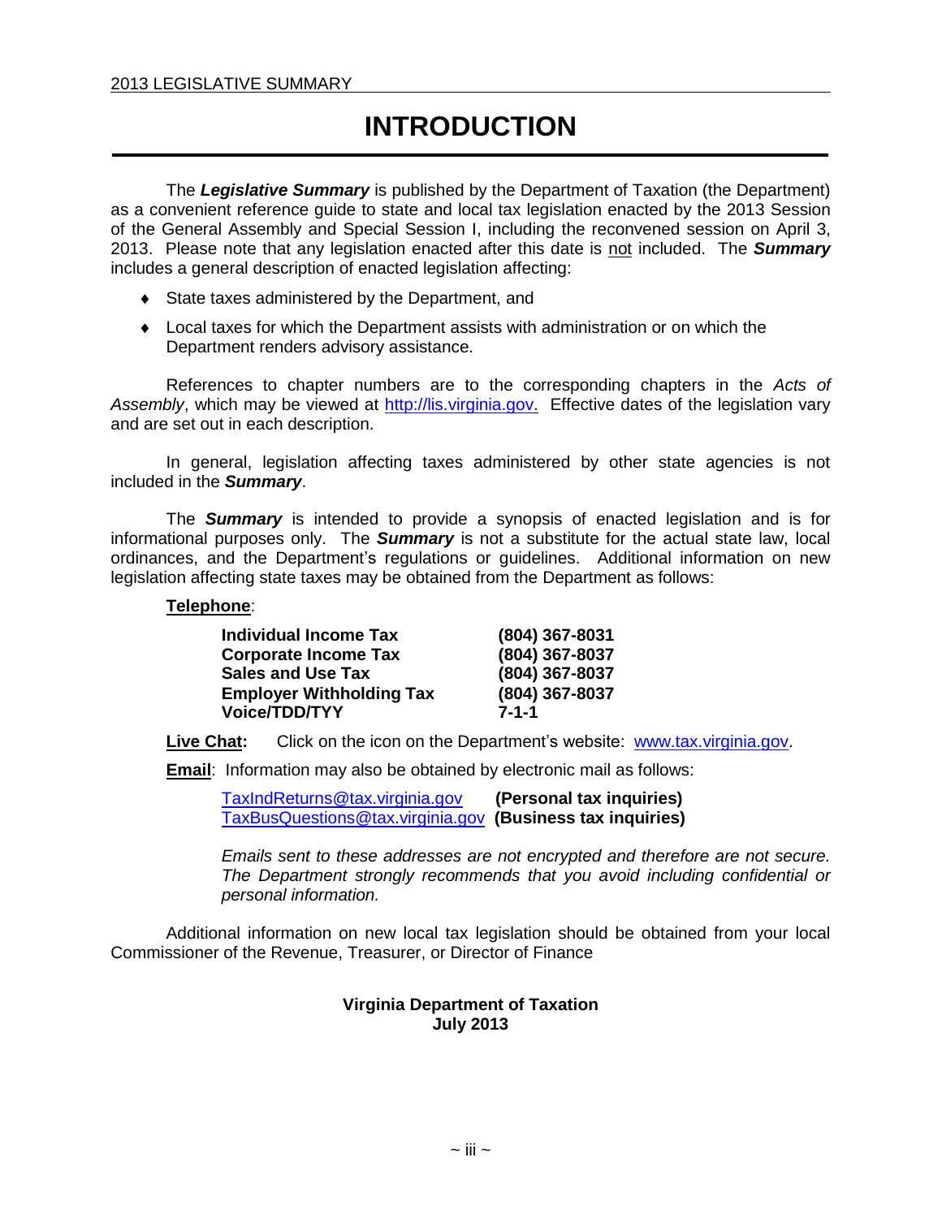# INTRODUCTION

The ***Legislative Summary*** is published by the Department of Taxation (the Department) as a convenient reference guide to state and local tax legislation enacted by the 2013 Session of the General Assembly and Special Session I, including the reconvened session on April 3, 2013. Please note that any legislation enacted after this date is <u>not</u> included. The ***Summary*** includes a general description of enacted legislation affecting:

- State taxes administered by the Department, and
- Local taxes for which the Department assists with administration or on which the Department renders advisory assistance.

References to chapter numbers are to the corresponding chapters in the *Acts of Assembly*, which may be viewed at http://lis.virginia.gov. Effective dates of the legislation vary and are set out in each description.

In general, legislation affecting taxes administered by other state agencies is not included in the ***Summary***.

The ***Summary*** is intended to provide a synopsis of enacted legislation and is for informational purposes only. The ***Summary*** is not a substitute for the actual state law, local ordinances, and the Department's regulations or guidelines. Additional information on new legislation affecting state taxes may be obtained from the Department as follows:

**<u>Telephone</u>**:

| | |
|---|---|
| **Individual Income Tax** | **(804) 367-8031** |
| **Corporate Income Tax** | **(804) 367-8037** |
| **Sales and Use Tax** | **(804) 367-8037** |
| **Employer Withholding Tax** | **(804) 367-8037** |
| **Voice/TDD/TYY** | **7-1-1** |

**<u>Live Chat</u>:** Click on the icon on the Department's website: www.tax.virginia.gov.

**<u>Email</u>**: Information may also be obtained by electronic mail as follows:

TaxIndReturns@tax.virginia.gov **(Personal tax inquiries)**
TaxBusQuestions@tax.virginia.gov **(Business tax inquiries)**

*Emails sent to these addresses are not encrypted and therefore are not secure. The Department strongly recommends that you avoid including confidential or personal information.*

Additional information on new local tax legislation should be obtained from your local Commissioner of the Revenue, Treasurer, or Director of Finance

**Virginia Department of Taxation**
**July 2013**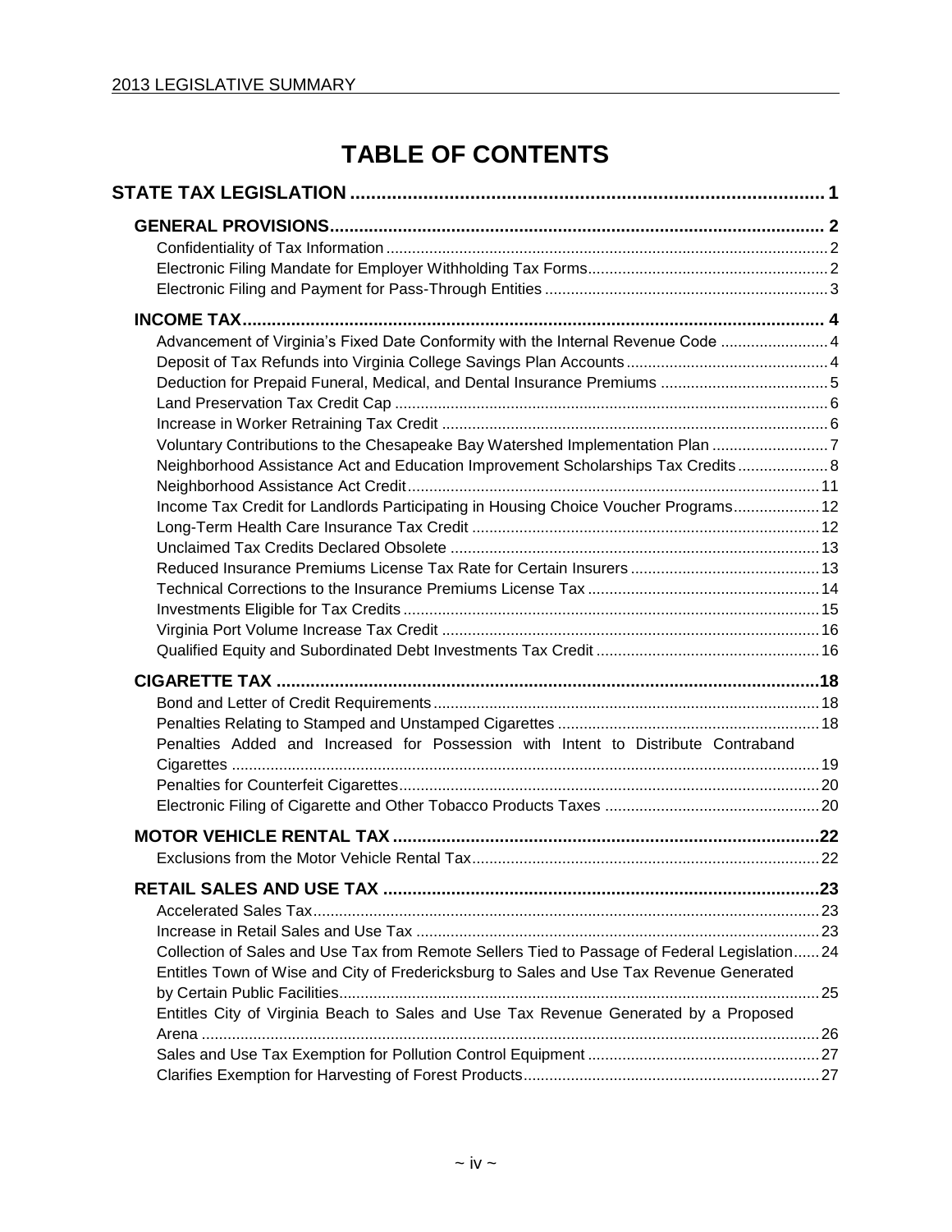# TABLE OF CONTENTS

**STATE TAX LEGISLATION** ........ 1

**GENERAL PROVISIONS** ........ 2

- Confidentiality of Tax Information ........ 2
- Electronic Filing Mandate for Employer Withholding Tax Forms ........ 2
- Electronic Filing and Payment for Pass-Through Entities ........ 3

**INCOME TAX** ........ 4

- Advancement of Virginia's Fixed Date Conformity with the Internal Revenue Code ........ 4
- Deposit of Tax Refunds into Virginia College Savings Plan Accounts ........ 4
- Deduction for Prepaid Funeral, Medical, and Dental Insurance Premiums ........ 5
- Land Preservation Tax Credit Cap ........ 6
- Increase in Worker Retraining Tax Credit ........ 6
- Voluntary Contributions to the Chesapeake Bay Watershed Implementation Plan ........ 7
- Neighborhood Assistance Act and Education Improvement Scholarships Tax Credits ........ 8
- Neighborhood Assistance Act Credit ........ 11
- Income Tax Credit for Landlords Participating in Housing Choice Voucher Programs ........ 12
- Long-Term Health Care Insurance Tax Credit ........ 12
- Unclaimed Tax Credits Declared Obsolete ........ 13
- Reduced Insurance Premiums License Tax Rate for Certain Insurers ........ 13
- Technical Corrections to the Insurance Premiums License Tax ........ 14
- Investments Eligible for Tax Credits ........ 15
- Virginia Port Volume Increase Tax Credit ........ 16
- Qualified Equity and Subordinated Debt Investments Tax Credit ........ 16

**CIGARETTE TAX** ........ 18

- Bond and Letter of Credit Requirements ........ 18
- Penalties Relating to Stamped and Unstamped Cigarettes ........ 18
- Penalties Added and Increased for Possession with Intent to Distribute Contraband Cigarettes ........ 19
- Penalties for Counterfeit Cigarettes ........ 20
- Electronic Filing of Cigarette and Other Tobacco Products Taxes ........ 20

**MOTOR VEHICLE RENTAL TAX** ........ 22

- Exclusions from the Motor Vehicle Rental Tax ........ 22

**RETAIL SALES AND USE TAX** ........ 23

- Accelerated Sales Tax ........ 23
- Increase in Retail Sales and Use Tax ........ 23
- Collection of Sales and Use Tax from Remote Sellers Tied to Passage of Federal Legislation ........ 24
- Entitles Town of Wise and City of Fredericksburg to Sales and Use Tax Revenue Generated by Certain Public Facilities ........ 25
- Entitles City of Virginia Beach to Sales and Use Tax Revenue Generated by a Proposed Arena ........ 26
- Sales and Use Tax Exemption for Pollution Control Equipment ........ 27
- Clarifies Exemption for Harvesting of Forest Products ........ 27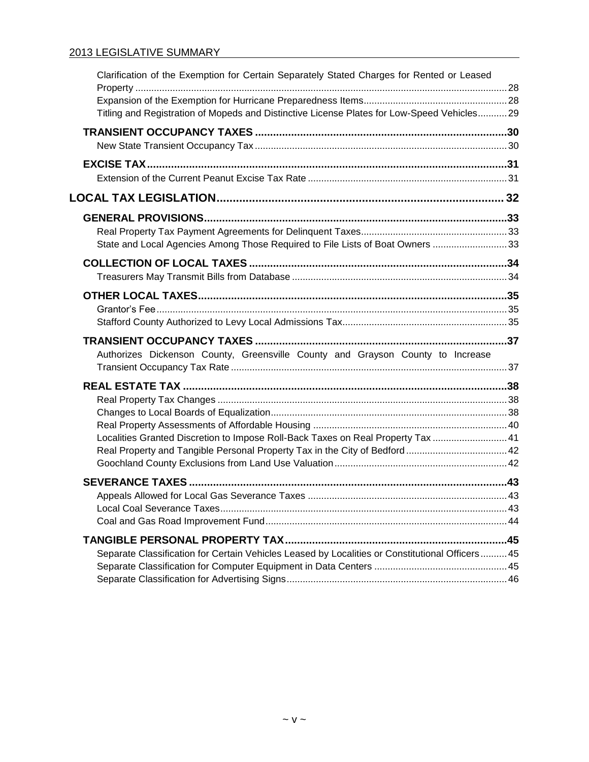Clarification of the Exemption for Certain Separately Stated Charges for Rented or Leased Property ... 28
Expansion of the Exemption for Hurricane Preparedness Items ... 28
Titling and Registration of Mopeds and Distinctive License Plates for Low-Speed Vehicles ... 29

**TRANSIENT OCCUPANCY TAXES ... 30**

New State Transient Occupancy Tax ... 30

**EXCISE TAX ... 31**

Extension of the Current Peanut Excise Tax Rate ... 31

**LOCAL TAX LEGISLATION ... 32**

**GENERAL PROVISIONS ... 33**

Real Property Tax Payment Agreements for Delinquent Taxes ... 33
State and Local Agencies Among Those Required to File Lists of Boat Owners ... 33

**COLLECTION OF LOCAL TAXES ... 34**

Treasurers May Transmit Bills from Database ... 34

**OTHER LOCAL TAXES ... 35**

Grantor's Fee ... 35
Stafford County Authorized to Levy Local Admissions Tax ... 35

**TRANSIENT OCCUPANCY TAXES ... 37**

Authorizes Dickenson County, Greensville County and Grayson County to Increase Transient Occupancy Tax Rate ... 37

**REAL ESTATE TAX ... 38**

Real Property Tax Changes ... 38
Changes to Local Boards of Equalization ... 38
Real Property Assessments of Affordable Housing ... 40
Localities Granted Discretion to Impose Roll-Back Taxes on Real Property Tax ... 41
Real Property and Tangible Personal Property Tax in the City of Bedford ... 42
Goochland County Exclusions from Land Use Valuation ... 42

**SEVERANCE TAXES ... 43**

Appeals Allowed for Local Gas Severance Taxes ... 43
Local Coal Severance Taxes ... 43
Coal and Gas Road Improvement Fund ... 44

**TANGIBLE PERSONAL PROPERTY TAX ... 45**

Separate Classification for Certain Vehicles Leased by Localities or Constitutional Officers ... 45
Separate Classification for Computer Equipment in Data Centers ... 45
Separate Classification for Advertising Signs ... 46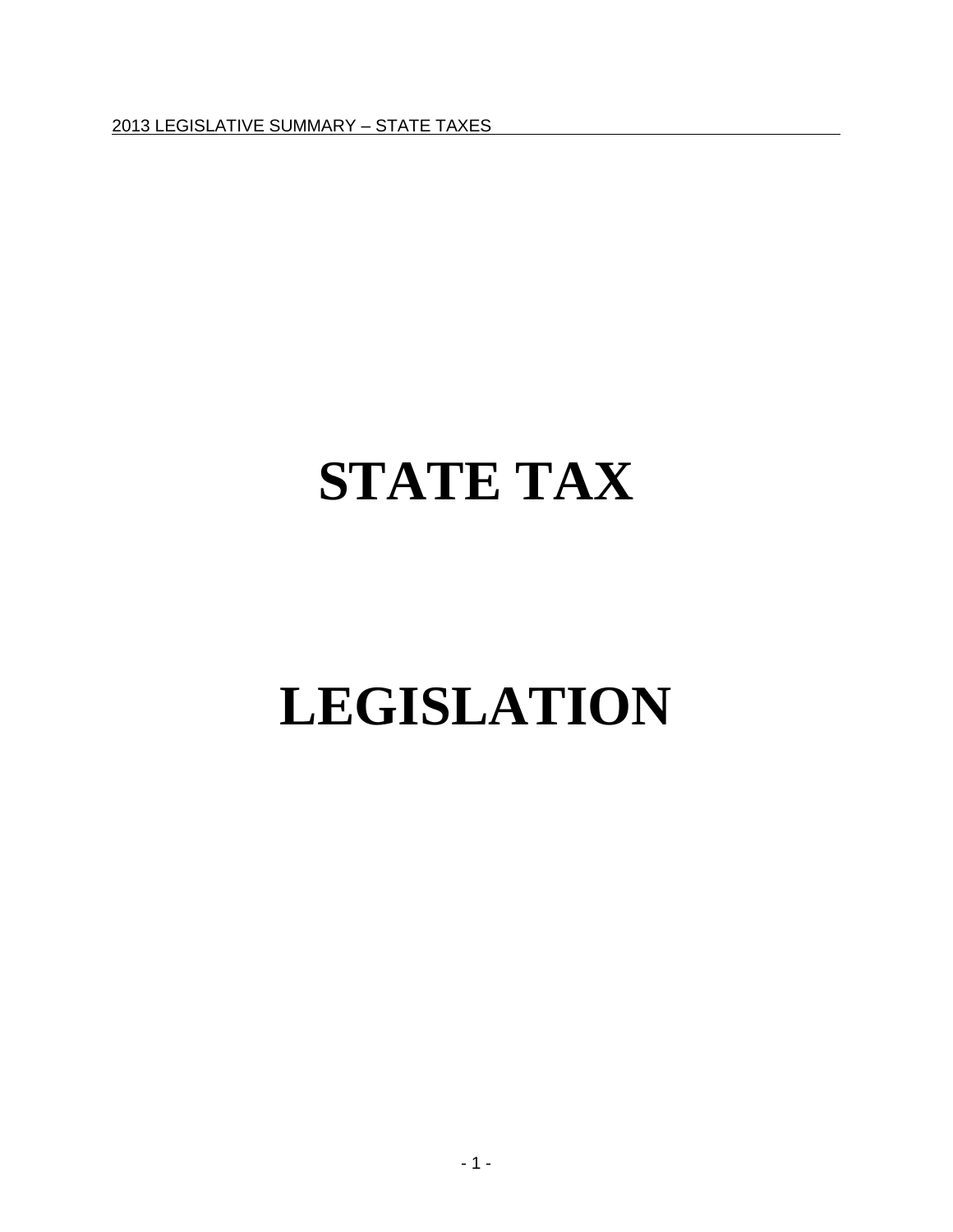# STATE TAX

# LEGISLATION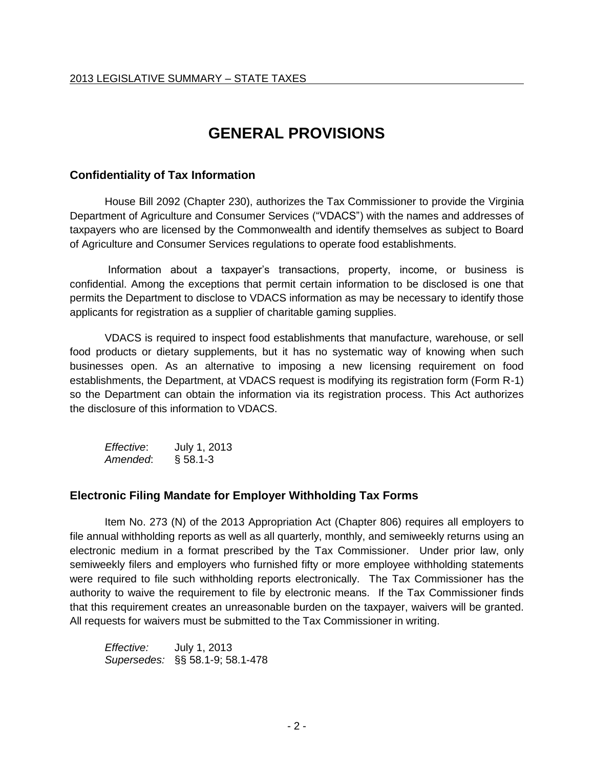# GENERAL PROVISIONS

## Confidentiality of Tax Information

House Bill 2092 (Chapter 230), authorizes the Tax Commissioner to provide the Virginia Department of Agriculture and Consumer Services ("VDACS") with the names and addresses of taxpayers who are licensed by the Commonwealth and identify themselves as subject to Board of Agriculture and Consumer Services regulations to operate food establishments.

Information about a taxpayer's transactions, property, income, or business is confidential. Among the exceptions that permit certain information to be disclosed is one that permits the Department to disclose to VDACS information as may be necessary to identify those applicants for registration as a supplier of charitable gaming supplies.

VDACS is required to inspect food establishments that manufacture, warehouse, or sell food products or dietary supplements, but it has no systematic way of knowing when such businesses open. As an alternative to imposing a new licensing requirement on food establishments, the Department, at VDACS request is modifying its registration form (Form R-1) so the Department can obtain the information via its registration process. This Act authorizes the disclosure of this information to VDACS.

*Effective*: July 1, 2013
*Amended*: § 58.1-3

## Electronic Filing Mandate for Employer Withholding Tax Forms

Item No. 273 (N) of the 2013 Appropriation Act (Chapter 806) requires all employers to file annual withholding reports as well as all quarterly, monthly, and semiweekly returns using an electronic medium in a format prescribed by the Tax Commissioner. Under prior law, only semiweekly filers and employers who furnished fifty or more employee withholding statements were required to file such withholding reports electronically. The Tax Commissioner has the authority to waive the requirement to file by electronic means. If the Tax Commissioner finds that this requirement creates an unreasonable burden on the taxpayer, waivers will be granted. All requests for waivers must be submitted to the Tax Commissioner in writing.

*Effective:* July 1, 2013
*Supersedes:* §§ 58.1-9; 58.1-478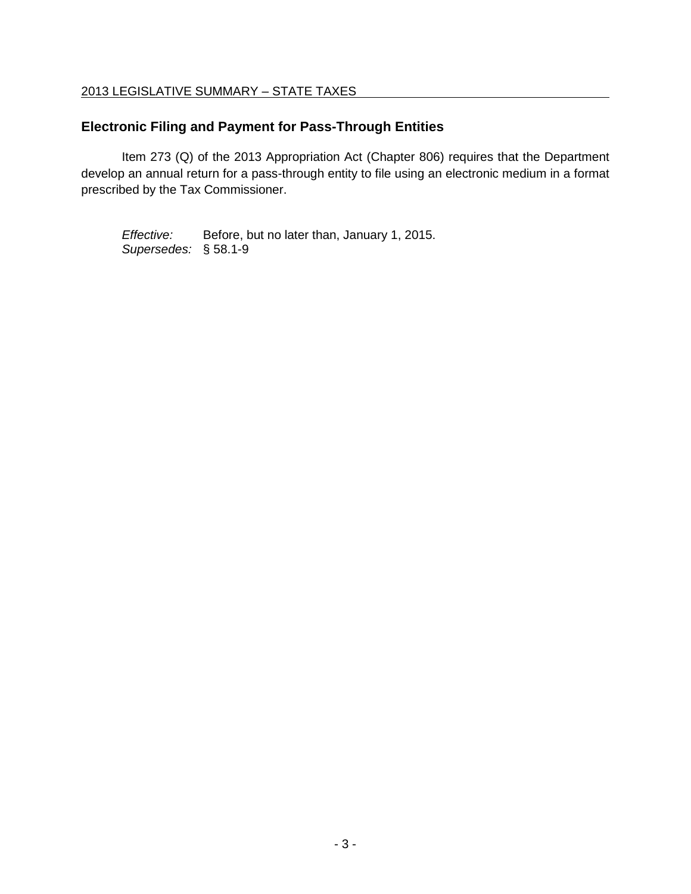## Electronic Filing and Payment for Pass-Through Entities

Item 273 (Q) of the 2013 Appropriation Act (Chapter 806) requires that the Department develop an annual return for a pass-through entity to file using an electronic medium in a format prescribed by the Tax Commissioner.

*Effective:* Before, but no later than, January 1, 2015.
*Supersedes:* § 58.1-9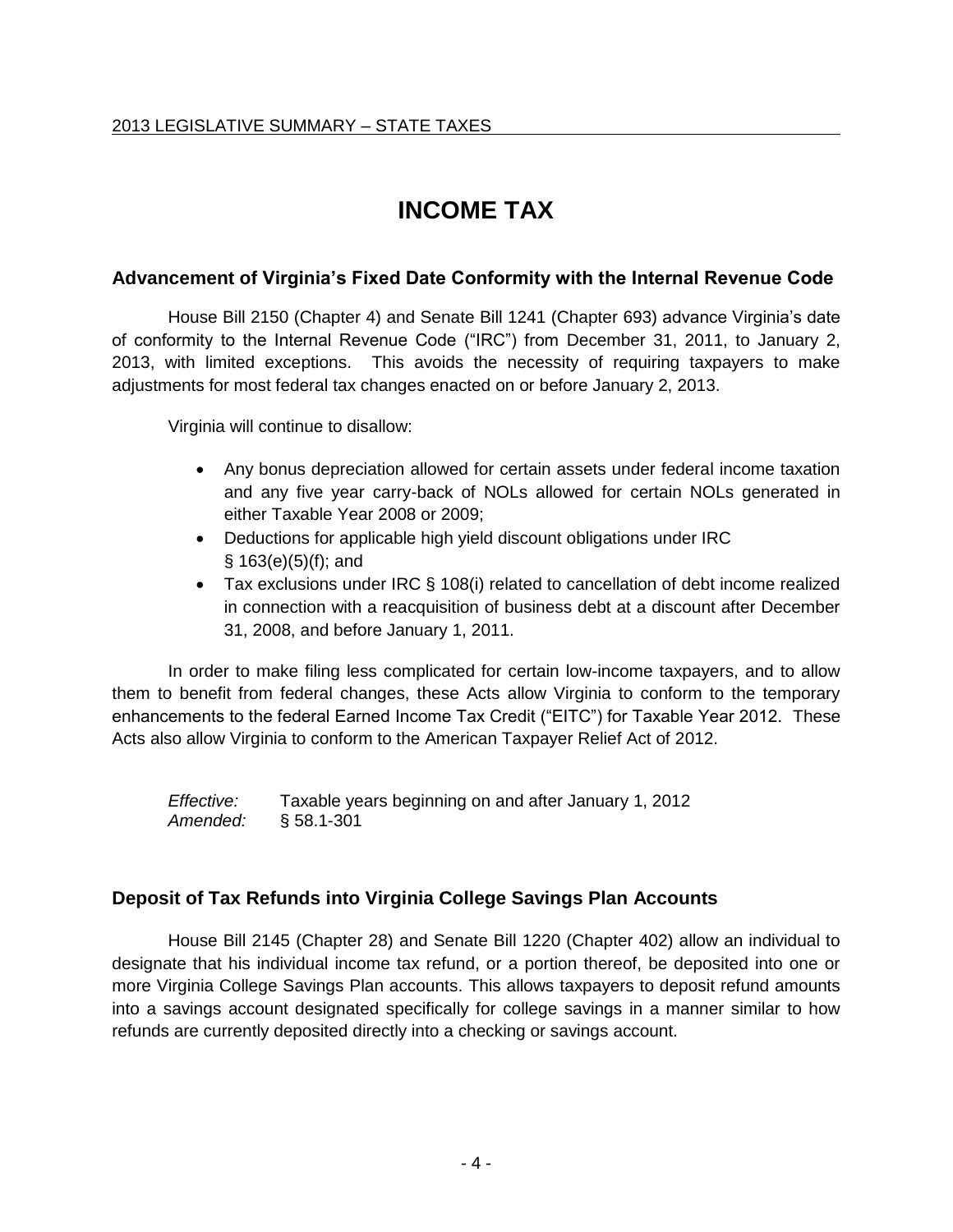# INCOME TAX

## Advancement of Virginia's Fixed Date Conformity with the Internal Revenue Code

House Bill 2150 (Chapter 4) and Senate Bill 1241 (Chapter 693) advance Virginia's date of conformity to the Internal Revenue Code ("IRC") from December 31, 2011, to January 2, 2013, with limited exceptions. This avoids the necessity of requiring taxpayers to make adjustments for most federal tax changes enacted on or before January 2, 2013.

Virginia will continue to disallow:

- Any bonus depreciation allowed for certain assets under federal income taxation and any five year carry-back of NOLs allowed for certain NOLs generated in either Taxable Year 2008 or 2009;
- Deductions for applicable high yield discount obligations under IRC § 163(e)(5)(f); and
- Tax exclusions under IRC § 108(i) related to cancellation of debt income realized in connection with a reacquisition of business debt at a discount after December 31, 2008, and before January 1, 2011.

In order to make filing less complicated for certain low-income taxpayers, and to allow them to benefit from federal changes, these Acts allow Virginia to conform to the temporary enhancements to the federal Earned Income Tax Credit ("EITC") for Taxable Year 2012. These Acts also allow Virginia to conform to the American Taxpayer Relief Act of 2012.

*Effective:* Taxable years beginning on and after January 1, 2012
*Amended:* § 58.1-301

## Deposit of Tax Refunds into Virginia College Savings Plan Accounts

House Bill 2145 (Chapter 28) and Senate Bill 1220 (Chapter 402) allow an individual to designate that his individual income tax refund, or a portion thereof, be deposited into one or more Virginia College Savings Plan accounts. This allows taxpayers to deposit refund amounts into a savings account designated specifically for college savings in a manner similar to how refunds are currently deposited directly into a checking or savings account.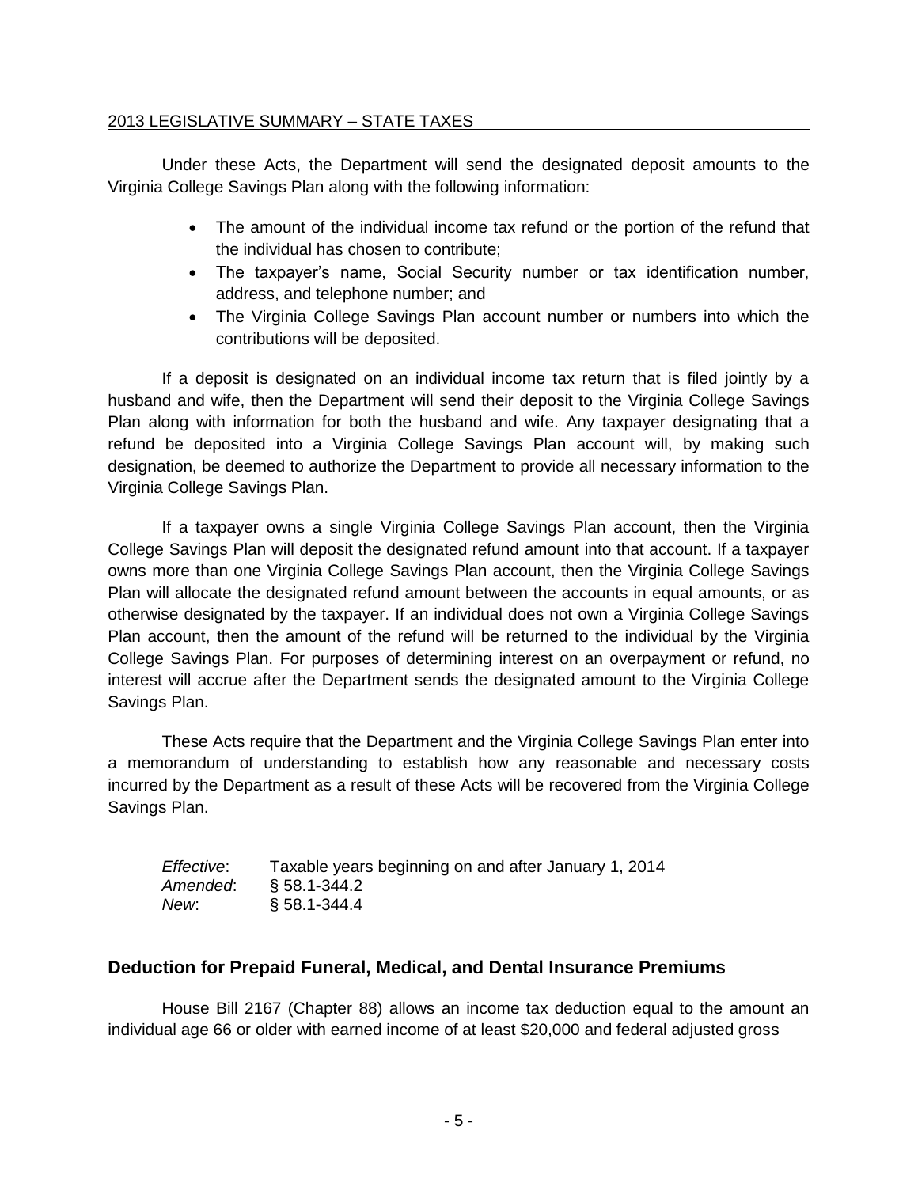Under these Acts, the Department will send the designated deposit amounts to the Virginia College Savings Plan along with the following information:

- The amount of the individual income tax refund or the portion of the refund that the individual has chosen to contribute;
- The taxpayer's name, Social Security number or tax identification number, address, and telephone number; and
- The Virginia College Savings Plan account number or numbers into which the contributions will be deposited.

If a deposit is designated on an individual income tax return that is filed jointly by a husband and wife, then the Department will send their deposit to the Virginia College Savings Plan along with information for both the husband and wife. Any taxpayer designating that a refund be deposited into a Virginia College Savings Plan account will, by making such designation, be deemed to authorize the Department to provide all necessary information to the Virginia College Savings Plan.

If a taxpayer owns a single Virginia College Savings Plan account, then the Virginia College Savings Plan will deposit the designated refund amount into that account. If a taxpayer owns more than one Virginia College Savings Plan account, then the Virginia College Savings Plan will allocate the designated refund amount between the accounts in equal amounts, or as otherwise designated by the taxpayer. If an individual does not own a Virginia College Savings Plan account, then the amount of the refund will be returned to the individual by the Virginia College Savings Plan. For purposes of determining interest on an overpayment or refund, no interest will accrue after the Department sends the designated amount to the Virginia College Savings Plan.

These Acts require that the Department and the Virginia College Savings Plan enter into a memorandum of understanding to establish how any reasonable and necessary costs incurred by the Department as a result of these Acts will be recovered from the Virginia College Savings Plan.

*Effective*: Taxable years beginning on and after January 1, 2014
*Amended*: § 58.1-344.2
*New*: § 58.1-344.4

## Deduction for Prepaid Funeral, Medical, and Dental Insurance Premiums

House Bill 2167 (Chapter 88) allows an income tax deduction equal to the amount an individual age 66 or older with earned income of at least $20,000 and federal adjusted gross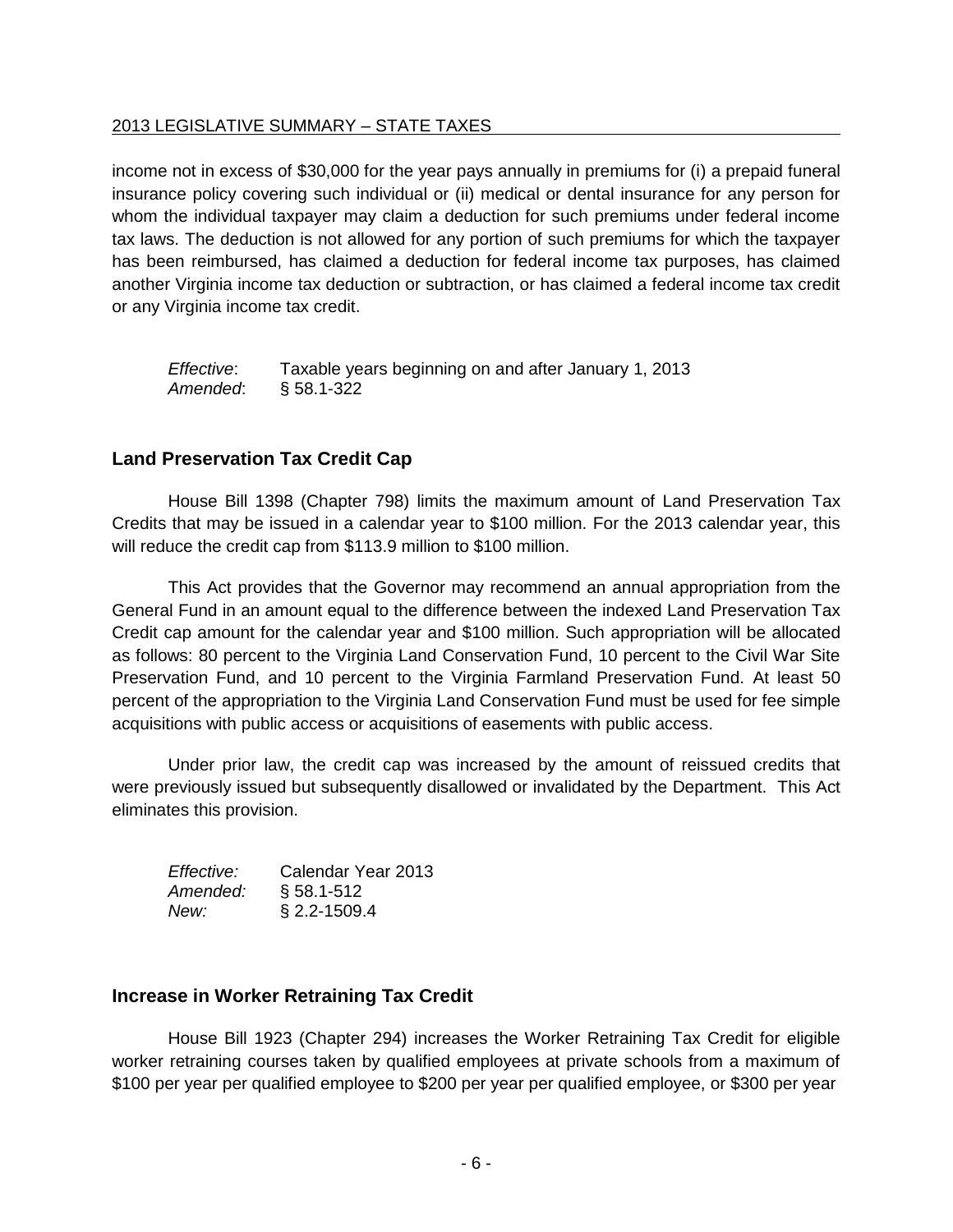income not in excess of $30,000 for the year pays annually in premiums for (i) a prepaid funeral insurance policy covering such individual or (ii) medical or dental insurance for any person for whom the individual taxpayer may claim a deduction for such premiums under federal income tax laws. The deduction is not allowed for any portion of such premiums for which the taxpayer has been reimbursed, has claimed a deduction for federal income tax purposes, has claimed another Virginia income tax deduction or subtraction, or has claimed a federal income tax credit or any Virginia income tax credit.

*Effective*: Taxable years beginning on and after January 1, 2013
*Amended*: § 58.1-322

## Land Preservation Tax Credit Cap

House Bill 1398 (Chapter 798) limits the maximum amount of Land Preservation Tax Credits that may be issued in a calendar year to $100 million. For the 2013 calendar year, this will reduce the credit cap from $113.9 million to $100 million.

This Act provides that the Governor may recommend an annual appropriation from the General Fund in an amount equal to the difference between the indexed Land Preservation Tax Credit cap amount for the calendar year and $100 million. Such appropriation will be allocated as follows: 80 percent to the Virginia Land Conservation Fund, 10 percent to the Civil War Site Preservation Fund, and 10 percent to the Virginia Farmland Preservation Fund. At least 50 percent of the appropriation to the Virginia Land Conservation Fund must be used for fee simple acquisitions with public access or acquisitions of easements with public access.

Under prior law, the credit cap was increased by the amount of reissued credits that were previously issued but subsequently disallowed or invalidated by the Department. This Act eliminates this provision.

*Effective:* Calendar Year 2013
*Amended:* § 58.1-512
*New:* § 2.2-1509.4

## Increase in Worker Retraining Tax Credit

House Bill 1923 (Chapter 294) increases the Worker Retraining Tax Credit for eligible worker retraining courses taken by qualified employees at private schools from a maximum of $100 per year per qualified employee to $200 per year per qualified employee, or $300 per year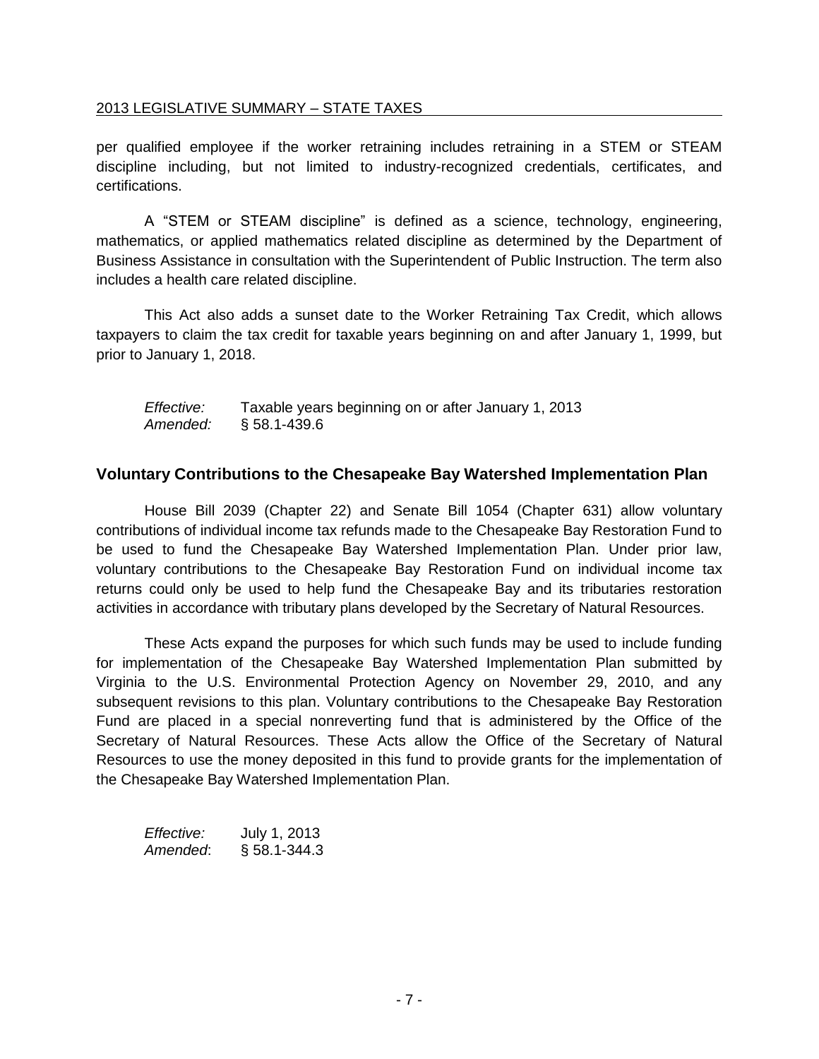per qualified employee if the worker retraining includes retraining in a STEM or STEAM discipline including, but not limited to industry-recognized credentials, certificates, and certifications.

A "STEM or STEAM discipline" is defined as a science, technology, engineering, mathematics, or applied mathematics related discipline as determined by the Department of Business Assistance in consultation with the Superintendent of Public Instruction. The term also includes a health care related discipline.

This Act also adds a sunset date to the Worker Retraining Tax Credit, which allows taxpayers to claim the tax credit for taxable years beginning on and after January 1, 1999, but prior to January 1, 2018.

*Effective:* Taxable years beginning on or after January 1, 2013
*Amended:* § 58.1-439.6

## Voluntary Contributions to the Chesapeake Bay Watershed Implementation Plan

House Bill 2039 (Chapter 22) and Senate Bill 1054 (Chapter 631) allow voluntary contributions of individual income tax refunds made to the Chesapeake Bay Restoration Fund to be used to fund the Chesapeake Bay Watershed Implementation Plan. Under prior law, voluntary contributions to the Chesapeake Bay Restoration Fund on individual income tax returns could only be used to help fund the Chesapeake Bay and its tributaries restoration activities in accordance with tributary plans developed by the Secretary of Natural Resources.

These Acts expand the purposes for which such funds may be used to include funding for implementation of the Chesapeake Bay Watershed Implementation Plan submitted by Virginia to the U.S. Environmental Protection Agency on November 29, 2010, and any subsequent revisions to this plan. Voluntary contributions to the Chesapeake Bay Restoration Fund are placed in a special nonreverting fund that is administered by the Office of the Secretary of Natural Resources. These Acts allow the Office of the Secretary of Natural Resources to use the money deposited in this fund to provide grants for the implementation of the Chesapeake Bay Watershed Implementation Plan.

*Effective:* July 1, 2013
*Amended*: § 58.1-344.3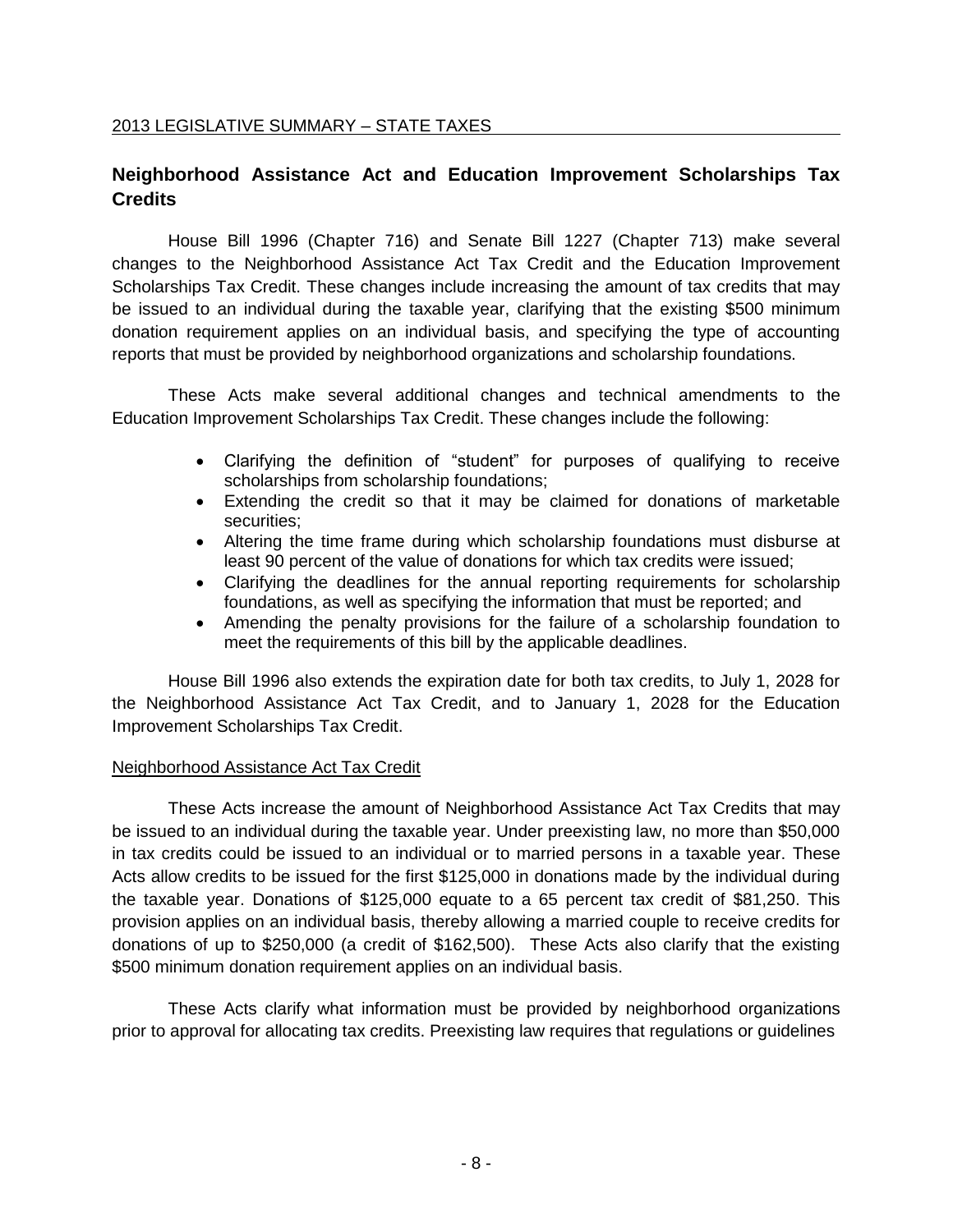## Neighborhood Assistance Act and Education Improvement Scholarships Tax Credits

House Bill 1996 (Chapter 716) and Senate Bill 1227 (Chapter 713) make several changes to the Neighborhood Assistance Act Tax Credit and the Education Improvement Scholarships Tax Credit. These changes include increasing the amount of tax credits that may be issued to an individual during the taxable year, clarifying that the existing $500 minimum donation requirement applies on an individual basis, and specifying the type of accounting reports that must be provided by neighborhood organizations and scholarship foundations.

These Acts make several additional changes and technical amendments to the Education Improvement Scholarships Tax Credit. These changes include the following:

- Clarifying the definition of "student" for purposes of qualifying to receive scholarships from scholarship foundations;
- Extending the credit so that it may be claimed for donations of marketable securities;
- Altering the time frame during which scholarship foundations must disburse at least 90 percent of the value of donations for which tax credits were issued;
- Clarifying the deadlines for the annual reporting requirements for scholarship foundations, as well as specifying the information that must be reported; and
- Amending the penalty provisions for the failure of a scholarship foundation to meet the requirements of this bill by the applicable deadlines.

House Bill 1996 also extends the expiration date for both tax credits, to July 1, 2028 for the Neighborhood Assistance Act Tax Credit, and to January 1, 2028 for the Education Improvement Scholarships Tax Credit.

### Neighborhood Assistance Act Tax Credit

These Acts increase the amount of Neighborhood Assistance Act Tax Credits that may be issued to an individual during the taxable year. Under preexisting law, no more than $50,000 in tax credits could be issued to an individual or to married persons in a taxable year. These Acts allow credits to be issued for the first $125,000 in donations made by the individual during the taxable year. Donations of $125,000 equate to a 65 percent tax credit of $81,250. This provision applies on an individual basis, thereby allowing a married couple to receive credits for donations of up to $250,000 (a credit of $162,500). These Acts also clarify that the existing $500 minimum donation requirement applies on an individual basis.

These Acts clarify what information must be provided by neighborhood organizations prior to approval for allocating tax credits. Preexisting law requires that regulations or guidelines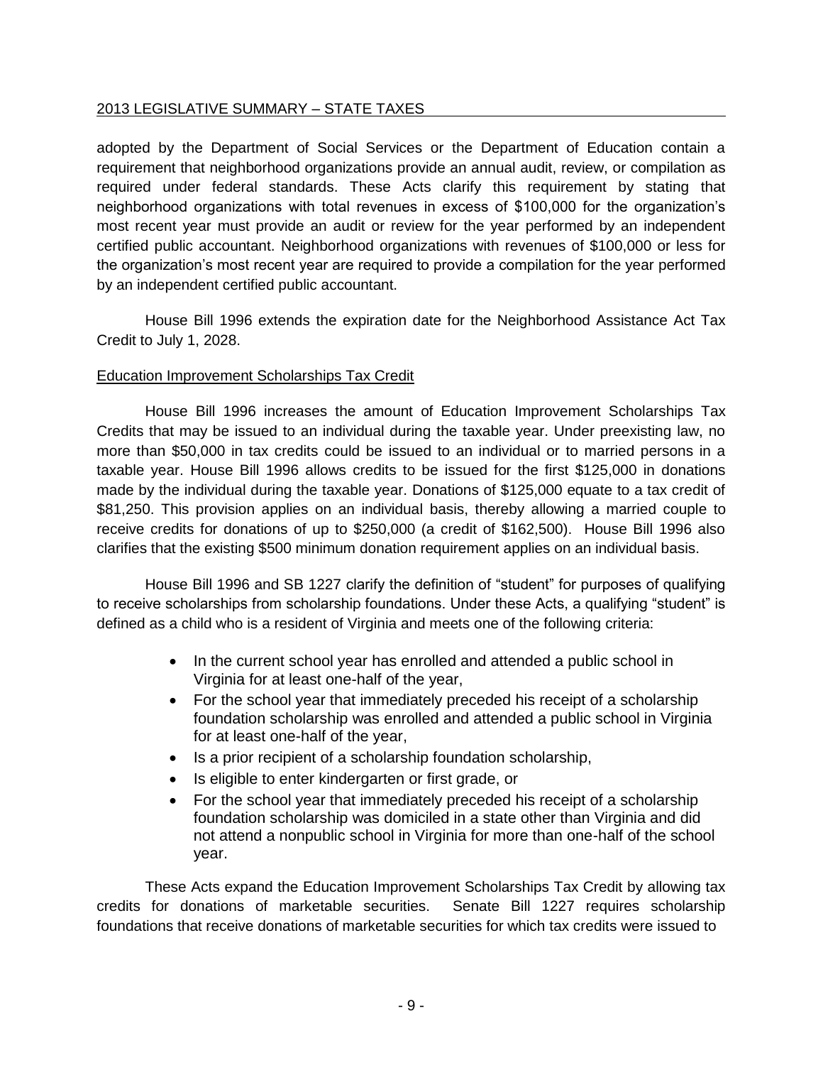adopted by the Department of Social Services or the Department of Education contain a requirement that neighborhood organizations provide an annual audit, review, or compilation as required under federal standards. These Acts clarify this requirement by stating that neighborhood organizations with total revenues in excess of $100,000 for the organization's most recent year must provide an audit or review for the year performed by an independent certified public accountant. Neighborhood organizations with revenues of $100,000 or less for the organization's most recent year are required to provide a compilation for the year performed by an independent certified public accountant.

House Bill 1996 extends the expiration date for the Neighborhood Assistance Act Tax Credit to July 1, 2028.

## Education Improvement Scholarships Tax Credit

House Bill 1996 increases the amount of Education Improvement Scholarships Tax Credits that may be issued to an individual during the taxable year. Under preexisting law, no more than $50,000 in tax credits could be issued to an individual or to married persons in a taxable year. House Bill 1996 allows credits to be issued for the first $125,000 in donations made by the individual during the taxable year. Donations of $125,000 equate to a tax credit of $81,250. This provision applies on an individual basis, thereby allowing a married couple to receive credits for donations of up to $250,000 (a credit of $162,500). House Bill 1996 also clarifies that the existing $500 minimum donation requirement applies on an individual basis.

House Bill 1996 and SB 1227 clarify the definition of "student" for purposes of qualifying to receive scholarships from scholarship foundations. Under these Acts, a qualifying "student" is defined as a child who is a resident of Virginia and meets one of the following criteria:

- In the current school year has enrolled and attended a public school in Virginia for at least one-half of the year,
- For the school year that immediately preceded his receipt of a scholarship foundation scholarship was enrolled and attended a public school in Virginia for at least one-half of the year,
- Is a prior recipient of a scholarship foundation scholarship,
- Is eligible to enter kindergarten or first grade, or
- For the school year that immediately preceded his receipt of a scholarship foundation scholarship was domiciled in a state other than Virginia and did not attend a nonpublic school in Virginia for more than one-half of the school year.

These Acts expand the Education Improvement Scholarships Tax Credit by allowing tax credits for donations of marketable securities. Senate Bill 1227 requires scholarship foundations that receive donations of marketable securities for which tax credits were issued to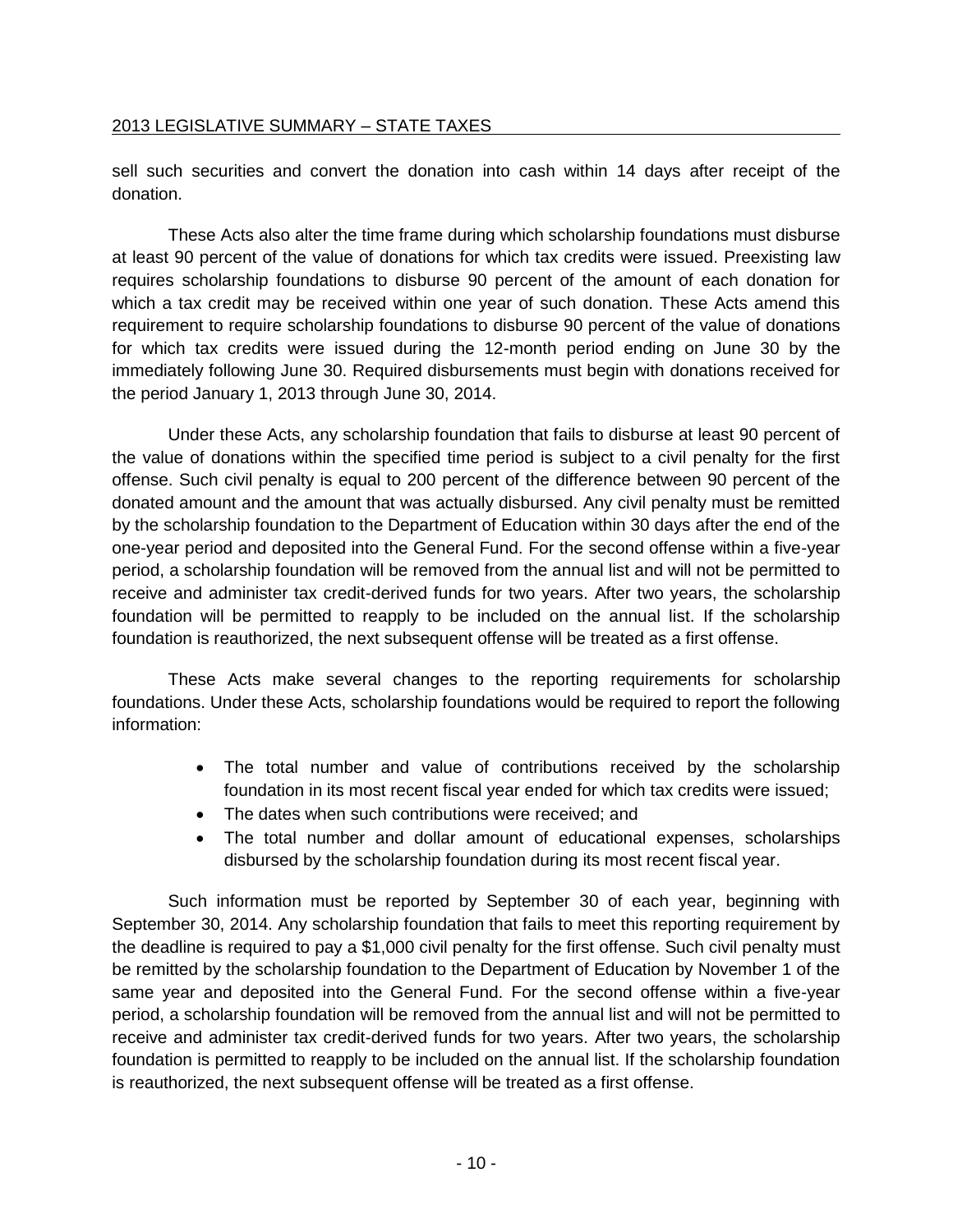sell such securities and convert the donation into cash within 14 days after receipt of the donation.

These Acts also alter the time frame during which scholarship foundations must disburse at least 90 percent of the value of donations for which tax credits were issued. Preexisting law requires scholarship foundations to disburse 90 percent of the amount of each donation for which a tax credit may be received within one year of such donation. These Acts amend this requirement to require scholarship foundations to disburse 90 percent of the value of donations for which tax credits were issued during the 12-month period ending on June 30 by the immediately following June 30. Required disbursements must begin with donations received for the period January 1, 2013 through June 30, 2014.

Under these Acts, any scholarship foundation that fails to disburse at least 90 percent of the value of donations within the specified time period is subject to a civil penalty for the first offense. Such civil penalty is equal to 200 percent of the difference between 90 percent of the donated amount and the amount that was actually disbursed. Any civil penalty must be remitted by the scholarship foundation to the Department of Education within 30 days after the end of the one-year period and deposited into the General Fund. For the second offense within a five-year period, a scholarship foundation will be removed from the annual list and will not be permitted to receive and administer tax credit-derived funds for two years. After two years, the scholarship foundation will be permitted to reapply to be included on the annual list. If the scholarship foundation is reauthorized, the next subsequent offense will be treated as a first offense.

These Acts make several changes to the reporting requirements for scholarship foundations. Under these Acts, scholarship foundations would be required to report the following information:

- The total number and value of contributions received by the scholarship foundation in its most recent fiscal year ended for which tax credits were issued;
- The dates when such contributions were received; and
- The total number and dollar amount of educational expenses, scholarships disbursed by the scholarship foundation during its most recent fiscal year.

Such information must be reported by September 30 of each year, beginning with September 30, 2014. Any scholarship foundation that fails to meet this reporting requirement by the deadline is required to pay a $1,000 civil penalty for the first offense. Such civil penalty must be remitted by the scholarship foundation to the Department of Education by November 1 of the same year and deposited into the General Fund. For the second offense within a five-year period, a scholarship foundation will be removed from the annual list and will not be permitted to receive and administer tax credit-derived funds for two years. After two years, the scholarship foundation is permitted to reapply to be included on the annual list. If the scholarship foundation is reauthorized, the next subsequent offense will be treated as a first offense.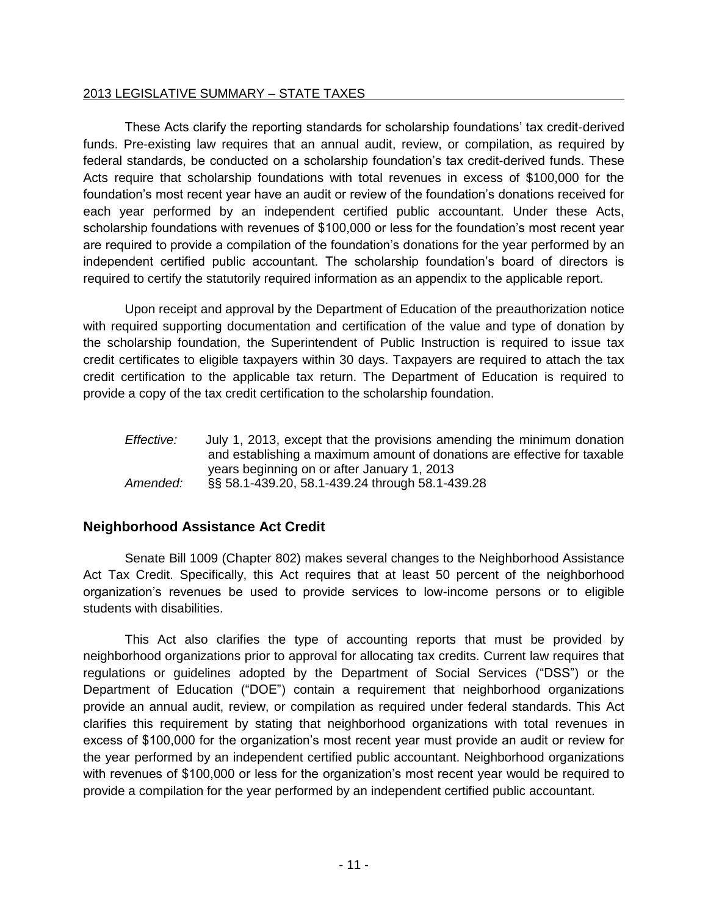These Acts clarify the reporting standards for scholarship foundations' tax credit-derived funds. Pre-existing law requires that an annual audit, review, or compilation, as required by federal standards, be conducted on a scholarship foundation's tax credit-derived funds. These Acts require that scholarship foundations with total revenues in excess of $100,000 for the foundation's most recent year have an audit or review of the foundation's donations received for each year performed by an independent certified public accountant. Under these Acts, scholarship foundations with revenues of $100,000 or less for the foundation's most recent year are required to provide a compilation of the foundation's donations for the year performed by an independent certified public accountant. The scholarship foundation's board of directors is required to certify the statutorily required information as an appendix to the applicable report.

Upon receipt and approval by the Department of Education of the preauthorization notice with required supporting documentation and certification of the value and type of donation by the scholarship foundation, the Superintendent of Public Instruction is required to issue tax credit certificates to eligible taxpayers within 30 days. Taxpayers are required to attach the tax credit certification to the applicable tax return. The Department of Education is required to provide a copy of the tax credit certification to the scholarship foundation.

*Effective:* July 1, 2013, except that the provisions amending the minimum donation and establishing a maximum amount of donations are effective for taxable years beginning on or after January 1, 2013

*Amended:* §§ 58.1-439.20, 58.1-439.24 through 58.1-439.28

## Neighborhood Assistance Act Credit

Senate Bill 1009 (Chapter 802) makes several changes to the Neighborhood Assistance Act Tax Credit. Specifically, this Act requires that at least 50 percent of the neighborhood organization's revenues be used to provide services to low-income persons or to eligible students with disabilities.

This Act also clarifies the type of accounting reports that must be provided by neighborhood organizations prior to approval for allocating tax credits. Current law requires that regulations or guidelines adopted by the Department of Social Services ("DSS") or the Department of Education ("DOE") contain a requirement that neighborhood organizations provide an annual audit, review, or compilation as required under federal standards. This Act clarifies this requirement by stating that neighborhood organizations with total revenues in excess of $100,000 for the organization's most recent year must provide an audit or review for the year performed by an independent certified public accountant. Neighborhood organizations with revenues of $100,000 or less for the organization's most recent year would be required to provide a compilation for the year performed by an independent certified public accountant.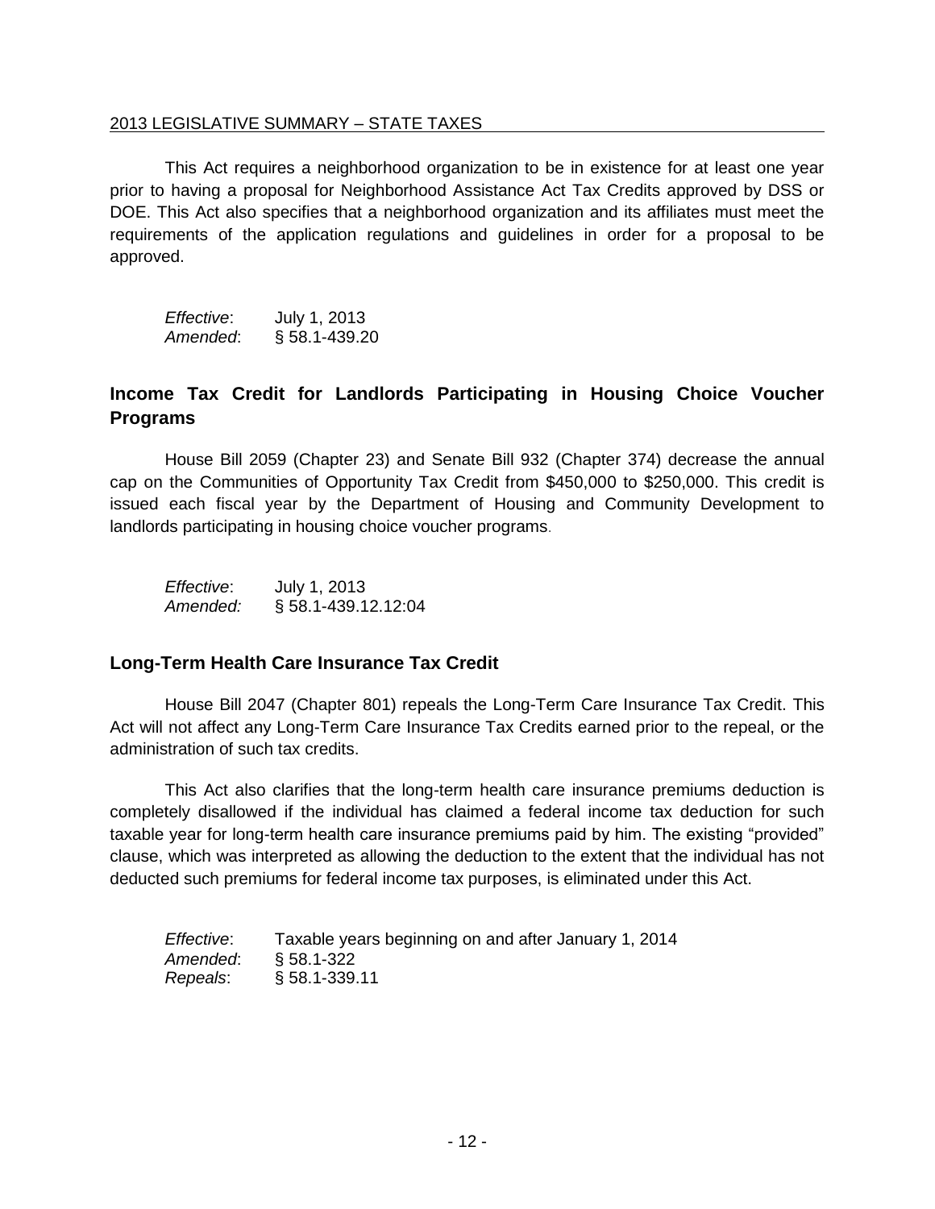This Act requires a neighborhood organization to be in existence for at least one year prior to having a proposal for Neighborhood Assistance Act Tax Credits approved by DSS or DOE. This Act also specifies that a neighborhood organization and its affiliates must meet the requirements of the application regulations and guidelines in order for a proposal to be approved.

*Effective*: July 1, 2013
*Amended*: § 58.1-439.20

## Income Tax Credit for Landlords Participating in Housing Choice Voucher Programs

House Bill 2059 (Chapter 23) and Senate Bill 932 (Chapter 374) decrease the annual cap on the Communities of Opportunity Tax Credit from $450,000 to $250,000. This credit is issued each fiscal year by the Department of Housing and Community Development to landlords participating in housing choice voucher programs.

*Effective*: July 1, 2013
*Amended:* § 58.1-439.12.12:04

## Long-Term Health Care Insurance Tax Credit

House Bill 2047 (Chapter 801) repeals the Long-Term Care Insurance Tax Credit. This Act will not affect any Long-Term Care Insurance Tax Credits earned prior to the repeal, or the administration of such tax credits.

This Act also clarifies that the long-term health care insurance premiums deduction is completely disallowed if the individual has claimed a federal income tax deduction for such taxable year for long-term health care insurance premiums paid by him. The existing "provided" clause, which was interpreted as allowing the deduction to the extent that the individual has not deducted such premiums for federal income tax purposes, is eliminated under this Act.

*Effective*: Taxable years beginning on and after January 1, 2014
*Amended*: § 58.1-322
*Repeals*: § 58.1-339.11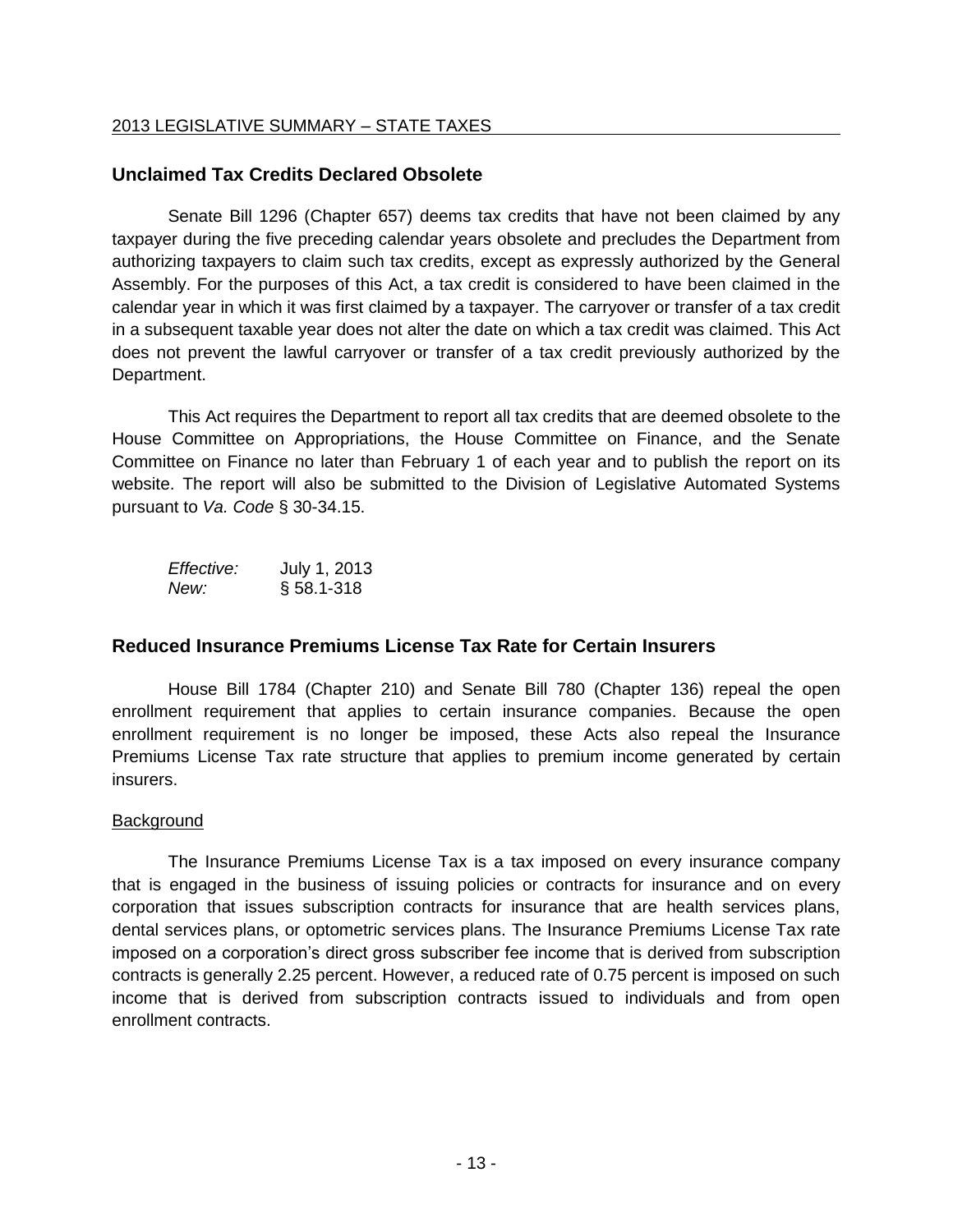## Unclaimed Tax Credits Declared Obsolete

Senate Bill 1296 (Chapter 657) deems tax credits that have not been claimed by any taxpayer during the five preceding calendar years obsolete and precludes the Department from authorizing taxpayers to claim such tax credits, except as expressly authorized by the General Assembly. For the purposes of this Act, a tax credit is considered to have been claimed in the calendar year in which it was first claimed by a taxpayer. The carryover or transfer of a tax credit in a subsequent taxable year does not alter the date on which a tax credit was claimed. This Act does not prevent the lawful carryover or transfer of a tax credit previously authorized by the Department.

This Act requires the Department to report all tax credits that are deemed obsolete to the House Committee on Appropriations, the House Committee on Finance, and the Senate Committee on Finance no later than February 1 of each year and to publish the report on its website. The report will also be submitted to the Division of Legislative Automated Systems pursuant to *Va. Code* § 30-34.15.

*Effective:* July 1, 2013
*New:* § 58.1-318

## Reduced Insurance Premiums License Tax Rate for Certain Insurers

House Bill 1784 (Chapter 210) and Senate Bill 780 (Chapter 136) repeal the open enrollment requirement that applies to certain insurance companies. Because the open enrollment requirement is no longer be imposed, these Acts also repeal the Insurance Premiums License Tax rate structure that applies to premium income generated by certain insurers.

Background

The Insurance Premiums License Tax is a tax imposed on every insurance company that is engaged in the business of issuing policies or contracts for insurance and on every corporation that issues subscription contracts for insurance that are health services plans, dental services plans, or optometric services plans. The Insurance Premiums License Tax rate imposed on a corporation's direct gross subscriber fee income that is derived from subscription contracts is generally 2.25 percent. However, a reduced rate of 0.75 percent is imposed on such income that is derived from subscription contracts issued to individuals and from open enrollment contracts.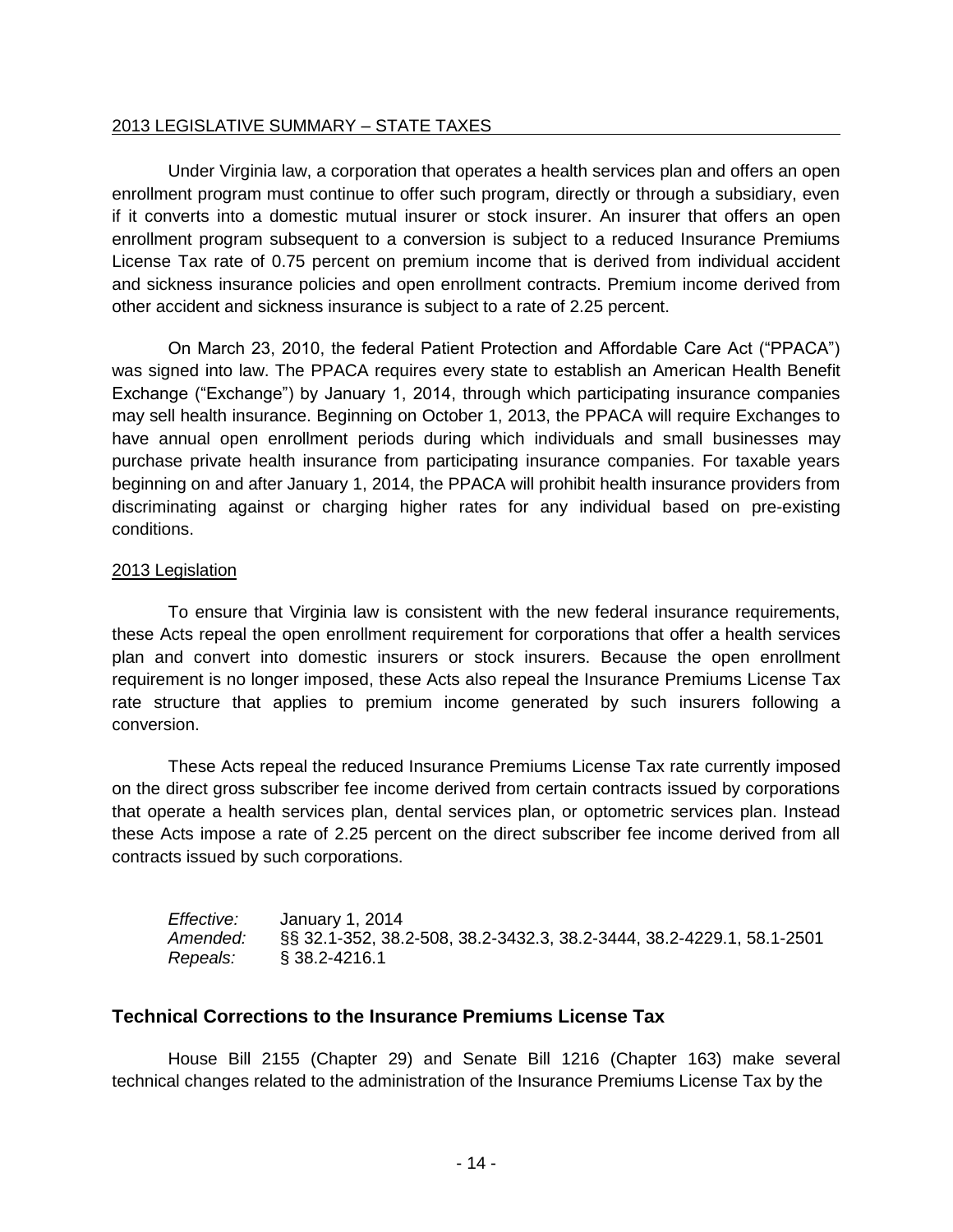Under Virginia law, a corporation that operates a health services plan and offers an open enrollment program must continue to offer such program, directly or through a subsidiary, even if it converts into a domestic mutual insurer or stock insurer. An insurer that offers an open enrollment program subsequent to a conversion is subject to a reduced Insurance Premiums License Tax rate of 0.75 percent on premium income that is derived from individual accident and sickness insurance policies and open enrollment contracts. Premium income derived from other accident and sickness insurance is subject to a rate of 2.25 percent.

On March 23, 2010, the federal Patient Protection and Affordable Care Act ("PPACA") was signed into law. The PPACA requires every state to establish an American Health Benefit Exchange ("Exchange") by January 1, 2014, through which participating insurance companies may sell health insurance. Beginning on October 1, 2013, the PPACA will require Exchanges to have annual open enrollment periods during which individuals and small businesses may purchase private health insurance from participating insurance companies. For taxable years beginning on and after January 1, 2014, the PPACA will prohibit health insurance providers from discriminating against or charging higher rates for any individual based on pre-existing conditions.

2013 Legislation

To ensure that Virginia law is consistent with the new federal insurance requirements, these Acts repeal the open enrollment requirement for corporations that offer a health services plan and convert into domestic insurers or stock insurers. Because the open enrollment requirement is no longer imposed, these Acts also repeal the Insurance Premiums License Tax rate structure that applies to premium income generated by such insurers following a conversion.

These Acts repeal the reduced Insurance Premiums License Tax rate currently imposed on the direct gross subscriber fee income derived from certain contracts issued by corporations that operate a health services plan, dental services plan, or optometric services plan. Instead these Acts impose a rate of 2.25 percent on the direct subscriber fee income derived from all contracts issued by such corporations.

*Effective:* January 1, 2014
*Amended:* §§ 32.1-352, 38.2-508, 38.2-3432.3, 38.2-3444, 38.2-4229.1, 58.1-2501
*Repeals:* § 38.2-4216.1

## Technical Corrections to the Insurance Premiums License Tax

House Bill 2155 (Chapter 29) and Senate Bill 1216 (Chapter 163) make several technical changes related to the administration of the Insurance Premiums License Tax by the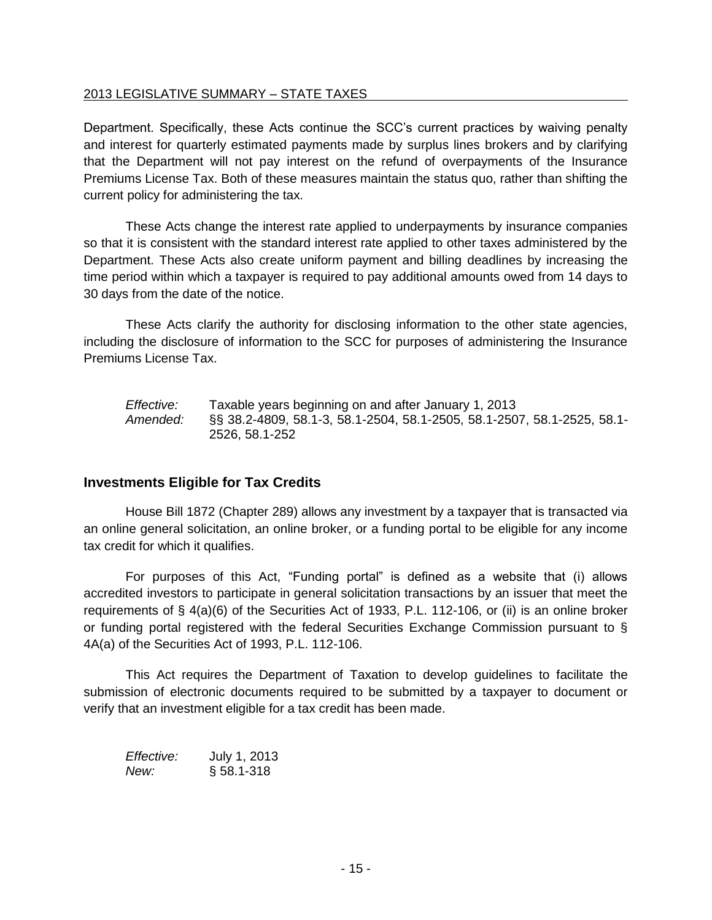Department. Specifically, these Acts continue the SCC's current practices by waiving penalty and interest for quarterly estimated payments made by surplus lines brokers and by clarifying that the Department will not pay interest on the refund of overpayments of the Insurance Premiums License Tax. Both of these measures maintain the status quo, rather than shifting the current policy for administering the tax.

These Acts change the interest rate applied to underpayments by insurance companies so that it is consistent with the standard interest rate applied to other taxes administered by the Department. These Acts also create uniform payment and billing deadlines by increasing the time period within which a taxpayer is required to pay additional amounts owed from 14 days to 30 days from the date of the notice.

These Acts clarify the authority for disclosing information to the other state agencies, including the disclosure of information to the SCC for purposes of administering the Insurance Premiums License Tax.

*Effective:* Taxable years beginning on and after January 1, 2013
*Amended:* §§ 38.2-4809, 58.1-3, 58.1-2504, 58.1-2505, 58.1-2507, 58.1-2525, 58.1-2526, 58.1-252

## Investments Eligible for Tax Credits

House Bill 1872 (Chapter 289) allows any investment by a taxpayer that is transacted via an online general solicitation, an online broker, or a funding portal to be eligible for any income tax credit for which it qualifies.

For purposes of this Act, "Funding portal" is defined as a website that (i) allows accredited investors to participate in general solicitation transactions by an issuer that meet the requirements of § 4(a)(6) of the Securities Act of 1933, P.L. 112-106, or (ii) is an online broker or funding portal registered with the federal Securities Exchange Commission pursuant to § 4A(a) of the Securities Act of 1993, P.L. 112-106.

This Act requires the Department of Taxation to develop guidelines to facilitate the submission of electronic documents required to be submitted by a taxpayer to document or verify that an investment eligible for a tax credit has been made.

*Effective:* July 1, 2013
*New:* § 58.1-318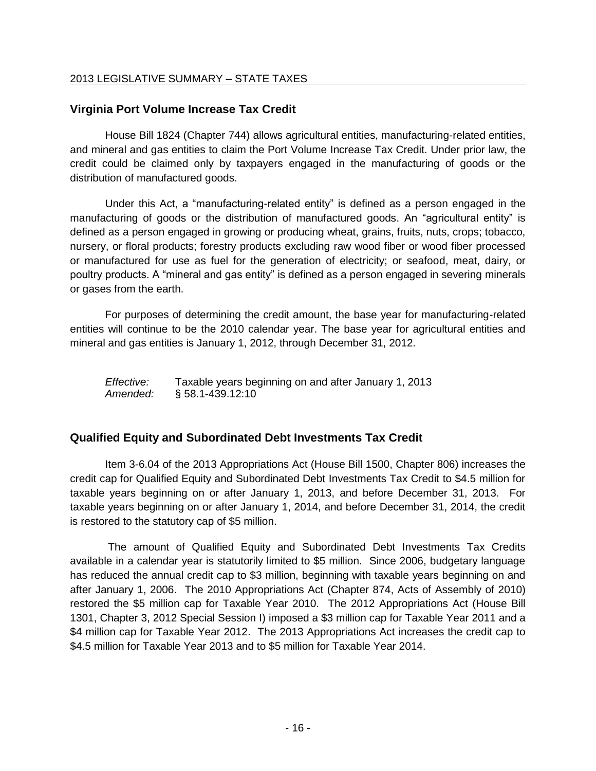## Virginia Port Volume Increase Tax Credit

House Bill 1824 (Chapter 744) allows agricultural entities, manufacturing-related entities, and mineral and gas entities to claim the Port Volume Increase Tax Credit. Under prior law, the credit could be claimed only by taxpayers engaged in the manufacturing of goods or the distribution of manufactured goods.

Under this Act, a "manufacturing-related entity" is defined as a person engaged in the manufacturing of goods or the distribution of manufactured goods. An "agricultural entity" is defined as a person engaged in growing or producing wheat, grains, fruits, nuts, crops; tobacco, nursery, or floral products; forestry products excluding raw wood fiber or wood fiber processed or manufactured for use as fuel for the generation of electricity; or seafood, meat, dairy, or poultry products. A "mineral and gas entity" is defined as a person engaged in severing minerals or gases from the earth.

For purposes of determining the credit amount, the base year for manufacturing-related entities will continue to be the 2010 calendar year. The base year for agricultural entities and mineral and gas entities is January 1, 2012, through December 31, 2012.

*Effective:* Taxable years beginning on and after January 1, 2013
*Amended:* § 58.1-439.12:10

## Qualified Equity and Subordinated Debt Investments Tax Credit

Item 3-6.04 of the 2013 Appropriations Act (House Bill 1500, Chapter 806) increases the credit cap for Qualified Equity and Subordinated Debt Investments Tax Credit to $4.5 million for taxable years beginning on or after January 1, 2013, and before December 31, 2013. For taxable years beginning on or after January 1, 2014, and before December 31, 2014, the credit is restored to the statutory cap of $5 million.

The amount of Qualified Equity and Subordinated Debt Investments Tax Credits available in a calendar year is statutorily limited to $5 million. Since 2006, budgetary language has reduced the annual credit cap to $3 million, beginning with taxable years beginning on and after January 1, 2006. The 2010 Appropriations Act (Chapter 874, Acts of Assembly of 2010) restored the $5 million cap for Taxable Year 2010. The 2012 Appropriations Act (House Bill 1301, Chapter 3, 2012 Special Session I) imposed a $3 million cap for Taxable Year 2011 and a $4 million cap for Taxable Year 2012. The 2013 Appropriations Act increases the credit cap to $4.5 million for Taxable Year 2013 and to $5 million for Taxable Year 2014.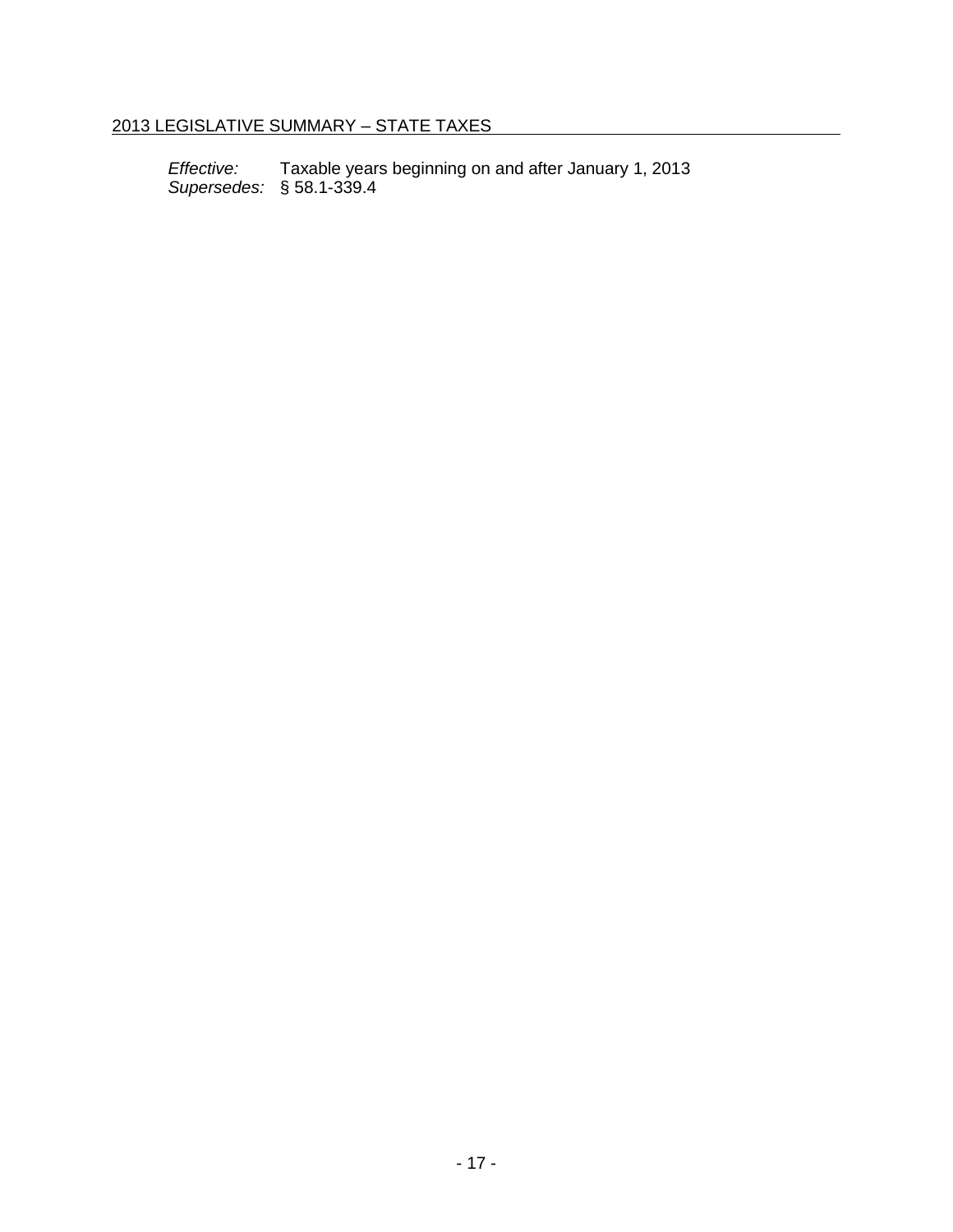*Effective:* Taxable years beginning on and after January 1, 2013
*Supersedes:* § 58.1-339.4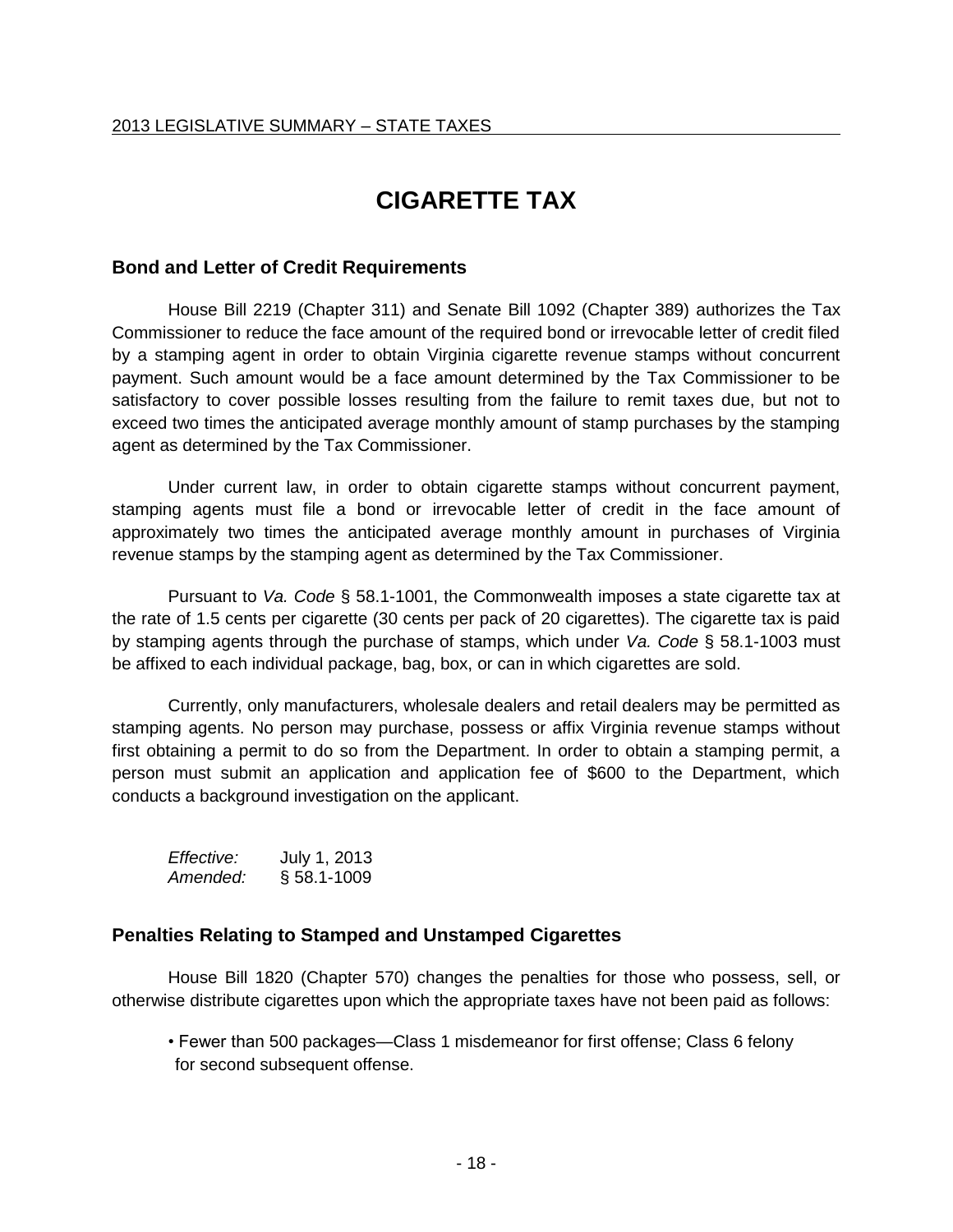# CIGARETTE TAX

## Bond and Letter of Credit Requirements

House Bill 2219 (Chapter 311) and Senate Bill 1092 (Chapter 389) authorizes the Tax Commissioner to reduce the face amount of the required bond or irrevocable letter of credit filed by a stamping agent in order to obtain Virginia cigarette revenue stamps without concurrent payment. Such amount would be a face amount determined by the Tax Commissioner to be satisfactory to cover possible losses resulting from the failure to remit taxes due, but not to exceed two times the anticipated average monthly amount of stamp purchases by the stamping agent as determined by the Tax Commissioner.

Under current law, in order to obtain cigarette stamps without concurrent payment, stamping agents must file a bond or irrevocable letter of credit in the face amount of approximately two times the anticipated average monthly amount in purchases of Virginia revenue stamps by the stamping agent as determined by the Tax Commissioner.

Pursuant to *Va. Code* § 58.1-1001, the Commonwealth imposes a state cigarette tax at the rate of 1.5 cents per cigarette (30 cents per pack of 20 cigarettes). The cigarette tax is paid by stamping agents through the purchase of stamps, which under *Va. Code* § 58.1-1003 must be affixed to each individual package, bag, box, or can in which cigarettes are sold.

Currently, only manufacturers, wholesale dealers and retail dealers may be permitted as stamping agents. No person may purchase, possess or affix Virginia revenue stamps without first obtaining a permit to do so from the Department. In order to obtain a stamping permit, a person must submit an application and application fee of $600 to the Department, which conducts a background investigation on the applicant.

*Effective:* July 1, 2013
*Amended:* § 58.1-1009

## Penalties Relating to Stamped and Unstamped Cigarettes

House Bill 1820 (Chapter 570) changes the penalties for those who possess, sell, or otherwise distribute cigarettes upon which the appropriate taxes have not been paid as follows:

- Fewer than 500 packages—Class 1 misdemeanor for first offense; Class 6 felony for second subsequent offense.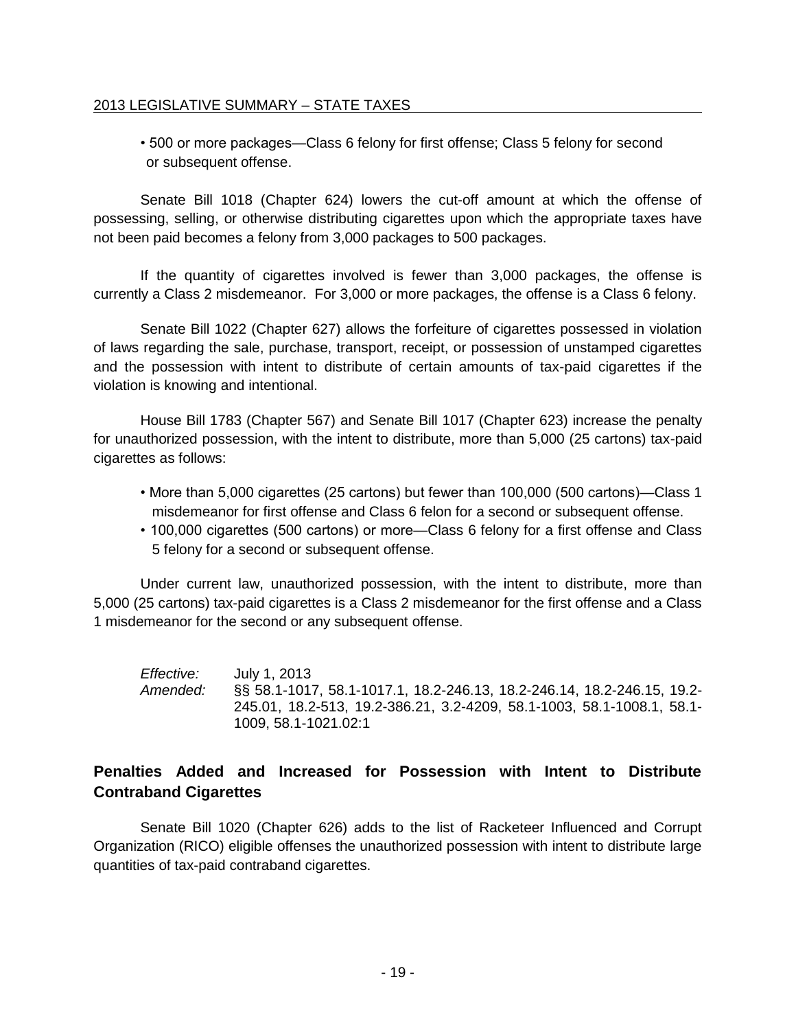- 500 or more packages—Class 6 felony for first offense; Class 5 felony for second or subsequent offense.

Senate Bill 1018 (Chapter 624) lowers the cut-off amount at which the offense of possessing, selling, or otherwise distributing cigarettes upon which the appropriate taxes have not been paid becomes a felony from 3,000 packages to 500 packages.

If the quantity of cigarettes involved is fewer than 3,000 packages, the offense is currently a Class 2 misdemeanor. For 3,000 or more packages, the offense is a Class 6 felony.

Senate Bill 1022 (Chapter 627) allows the forfeiture of cigarettes possessed in violation of laws regarding the sale, purchase, transport, receipt, or possession of unstamped cigarettes and the possession with intent to distribute of certain amounts of tax-paid cigarettes if the violation is knowing and intentional.

House Bill 1783 (Chapter 567) and Senate Bill 1017 (Chapter 623) increase the penalty for unauthorized possession, with the intent to distribute, more than 5,000 (25 cartons) tax-paid cigarettes as follows:

- More than 5,000 cigarettes (25 cartons) but fewer than 100,000 (500 cartons)—Class 1 misdemeanor for first offense and Class 6 felon for a second or subsequent offense.
- 100,000 cigarettes (500 cartons) or more—Class 6 felony for a first offense and Class 5 felony for a second or subsequent offense.

Under current law, unauthorized possession, with the intent to distribute, more than 5,000 (25 cartons) tax-paid cigarettes is a Class 2 misdemeanor for the first offense and a Class 1 misdemeanor for the second or any subsequent offense.

*Effective:* July 1, 2013
*Amended:* §§ 58.1-1017, 58.1-1017.1, 18.2-246.13, 18.2-246.14, 18.2-246.15, 19.2-245.01, 18.2-513, 19.2-386.21, 3.2-4209, 58.1-1003, 58.1-1008.1, 58.1-1009, 58.1-1021.02:1

## Penalties Added and Increased for Possession with Intent to Distribute Contraband Cigarettes

Senate Bill 1020 (Chapter 626) adds to the list of Racketeer Influenced and Corrupt Organization (RICO) eligible offenses the unauthorized possession with intent to distribute large quantities of tax-paid contraband cigarettes.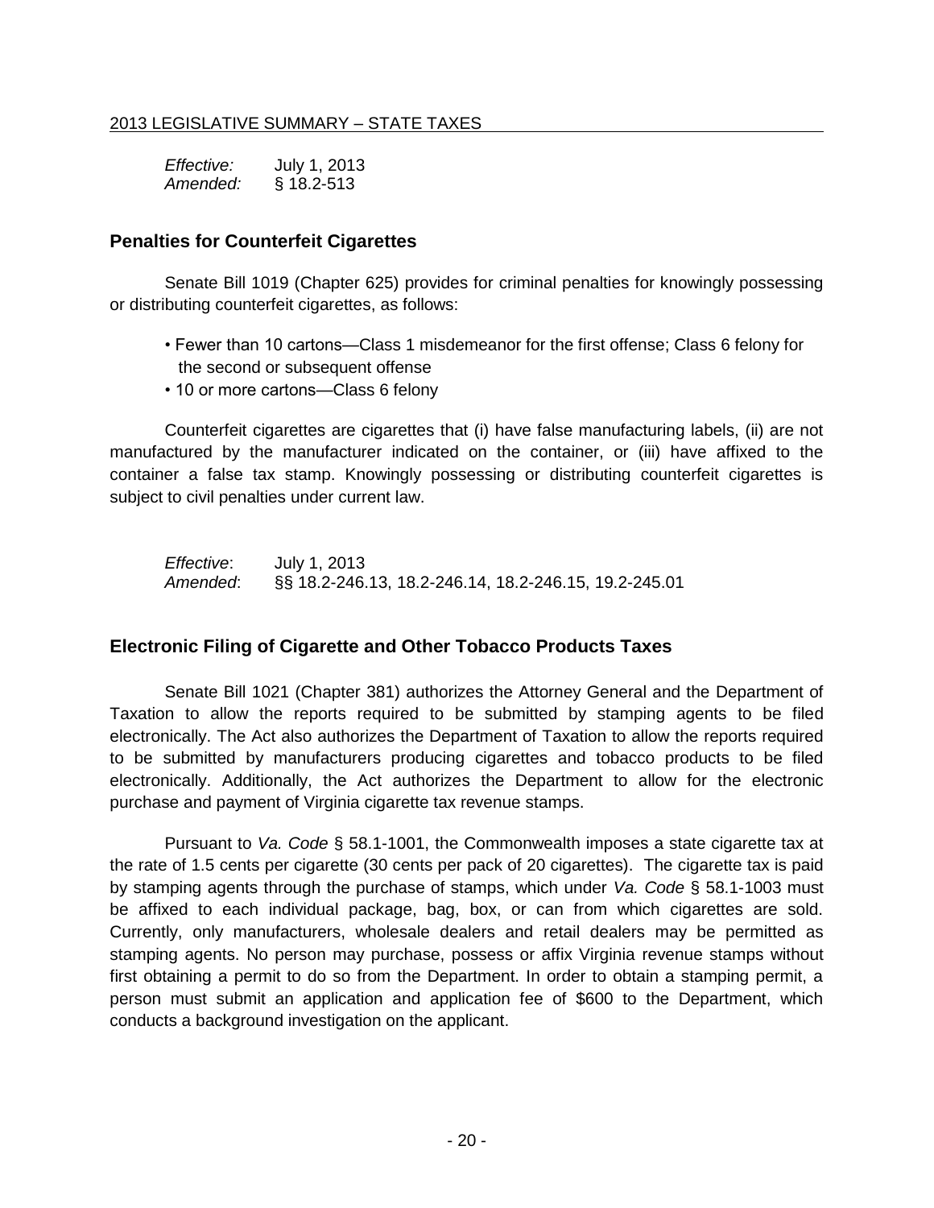*Effective:* July 1, 2013
*Amended:* § 18.2-513

## Penalties for Counterfeit Cigarettes

Senate Bill 1019 (Chapter 625) provides for criminal penalties for knowingly possessing or distributing counterfeit cigarettes, as follows:

- Fewer than 10 cartons—Class 1 misdemeanor for the first offense; Class 6 felony for the second or subsequent offense
- 10 or more cartons—Class 6 felony

Counterfeit cigarettes are cigarettes that (i) have false manufacturing labels, (ii) are not manufactured by the manufacturer indicated on the container, or (iii) have affixed to the container a false tax stamp. Knowingly possessing or distributing counterfeit cigarettes is subject to civil penalties under current law.

*Effective*: July 1, 2013
*Amended*: §§ 18.2-246.13, 18.2-246.14, 18.2-246.15, 19.2-245.01

## Electronic Filing of Cigarette and Other Tobacco Products Taxes

Senate Bill 1021 (Chapter 381) authorizes the Attorney General and the Department of Taxation to allow the reports required to be submitted by stamping agents to be filed electronically. The Act also authorizes the Department of Taxation to allow the reports required to be submitted by manufacturers producing cigarettes and tobacco products to be filed electronically. Additionally, the Act authorizes the Department to allow for the electronic purchase and payment of Virginia cigarette tax revenue stamps.

Pursuant to *Va. Code* § 58.1-1001, the Commonwealth imposes a state cigarette tax at the rate of 1.5 cents per cigarette (30 cents per pack of 20 cigarettes). The cigarette tax is paid by stamping agents through the purchase of stamps, which under *Va. Code* § 58.1-1003 must be affixed to each individual package, bag, box, or can from which cigarettes are sold. Currently, only manufacturers, wholesale dealers and retail dealers may be permitted as stamping agents. No person may purchase, possess or affix Virginia revenue stamps without first obtaining a permit to do so from the Department. In order to obtain a stamping permit, a person must submit an application and application fee of $600 to the Department, which conducts a background investigation on the applicant.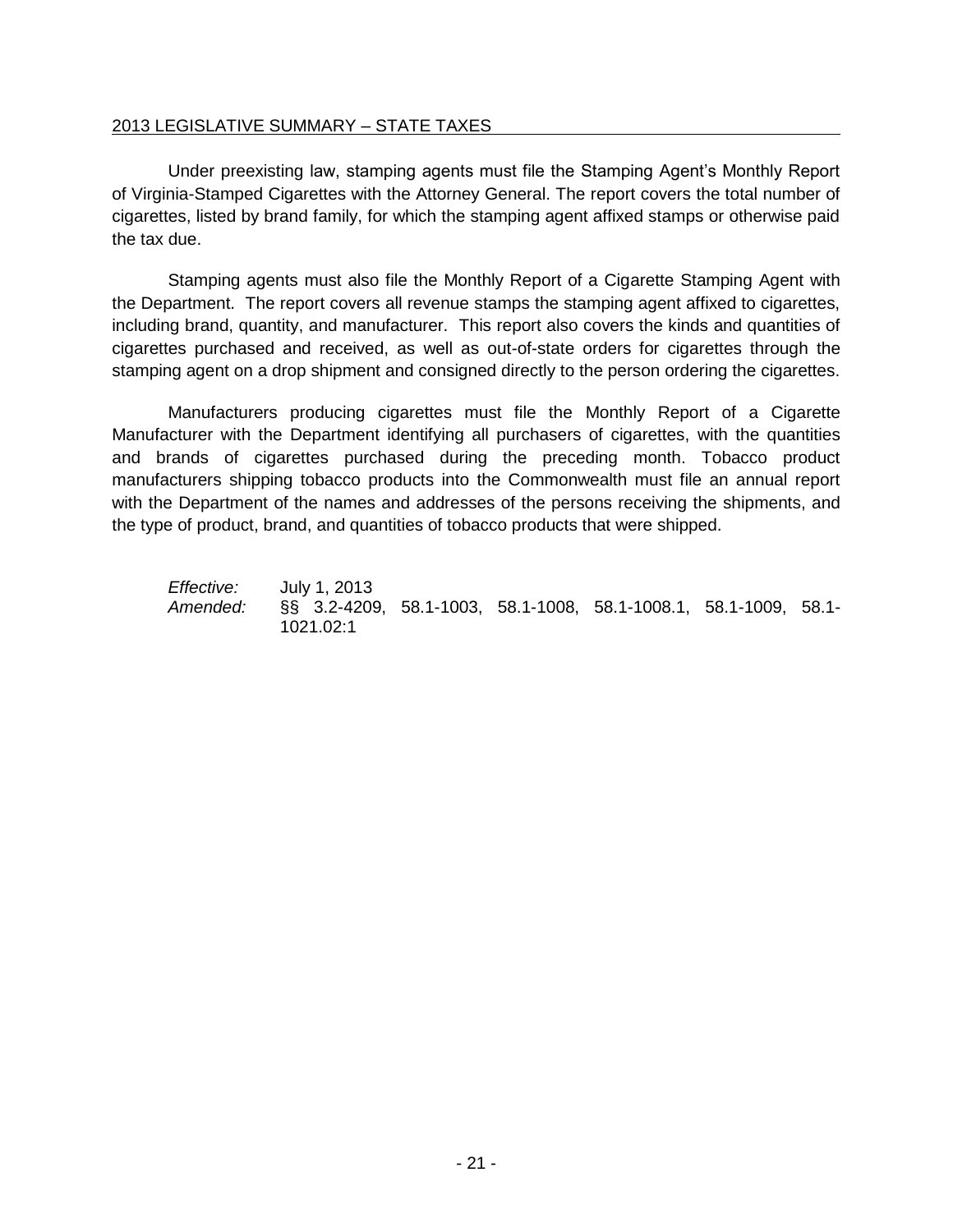Under preexisting law, stamping agents must file the Stamping Agent's Monthly Report of Virginia-Stamped Cigarettes with the Attorney General. The report covers the total number of cigarettes, listed by brand family, for which the stamping agent affixed stamps or otherwise paid the tax due.

Stamping agents must also file the Monthly Report of a Cigarette Stamping Agent with the Department. The report covers all revenue stamps the stamping agent affixed to cigarettes, including brand, quantity, and manufacturer. This report also covers the kinds and quantities of cigarettes purchased and received, as well as out-of-state orders for cigarettes through the stamping agent on a drop shipment and consigned directly to the person ordering the cigarettes.

Manufacturers producing cigarettes must file the Monthly Report of a Cigarette Manufacturer with the Department identifying all purchasers of cigarettes, with the quantities and brands of cigarettes purchased during the preceding month. Tobacco product manufacturers shipping tobacco products into the Commonwealth must file an annual report with the Department of the names and addresses of the persons receiving the shipments, and the type of product, brand, and quantities of tobacco products that were shipped.

*Effective:* July 1, 2013
*Amended:* §§ 3.2-4209, 58.1-1003, 58.1-1008, 58.1-1008.1, 58.1-1009, 58.1-1021.02:1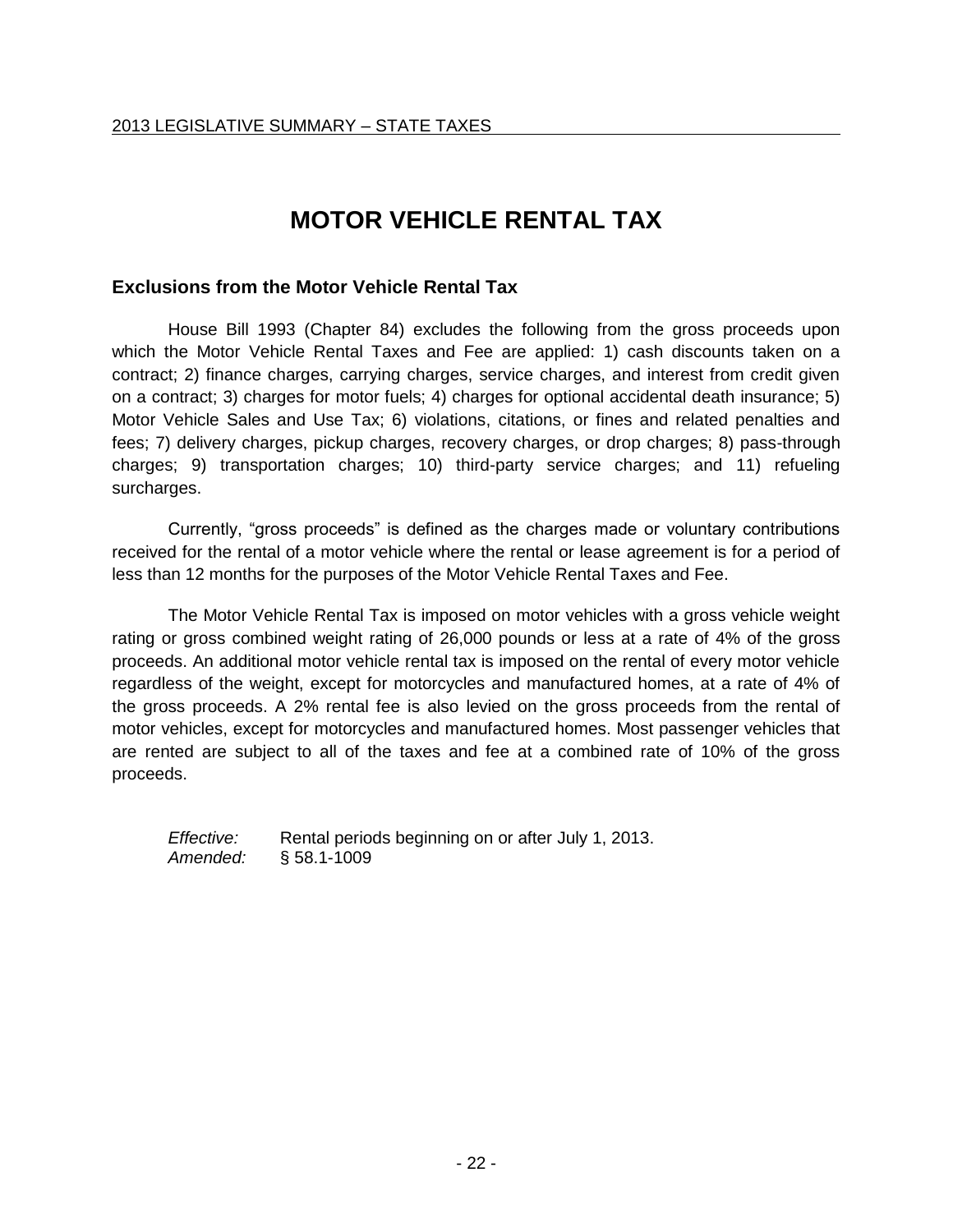# MOTOR VEHICLE RENTAL TAX

## Exclusions from the Motor Vehicle Rental Tax

House Bill 1993 (Chapter 84) excludes the following from the gross proceeds upon which the Motor Vehicle Rental Taxes and Fee are applied: 1) cash discounts taken on a contract; 2) finance charges, carrying charges, service charges, and interest from credit given on a contract; 3) charges for motor fuels; 4) charges for optional accidental death insurance; 5) Motor Vehicle Sales and Use Tax; 6) violations, citations, or fines and related penalties and fees; 7) delivery charges, pickup charges, recovery charges, or drop charges; 8) pass-through charges; 9) transportation charges; 10) third-party service charges; and 11) refueling surcharges.

Currently, "gross proceeds" is defined as the charges made or voluntary contributions received for the rental of a motor vehicle where the rental or lease agreement is for a period of less than 12 months for the purposes of the Motor Vehicle Rental Taxes and Fee.

The Motor Vehicle Rental Tax is imposed on motor vehicles with a gross vehicle weight rating or gross combined weight rating of 26,000 pounds or less at a rate of 4% of the gross proceeds. An additional motor vehicle rental tax is imposed on the rental of every motor vehicle regardless of the weight, except for motorcycles and manufactured homes, at a rate of 4% of the gross proceeds. A 2% rental fee is also levied on the gross proceeds from the rental of motor vehicles, except for motorcycles and manufactured homes. Most passenger vehicles that are rented are subject to all of the taxes and fee at a combined rate of 10% of the gross proceeds.

*Effective:* Rental periods beginning on or after July 1, 2013.
*Amended:* § 58.1-1009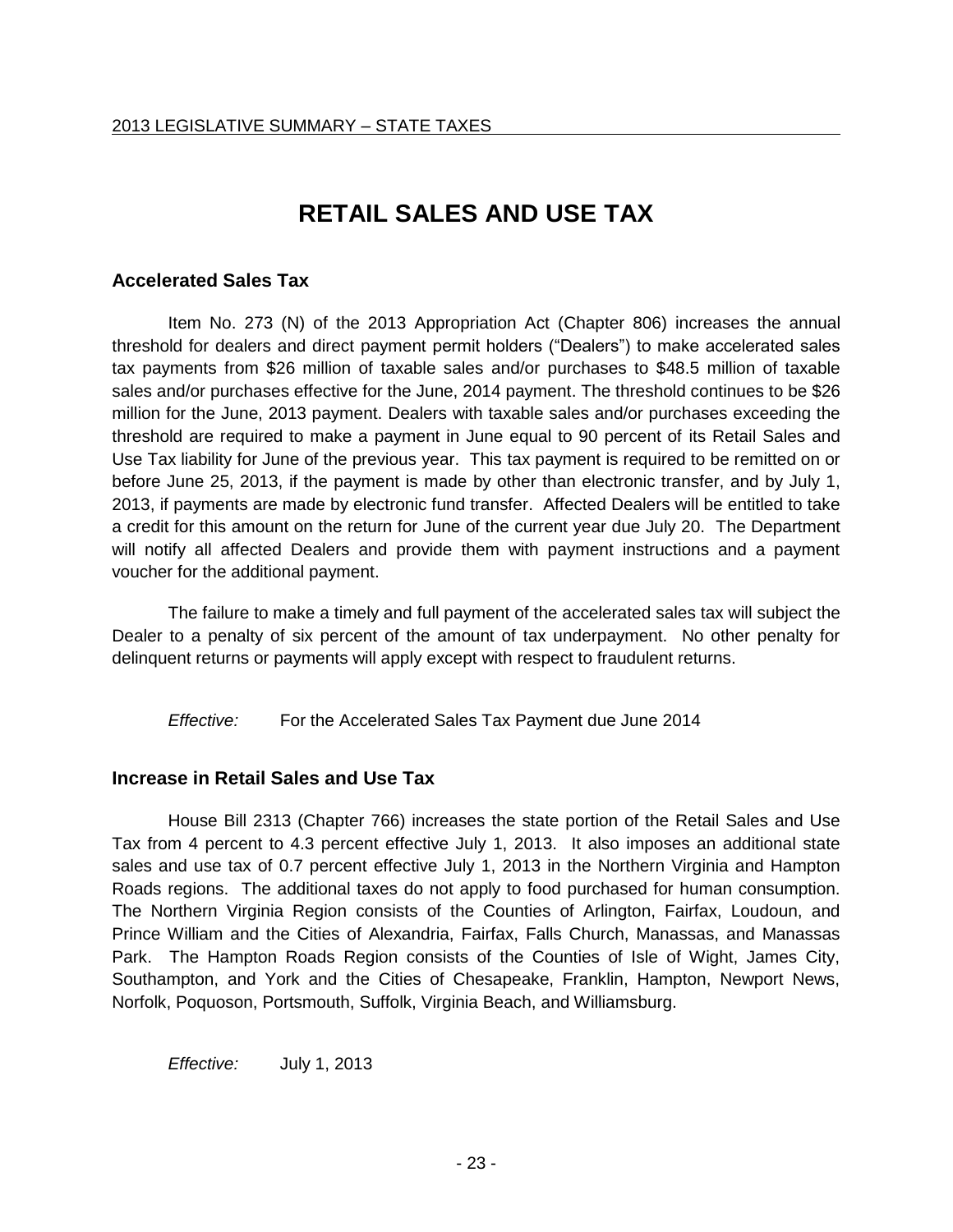# RETAIL SALES AND USE TAX

## Accelerated Sales Tax

Item No. 273 (N) of the 2013 Appropriation Act (Chapter 806) increases the annual threshold for dealers and direct payment permit holders ("Dealers") to make accelerated sales tax payments from $26 million of taxable sales and/or purchases to $48.5 million of taxable sales and/or purchases effective for the June, 2014 payment. The threshold continues to be $26 million for the June, 2013 payment. Dealers with taxable sales and/or purchases exceeding the threshold are required to make a payment in June equal to 90 percent of its Retail Sales and Use Tax liability for June of the previous year. This tax payment is required to be remitted on or before June 25, 2013, if the payment is made by other than electronic transfer, and by July 1, 2013, if payments are made by electronic fund transfer. Affected Dealers will be entitled to take a credit for this amount on the return for June of the current year due July 20. The Department will notify all affected Dealers and provide them with payment instructions and a payment voucher for the additional payment.

The failure to make a timely and full payment of the accelerated sales tax will subject the Dealer to a penalty of six percent of the amount of tax underpayment. No other penalty for delinquent returns or payments will apply except with respect to fraudulent returns.

*Effective:* For the Accelerated Sales Tax Payment due June 2014

## Increase in Retail Sales and Use Tax

House Bill 2313 (Chapter 766) increases the state portion of the Retail Sales and Use Tax from 4 percent to 4.3 percent effective July 1, 2013. It also imposes an additional state sales and use tax of 0.7 percent effective July 1, 2013 in the Northern Virginia and Hampton Roads regions. The additional taxes do not apply to food purchased for human consumption. The Northern Virginia Region consists of the Counties of Arlington, Fairfax, Loudoun, and Prince William and the Cities of Alexandria, Fairfax, Falls Church, Manassas, and Manassas Park. The Hampton Roads Region consists of the Counties of Isle of Wight, James City, Southampton, and York and the Cities of Chesapeake, Franklin, Hampton, Newport News, Norfolk, Poquoson, Portsmouth, Suffolk, Virginia Beach, and Williamsburg.

*Effective:* July 1, 2013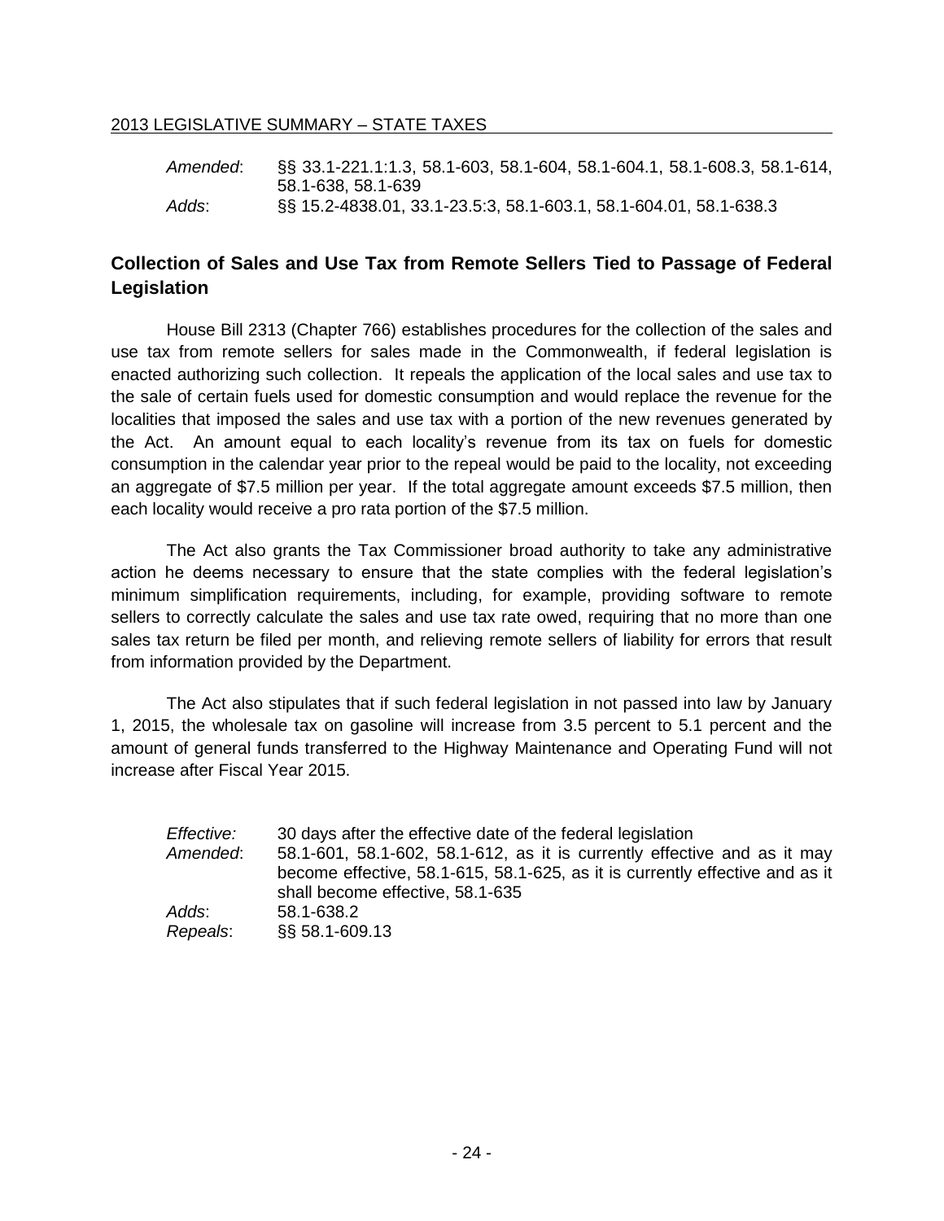*Amended*: §§ 33.1-221.1:1.3, 58.1-603, 58.1-604, 58.1-604.1, 58.1-608.3, 58.1-614, 58.1-638, 58.1-639
*Adds*: §§ 15.2-4838.01, 33.1-23.5:3, 58.1-603.1, 58.1-604.01, 58.1-638.3

## Collection of Sales and Use Tax from Remote Sellers Tied to Passage of Federal Legislation

House Bill 2313 (Chapter 766) establishes procedures for the collection of the sales and use tax from remote sellers for sales made in the Commonwealth, if federal legislation is enacted authorizing such collection. It repeals the application of the local sales and use tax to the sale of certain fuels used for domestic consumption and would replace the revenue for the localities that imposed the sales and use tax with a portion of the new revenues generated by the Act. An amount equal to each locality's revenue from its tax on fuels for domestic consumption in the calendar year prior to the repeal would be paid to the locality, not exceeding an aggregate of $7.5 million per year. If the total aggregate amount exceeds $7.5 million, then each locality would receive a pro rata portion of the $7.5 million.

The Act also grants the Tax Commissioner broad authority to take any administrative action he deems necessary to ensure that the state complies with the federal legislation's minimum simplification requirements, including, for example, providing software to remote sellers to correctly calculate the sales and use tax rate owed, requiring that no more than one sales tax return be filed per month, and relieving remote sellers of liability for errors that result from information provided by the Department.

The Act also stipulates that if such federal legislation in not passed into law by January 1, 2015, the wholesale tax on gasoline will increase from 3.5 percent to 5.1 percent and the amount of general funds transferred to the Highway Maintenance and Operating Fund will not increase after Fiscal Year 2015.

*Effective:* 30 days after the effective date of the federal legislation
*Amended*: 58.1-601, 58.1-602, 58.1-612, as it is currently effective and as it may become effective, 58.1-615, 58.1-625, as it is currently effective and as it shall become effective, 58.1-635
*Adds*: 58.1-638.2
*Repeals*: §§ 58.1-609.13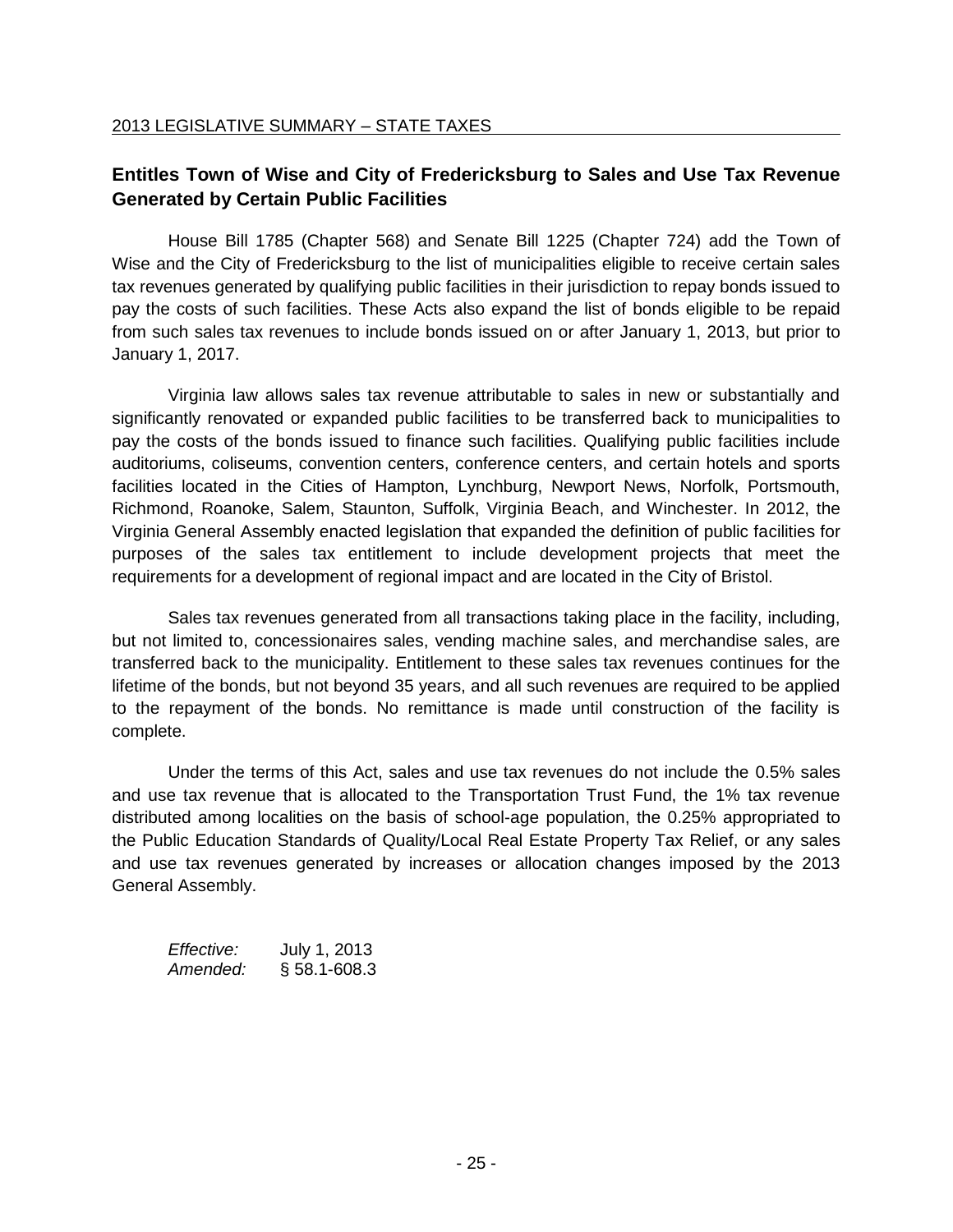## Entitles Town of Wise and City of Fredericksburg to Sales and Use Tax Revenue Generated by Certain Public Facilities

House Bill 1785 (Chapter 568) and Senate Bill 1225 (Chapter 724) add the Town of Wise and the City of Fredericksburg to the list of municipalities eligible to receive certain sales tax revenues generated by qualifying public facilities in their jurisdiction to repay bonds issued to pay the costs of such facilities. These Acts also expand the list of bonds eligible to be repaid from such sales tax revenues to include bonds issued on or after January 1, 2013, but prior to January 1, 2017.

Virginia law allows sales tax revenue attributable to sales in new or substantially and significantly renovated or expanded public facilities to be transferred back to municipalities to pay the costs of the bonds issued to finance such facilities. Qualifying public facilities include auditoriums, coliseums, convention centers, conference centers, and certain hotels and sports facilities located in the Cities of Hampton, Lynchburg, Newport News, Norfolk, Portsmouth, Richmond, Roanoke, Salem, Staunton, Suffolk, Virginia Beach, and Winchester. In 2012, the Virginia General Assembly enacted legislation that expanded the definition of public facilities for purposes of the sales tax entitlement to include development projects that meet the requirements for a development of regional impact and are located in the City of Bristol.

Sales tax revenues generated from all transactions taking place in the facility, including, but not limited to, concessionaires sales, vending machine sales, and merchandise sales, are transferred back to the municipality. Entitlement to these sales tax revenues continues for the lifetime of the bonds, but not beyond 35 years, and all such revenues are required to be applied to the repayment of the bonds. No remittance is made until construction of the facility is complete.

Under the terms of this Act, sales and use tax revenues do not include the 0.5% sales and use tax revenue that is allocated to the Transportation Trust Fund, the 1% tax revenue distributed among localities on the basis of school-age population, the 0.25% appropriated to the Public Education Standards of Quality/Local Real Estate Property Tax Relief, or any sales and use tax revenues generated by increases or allocation changes imposed by the 2013 General Assembly.

*Effective:* July 1, 2013
*Amended:* § 58.1-608.3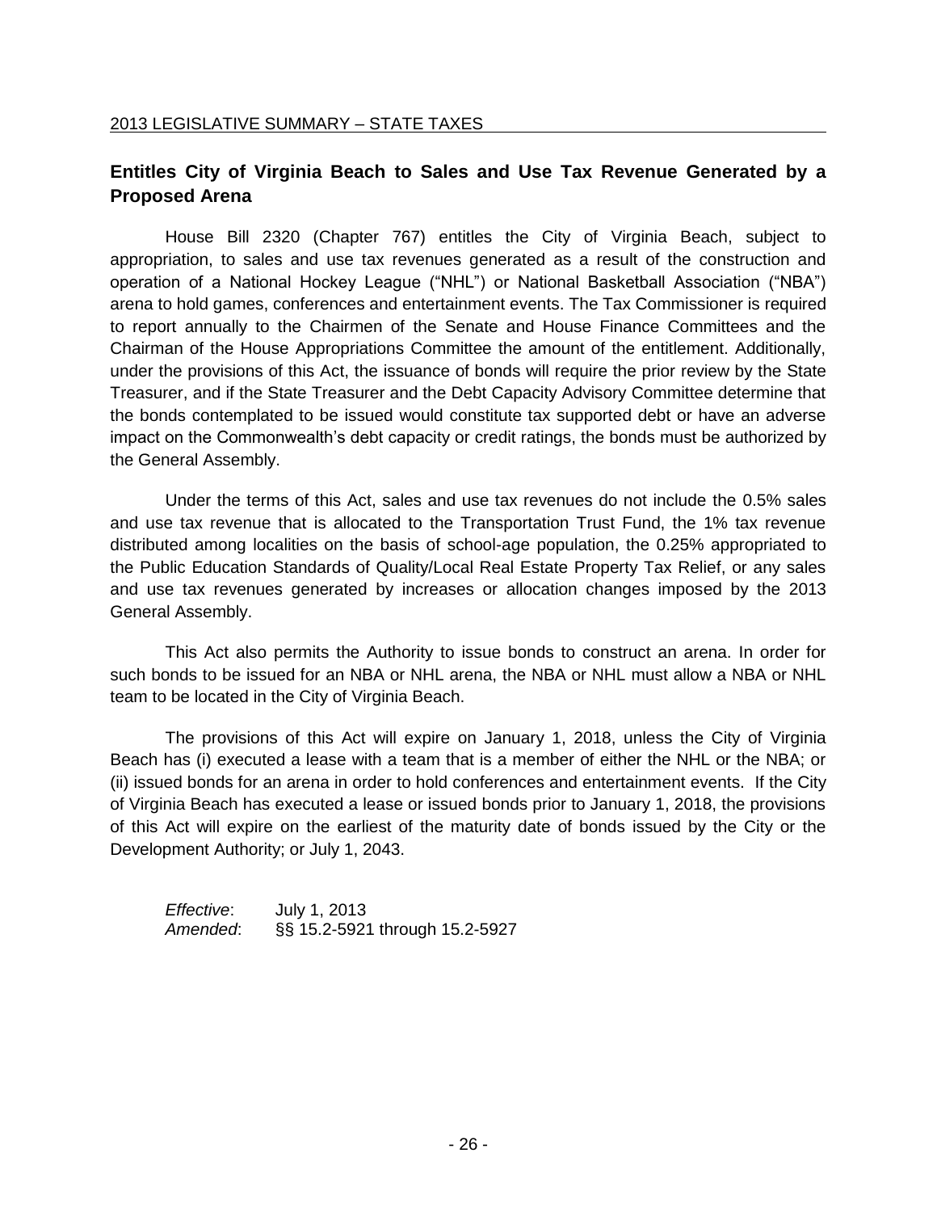## Entitles City of Virginia Beach to Sales and Use Tax Revenue Generated by a Proposed Arena

House Bill 2320 (Chapter 767) entitles the City of Virginia Beach, subject to appropriation, to sales and use tax revenues generated as a result of the construction and operation of a National Hockey League ("NHL") or National Basketball Association ("NBA") arena to hold games, conferences and entertainment events. The Tax Commissioner is required to report annually to the Chairmen of the Senate and House Finance Committees and the Chairman of the House Appropriations Committee the amount of the entitlement. Additionally, under the provisions of this Act, the issuance of bonds will require the prior review by the State Treasurer, and if the State Treasurer and the Debt Capacity Advisory Committee determine that the bonds contemplated to be issued would constitute tax supported debt or have an adverse impact on the Commonwealth's debt capacity or credit ratings, the bonds must be authorized by the General Assembly.

Under the terms of this Act, sales and use tax revenues do not include the 0.5% sales and use tax revenue that is allocated to the Transportation Trust Fund, the 1% tax revenue distributed among localities on the basis of school-age population, the 0.25% appropriated to the Public Education Standards of Quality/Local Real Estate Property Tax Relief, or any sales and use tax revenues generated by increases or allocation changes imposed by the 2013 General Assembly.

This Act also permits the Authority to issue bonds to construct an arena. In order for such bonds to be issued for an NBA or NHL arena, the NBA or NHL must allow a NBA or NHL team to be located in the City of Virginia Beach.

The provisions of this Act will expire on January 1, 2018, unless the City of Virginia Beach has (i) executed a lease with a team that is a member of either the NHL or the NBA; or (ii) issued bonds for an arena in order to hold conferences and entertainment events. If the City of Virginia Beach has executed a lease or issued bonds prior to January 1, 2018, the provisions of this Act will expire on the earliest of the maturity date of bonds issued by the City or the Development Authority; or July 1, 2043.

*Effective*: July 1, 2013
*Amended*: §§ 15.2-5921 through 15.2-5927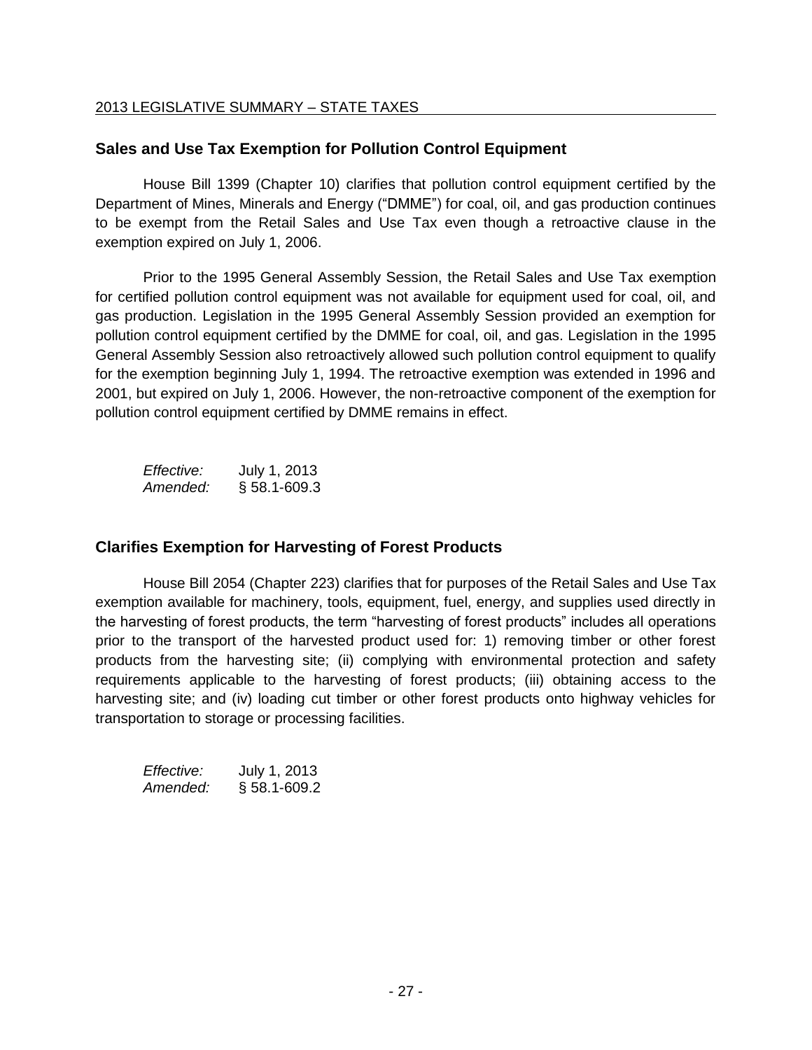## Sales and Use Tax Exemption for Pollution Control Equipment

House Bill 1399 (Chapter 10) clarifies that pollution control equipment certified by the Department of Mines, Minerals and Energy ("DMME") for coal, oil, and gas production continues to be exempt from the Retail Sales and Use Tax even though a retroactive clause in the exemption expired on July 1, 2006.

Prior to the 1995 General Assembly Session, the Retail Sales and Use Tax exemption for certified pollution control equipment was not available for equipment used for coal, oil, and gas production. Legislation in the 1995 General Assembly Session provided an exemption for pollution control equipment certified by the DMME for coal, oil, and gas. Legislation in the 1995 General Assembly Session also retroactively allowed such pollution control equipment to qualify for the exemption beginning July 1, 1994. The retroactive exemption was extended in 1996 and 2001, but expired on July 1, 2006. However, the non-retroactive component of the exemption for pollution control equipment certified by DMME remains in effect.

*Effective:* July 1, 2013
*Amended:* § 58.1-609.3

## Clarifies Exemption for Harvesting of Forest Products

House Bill 2054 (Chapter 223) clarifies that for purposes of the Retail Sales and Use Tax exemption available for machinery, tools, equipment, fuel, energy, and supplies used directly in the harvesting of forest products, the term "harvesting of forest products" includes all operations prior to the transport of the harvested product used for: 1) removing timber or other forest products from the harvesting site; (ii) complying with environmental protection and safety requirements applicable to the harvesting of forest products; (iii) obtaining access to the harvesting site; and (iv) loading cut timber or other forest products onto highway vehicles for transportation to storage or processing facilities.

*Effective:* July 1, 2013
*Amended:* § 58.1-609.2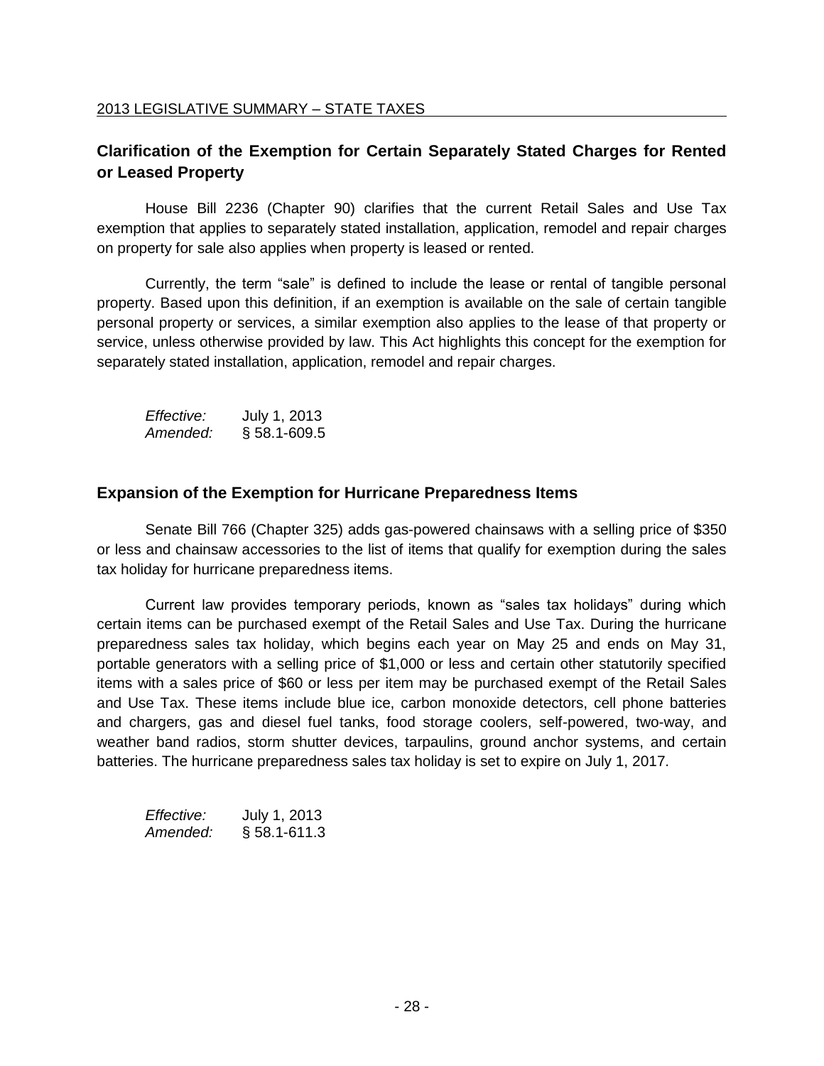## Clarification of the Exemption for Certain Separately Stated Charges for Rented or Leased Property

House Bill 2236 (Chapter 90) clarifies that the current Retail Sales and Use Tax exemption that applies to separately stated installation, application, remodel and repair charges on property for sale also applies when property is leased or rented.

Currently, the term "sale" is defined to include the lease or rental of tangible personal property. Based upon this definition, if an exemption is available on the sale of certain tangible personal property or services, a similar exemption also applies to the lease of that property or service, unless otherwise provided by law. This Act highlights this concept for the exemption for separately stated installation, application, remodel and repair charges.

*Effective:* July 1, 2013
*Amended:* § 58.1-609.5

## Expansion of the Exemption for Hurricane Preparedness Items

Senate Bill 766 (Chapter 325) adds gas-powered chainsaws with a selling price of $350 or less and chainsaw accessories to the list of items that qualify for exemption during the sales tax holiday for hurricane preparedness items.

Current law provides temporary periods, known as "sales tax holidays" during which certain items can be purchased exempt of the Retail Sales and Use Tax. During the hurricane preparedness sales tax holiday, which begins each year on May 25 and ends on May 31, portable generators with a selling price of $1,000 or less and certain other statutorily specified items with a sales price of $60 or less per item may be purchased exempt of the Retail Sales and Use Tax. These items include blue ice, carbon monoxide detectors, cell phone batteries and chargers, gas and diesel fuel tanks, food storage coolers, self-powered, two-way, and weather band radios, storm shutter devices, tarpaulins, ground anchor systems, and certain batteries. The hurricane preparedness sales tax holiday is set to expire on July 1, 2017.

*Effective:* July 1, 2013
*Amended:* § 58.1-611.3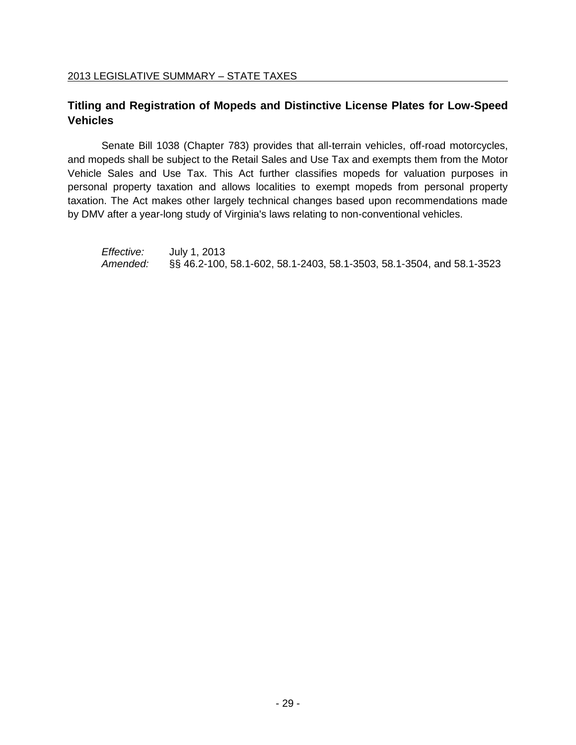## Titling and Registration of Mopeds and Distinctive License Plates for Low-Speed Vehicles

Senate Bill 1038 (Chapter 783) provides that all-terrain vehicles, off-road motorcycles, and mopeds shall be subject to the Retail Sales and Use Tax and exempts them from the Motor Vehicle Sales and Use Tax. This Act further classifies mopeds for valuation purposes in personal property taxation and allows localities to exempt mopeds from personal property taxation. The Act makes other largely technical changes based upon recommendations made by DMV after a year-long study of Virginia's laws relating to non-conventional vehicles.

*Effective:* July 1, 2013
*Amended:* §§ 46.2-100, 58.1-602, 58.1-2403, 58.1-3503, 58.1-3504, and 58.1-3523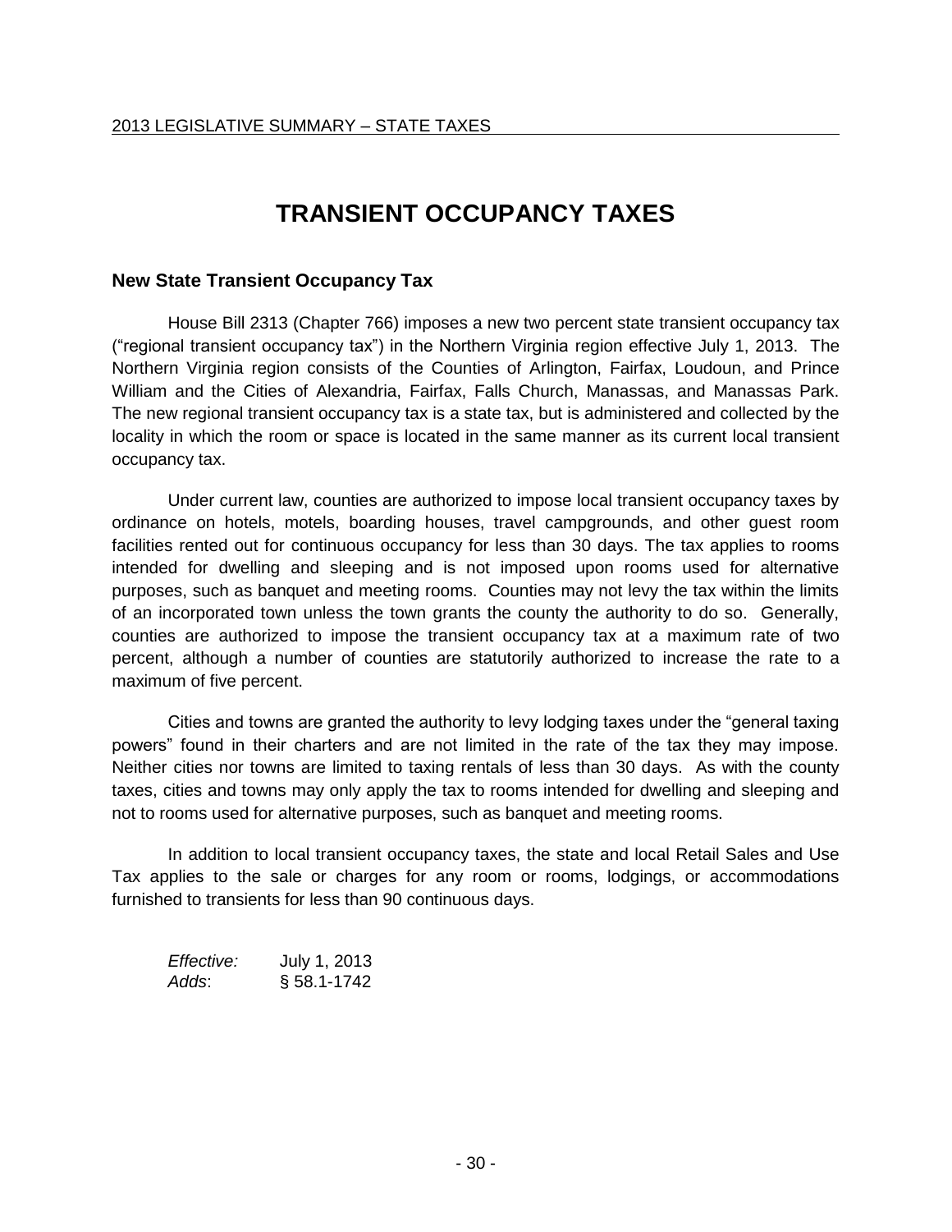# TRANSIENT OCCUPANCY TAXES

## New State Transient Occupancy Tax

House Bill 2313 (Chapter 766) imposes a new two percent state transient occupancy tax ("regional transient occupancy tax") in the Northern Virginia region effective July 1, 2013. The Northern Virginia region consists of the Counties of Arlington, Fairfax, Loudoun, and Prince William and the Cities of Alexandria, Fairfax, Falls Church, Manassas, and Manassas Park. The new regional transient occupancy tax is a state tax, but is administered and collected by the locality in which the room or space is located in the same manner as its current local transient occupancy tax.

Under current law, counties are authorized to impose local transient occupancy taxes by ordinance on hotels, motels, boarding houses, travel campgrounds, and other guest room facilities rented out for continuous occupancy for less than 30 days. The tax applies to rooms intended for dwelling and sleeping and is not imposed upon rooms used for alternative purposes, such as banquet and meeting rooms. Counties may not levy the tax within the limits of an incorporated town unless the town grants the county the authority to do so. Generally, counties are authorized to impose the transient occupancy tax at a maximum rate of two percent, although a number of counties are statutorily authorized to increase the rate to a maximum of five percent.

Cities and towns are granted the authority to levy lodging taxes under the "general taxing powers" found in their charters and are not limited in the rate of the tax they may impose. Neither cities nor towns are limited to taxing rentals of less than 30 days. As with the county taxes, cities and towns may only apply the tax to rooms intended for dwelling and sleeping and not to rooms used for alternative purposes, such as banquet and meeting rooms.

In addition to local transient occupancy taxes, the state and local Retail Sales and Use Tax applies to the sale or charges for any room or rooms, lodgings, or accommodations furnished to transients for less than 90 continuous days.

*Effective:* July 1, 2013
*Adds*: § 58.1-1742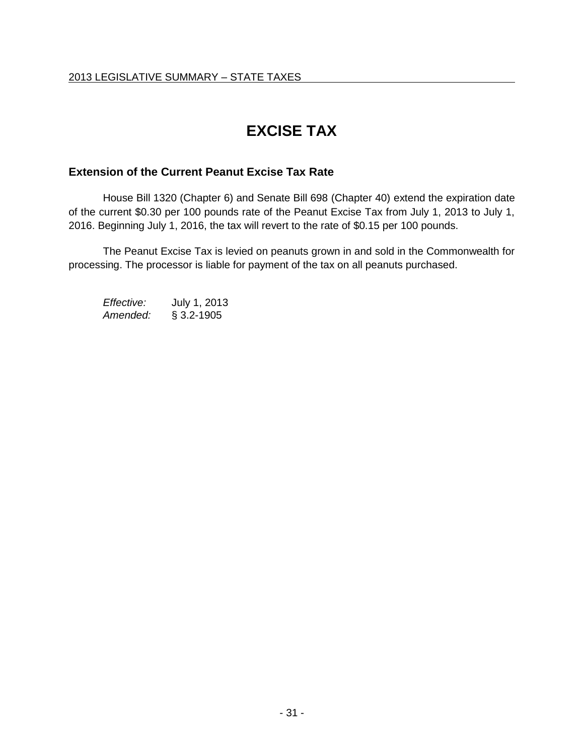# EXCISE TAX

## Extension of the Current Peanut Excise Tax Rate

House Bill 1320 (Chapter 6) and Senate Bill 698 (Chapter 40) extend the expiration date of the current $0.30 per 100 pounds rate of the Peanut Excise Tax from July 1, 2013 to July 1, 2016. Beginning July 1, 2016, the tax will revert to the rate of $0.15 per 100 pounds.

The Peanut Excise Tax is levied on peanuts grown in and sold in the Commonwealth for processing. The processor is liable for payment of the tax on all peanuts purchased.

*Effective:* July 1, 2013
*Amended:* § 3.2-1905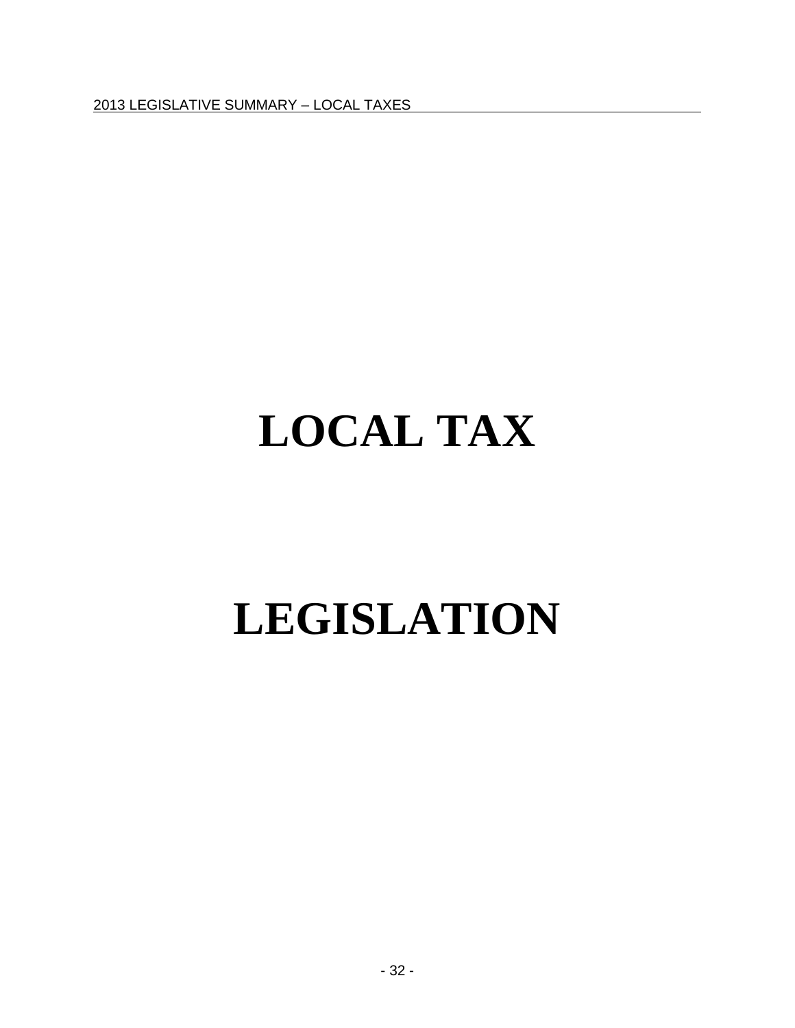# LOCAL TAX

# LEGISLATION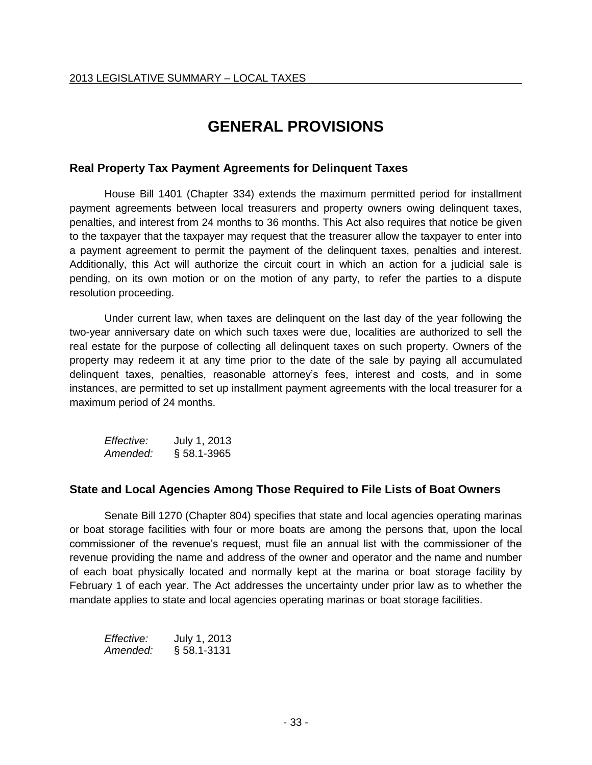# GENERAL PROVISIONS

## Real Property Tax Payment Agreements for Delinquent Taxes

House Bill 1401 (Chapter 334) extends the maximum permitted period for installment payment agreements between local treasurers and property owners owing delinquent taxes, penalties, and interest from 24 months to 36 months. This Act also requires that notice be given to the taxpayer that the taxpayer may request that the treasurer allow the taxpayer to enter into a payment agreement to permit the payment of the delinquent taxes, penalties and interest. Additionally, this Act will authorize the circuit court in which an action for a judicial sale is pending, on its own motion or on the motion of any party, to refer the parties to a dispute resolution proceeding.

Under current law, when taxes are delinquent on the last day of the year following the two-year anniversary date on which such taxes were due, localities are authorized to sell the real estate for the purpose of collecting all delinquent taxes on such property. Owners of the property may redeem it at any time prior to the date of the sale by paying all accumulated delinquent taxes, penalties, reasonable attorney's fees, interest and costs, and in some instances, are permitted to set up installment payment agreements with the local treasurer for a maximum period of 24 months.

*Effective:* July 1, 2013
*Amended:* § 58.1-3965

## State and Local Agencies Among Those Required to File Lists of Boat Owners

Senate Bill 1270 (Chapter 804) specifies that state and local agencies operating marinas or boat storage facilities with four or more boats are among the persons that, upon the local commissioner of the revenue's request, must file an annual list with the commissioner of the revenue providing the name and address of the owner and operator and the name and number of each boat physically located and normally kept at the marina or boat storage facility by February 1 of each year. The Act addresses the uncertainty under prior law as to whether the mandate applies to state and local agencies operating marinas or boat storage facilities.

*Effective:* July 1, 2013
*Amended:* § 58.1-3131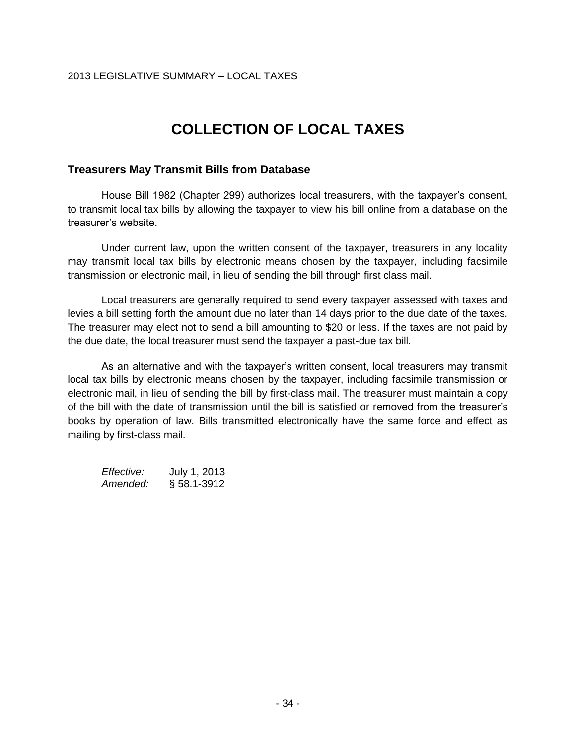# COLLECTION OF LOCAL TAXES

### Treasurers May Transmit Bills from Database

House Bill 1982 (Chapter 299) authorizes local treasurers, with the taxpayer's consent, to transmit local tax bills by allowing the taxpayer to view his bill online from a database on the treasurer's website.

Under current law, upon the written consent of the taxpayer, treasurers in any locality may transmit local tax bills by electronic means chosen by the taxpayer, including facsimile transmission or electronic mail, in lieu of sending the bill through first class mail.

Local treasurers are generally required to send every taxpayer assessed with taxes and levies a bill setting forth the amount due no later than 14 days prior to the due date of the taxes. The treasurer may elect not to send a bill amounting to $20 or less. If the taxes are not paid by the due date, the local treasurer must send the taxpayer a past-due tax bill.

As an alternative and with the taxpayer's written consent, local treasurers may transmit local tax bills by electronic means chosen by the taxpayer, including facsimile transmission or electronic mail, in lieu of sending the bill by first-class mail. The treasurer must maintain a copy of the bill with the date of transmission until the bill is satisfied or removed from the treasurer's books by operation of law. Bills transmitted electronically have the same force and effect as mailing by first-class mail.

*Effective:* July 1, 2013
*Amended:* § 58.1-3912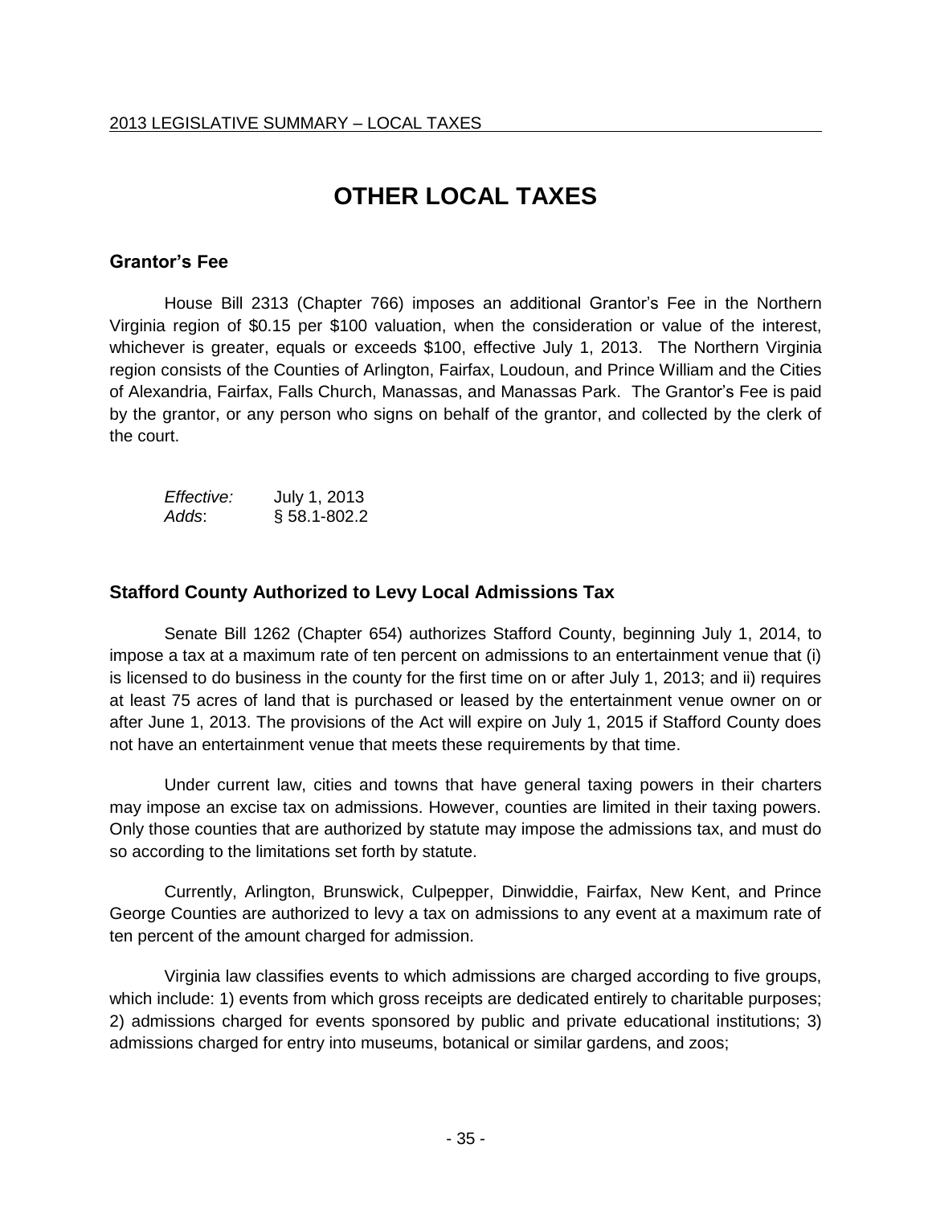# OTHER LOCAL TAXES

## Grantor's Fee

House Bill 2313 (Chapter 766) imposes an additional Grantor's Fee in the Northern Virginia region of $0.15 per $100 valuation, when the consideration or value of the interest, whichever is greater, equals or exceeds $100, effective July 1, 2013. The Northern Virginia region consists of the Counties of Arlington, Fairfax, Loudoun, and Prince William and the Cities of Alexandria, Fairfax, Falls Church, Manassas, and Manassas Park. The Grantor's Fee is paid by the grantor, or any person who signs on behalf of the grantor, and collected by the clerk of the court.

*Effective:* July 1, 2013
*Adds*: § 58.1-802.2

## Stafford County Authorized to Levy Local Admissions Tax

Senate Bill 1262 (Chapter 654) authorizes Stafford County, beginning July 1, 2014, to impose a tax at a maximum rate of ten percent on admissions to an entertainment venue that (i) is licensed to do business in the county for the first time on or after July 1, 2013; and ii) requires at least 75 acres of land that is purchased or leased by the entertainment venue owner on or after June 1, 2013. The provisions of the Act will expire on July 1, 2015 if Stafford County does not have an entertainment venue that meets these requirements by that time.

Under current law, cities and towns that have general taxing powers in their charters may impose an excise tax on admissions. However, counties are limited in their taxing powers. Only those counties that are authorized by statute may impose the admissions tax, and must do so according to the limitations set forth by statute.

Currently, Arlington, Brunswick, Culpepper, Dinwiddie, Fairfax, New Kent, and Prince George Counties are authorized to levy a tax on admissions to any event at a maximum rate of ten percent of the amount charged for admission.

Virginia law classifies events to which admissions are charged according to five groups, which include: 1) events from which gross receipts are dedicated entirely to charitable purposes; 2) admissions charged for events sponsored by public and private educational institutions; 3) admissions charged for entry into museums, botanical or similar gardens, and zoos;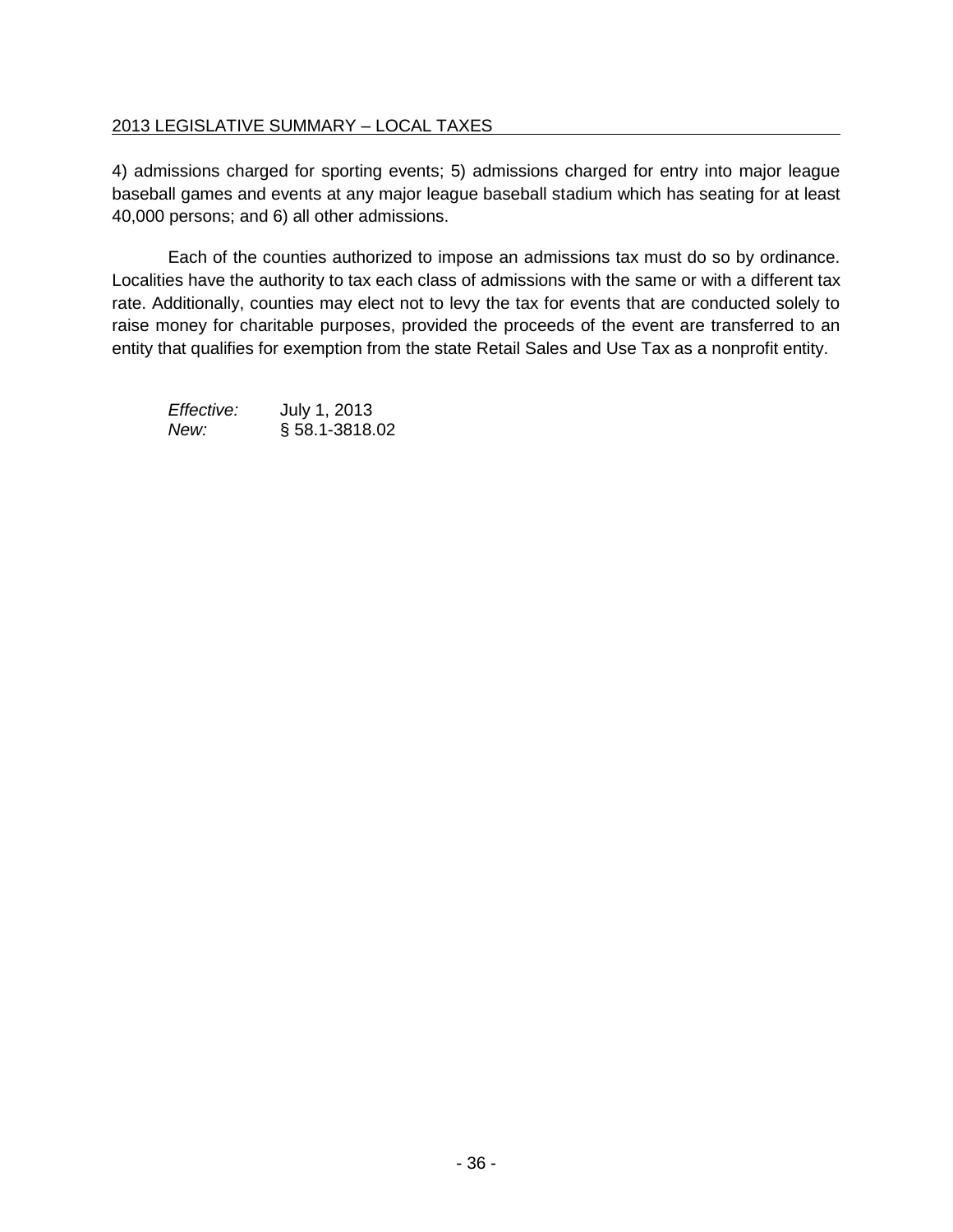4) admissions charged for sporting events; 5) admissions charged for entry into major league baseball games and events at any major league baseball stadium which has seating for at least 40,000 persons; and 6) all other admissions.

Each of the counties authorized to impose an admissions tax must do so by ordinance. Localities have the authority to tax each class of admissions with the same or with a different tax rate. Additionally, counties may elect not to levy the tax for events that are conducted solely to raise money for charitable purposes, provided the proceeds of the event are transferred to an entity that qualifies for exemption from the state Retail Sales and Use Tax as a nonprofit entity.

*Effective:* July 1, 2013
*New:* § 58.1-3818.02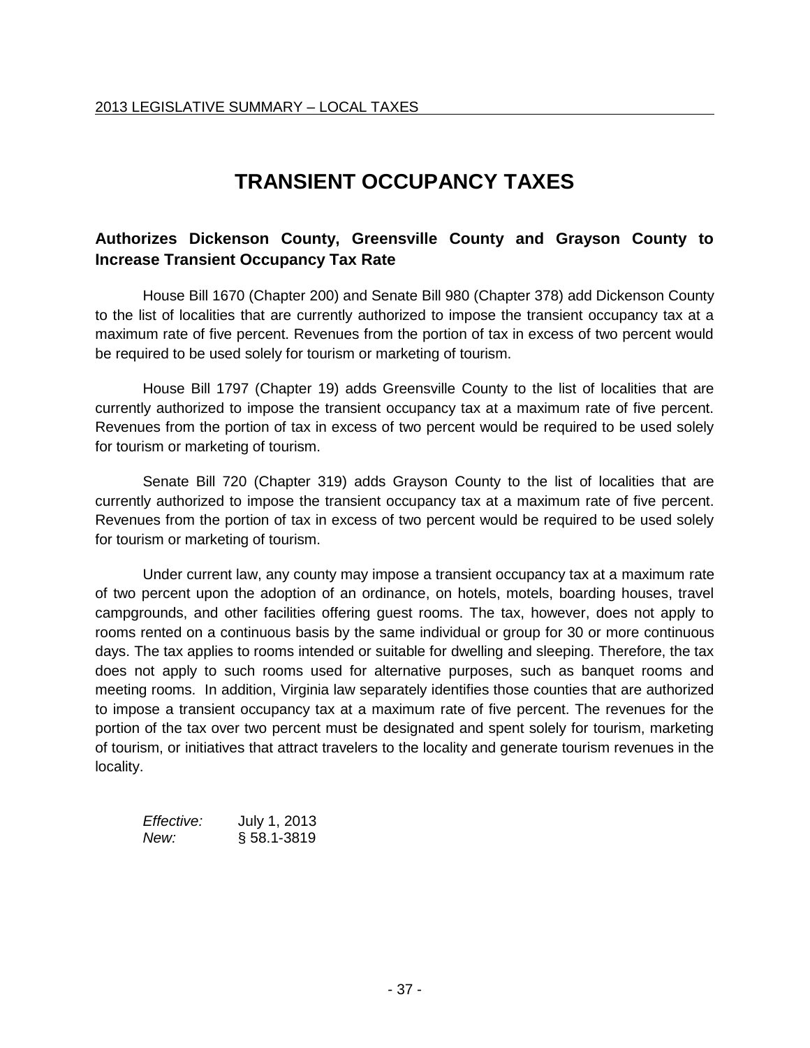# TRANSIENT OCCUPANCY TAXES

### Authorizes Dickenson County, Greensville County and Grayson County to Increase Transient Occupancy Tax Rate

House Bill 1670 (Chapter 200) and Senate Bill 980 (Chapter 378) add Dickenson County to the list of localities that are currently authorized to impose the transient occupancy tax at a maximum rate of five percent. Revenues from the portion of tax in excess of two percent would be required to be used solely for tourism or marketing of tourism.

House Bill 1797 (Chapter 19) adds Greensville County to the list of localities that are currently authorized to impose the transient occupancy tax at a maximum rate of five percent. Revenues from the portion of tax in excess of two percent would be required to be used solely for tourism or marketing of tourism.

Senate Bill 720 (Chapter 319) adds Grayson County to the list of localities that are currently authorized to impose the transient occupancy tax at a maximum rate of five percent. Revenues from the portion of tax in excess of two percent would be required to be used solely for tourism or marketing of tourism.

Under current law, any county may impose a transient occupancy tax at a maximum rate of two percent upon the adoption of an ordinance, on hotels, motels, boarding houses, travel campgrounds, and other facilities offering guest rooms. The tax, however, does not apply to rooms rented on a continuous basis by the same individual or group for 30 or more continuous days. The tax applies to rooms intended or suitable for dwelling and sleeping. Therefore, the tax does not apply to such rooms used for alternative purposes, such as banquet rooms and meeting rooms. In addition, Virginia law separately identifies those counties that are authorized to impose a transient occupancy tax at a maximum rate of five percent. The revenues for the portion of the tax over two percent must be designated and spent solely for tourism, marketing of tourism, or initiatives that attract travelers to the locality and generate tourism revenues in the locality.

*Effective:* July 1, 2013
*New:* § 58.1-3819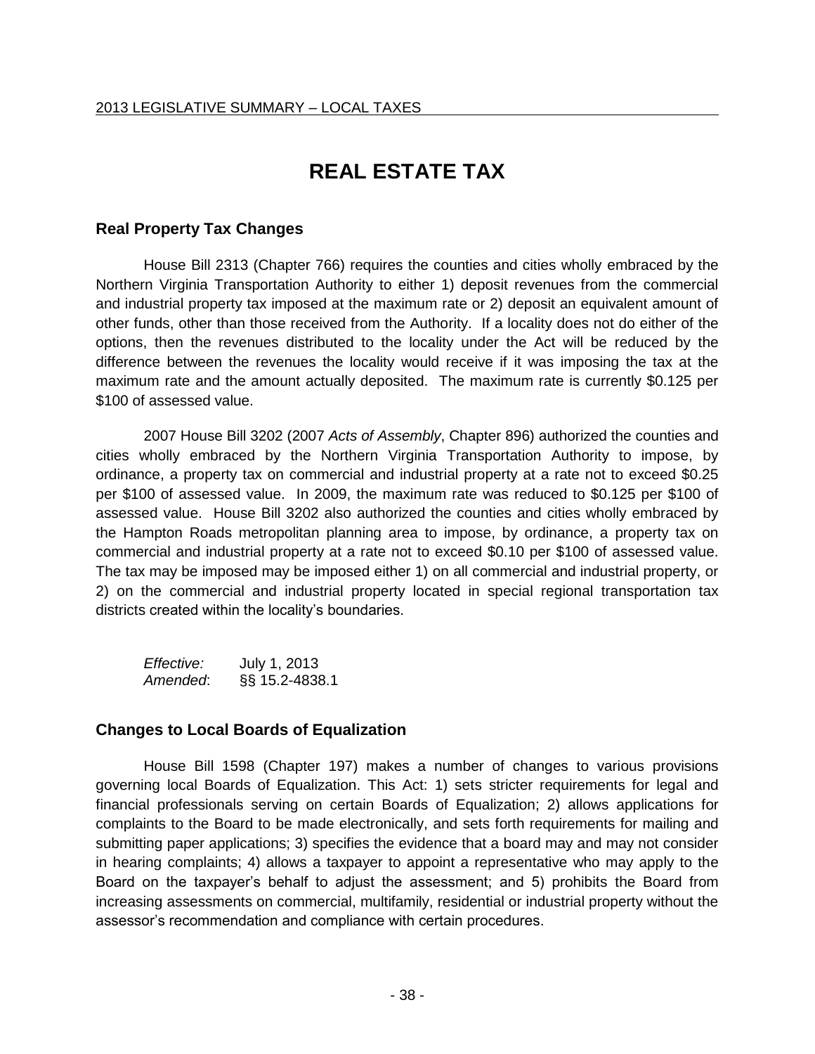# REAL ESTATE TAX

## Real Property Tax Changes

House Bill 2313 (Chapter 766) requires the counties and cities wholly embraced by the Northern Virginia Transportation Authority to either 1) deposit revenues from the commercial and industrial property tax imposed at the maximum rate or 2) deposit an equivalent amount of other funds, other than those received from the Authority. If a locality does not do either of the options, then the revenues distributed to the locality under the Act will be reduced by the difference between the revenues the locality would receive if it was imposing the tax at the maximum rate and the amount actually deposited. The maximum rate is currently $0.125 per $100 of assessed value.

2007 House Bill 3202 (2007 *Acts of Assembly*, Chapter 896) authorized the counties and cities wholly embraced by the Northern Virginia Transportation Authority to impose, by ordinance, a property tax on commercial and industrial property at a rate not to exceed $0.25 per $100 of assessed value. In 2009, the maximum rate was reduced to $0.125 per $100 of assessed value. House Bill 3202 also authorized the counties and cities wholly embraced by the Hampton Roads metropolitan planning area to impose, by ordinance, a property tax on commercial and industrial property at a rate not to exceed $0.10 per $100 of assessed value. The tax may be imposed may be imposed either 1) on all commercial and industrial property, or 2) on the commercial and industrial property located in special regional transportation tax districts created within the locality's boundaries.

*Effective:* July 1, 2013
*Amended*: §§ 15.2-4838.1

## Changes to Local Boards of Equalization

House Bill 1598 (Chapter 197) makes a number of changes to various provisions governing local Boards of Equalization. This Act: 1) sets stricter requirements for legal and financial professionals serving on certain Boards of Equalization; 2) allows applications for complaints to the Board to be made electronically, and sets forth requirements for mailing and submitting paper applications; 3) specifies the evidence that a board may and may not consider in hearing complaints; 4) allows a taxpayer to appoint a representative who may apply to the Board on the taxpayer's behalf to adjust the assessment; and 5) prohibits the Board from increasing assessments on commercial, multifamily, residential or industrial property without the assessor's recommendation and compliance with certain procedures.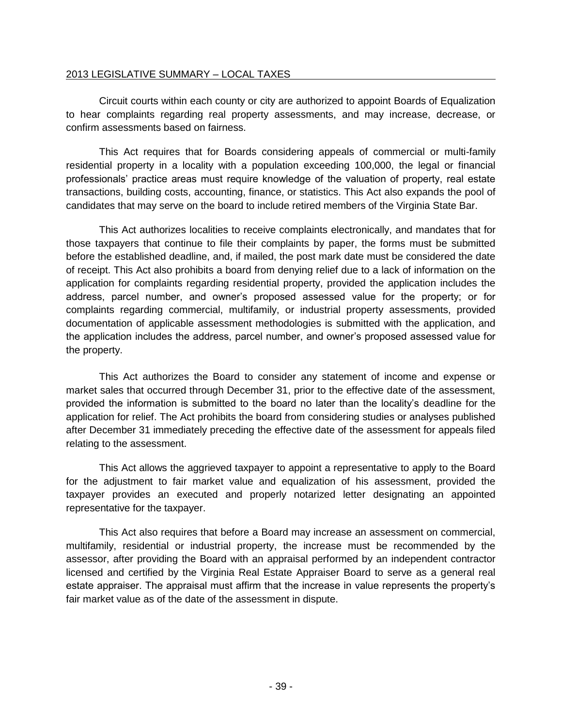Circuit courts within each county or city are authorized to appoint Boards of Equalization to hear complaints regarding real property assessments, and may increase, decrease, or confirm assessments based on fairness.

This Act requires that for Boards considering appeals of commercial or multi-family residential property in a locality with a population exceeding 100,000, the legal or financial professionals' practice areas must require knowledge of the valuation of property, real estate transactions, building costs, accounting, finance, or statistics. This Act also expands the pool of candidates that may serve on the board to include retired members of the Virginia State Bar.

This Act authorizes localities to receive complaints electronically, and mandates that for those taxpayers that continue to file their complaints by paper, the forms must be submitted before the established deadline, and, if mailed, the post mark date must be considered the date of receipt. This Act also prohibits a board from denying relief due to a lack of information on the application for complaints regarding residential property, provided the application includes the address, parcel number, and owner's proposed assessed value for the property; or for complaints regarding commercial, multifamily, or industrial property assessments, provided documentation of applicable assessment methodologies is submitted with the application, and the application includes the address, parcel number, and owner's proposed assessed value for the property.

This Act authorizes the Board to consider any statement of income and expense or market sales that occurred through December 31, prior to the effective date of the assessment, provided the information is submitted to the board no later than the locality's deadline for the application for relief. The Act prohibits the board from considering studies or analyses published after December 31 immediately preceding the effective date of the assessment for appeals filed relating to the assessment.

This Act allows the aggrieved taxpayer to appoint a representative to apply to the Board for the adjustment to fair market value and equalization of his assessment, provided the taxpayer provides an executed and properly notarized letter designating an appointed representative for the taxpayer.

This Act also requires that before a Board may increase an assessment on commercial, multifamily, residential or industrial property, the increase must be recommended by the assessor, after providing the Board with an appraisal performed by an independent contractor licensed and certified by the Virginia Real Estate Appraiser Board to serve as a general real estate appraiser. The appraisal must affirm that the increase in value represents the property's fair market value as of the date of the assessment in dispute.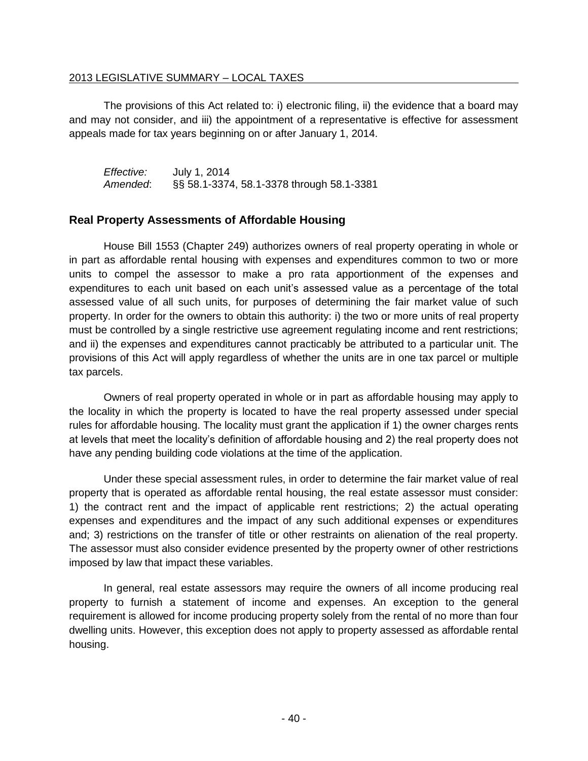The provisions of this Act related to: i) electronic filing, ii) the evidence that a board may and may not consider, and iii) the appointment of a representative is effective for assessment appeals made for tax years beginning on or after January 1, 2014.

*Effective:* July 1, 2014
*Amended*: §§ 58.1-3374, 58.1-3378 through 58.1-3381

## Real Property Assessments of Affordable Housing

House Bill 1553 (Chapter 249) authorizes owners of real property operating in whole or in part as affordable rental housing with expenses and expenditures common to two or more units to compel the assessor to make a pro rata apportionment of the expenses and expenditures to each unit based on each unit's assessed value as a percentage of the total assessed value of all such units, for purposes of determining the fair market value of such property. In order for the owners to obtain this authority: i) the two or more units of real property must be controlled by a single restrictive use agreement regulating income and rent restrictions; and ii) the expenses and expenditures cannot practicably be attributed to a particular unit. The provisions of this Act will apply regardless of whether the units are in one tax parcel or multiple tax parcels.

Owners of real property operated in whole or in part as affordable housing may apply to the locality in which the property is located to have the real property assessed under special rules for affordable housing. The locality must grant the application if 1) the owner charges rents at levels that meet the locality's definition of affordable housing and 2) the real property does not have any pending building code violations at the time of the application.

Under these special assessment rules, in order to determine the fair market value of real property that is operated as affordable rental housing, the real estate assessor must consider: 1) the contract rent and the impact of applicable rent restrictions; 2) the actual operating expenses and expenditures and the impact of any such additional expenses or expenditures and; 3) restrictions on the transfer of title or other restraints on alienation of the real property. The assessor must also consider evidence presented by the property owner of other restrictions imposed by law that impact these variables.

In general, real estate assessors may require the owners of all income producing real property to furnish a statement of income and expenses. An exception to the general requirement is allowed for income producing property solely from the rental of no more than four dwelling units. However, this exception does not apply to property assessed as affordable rental housing.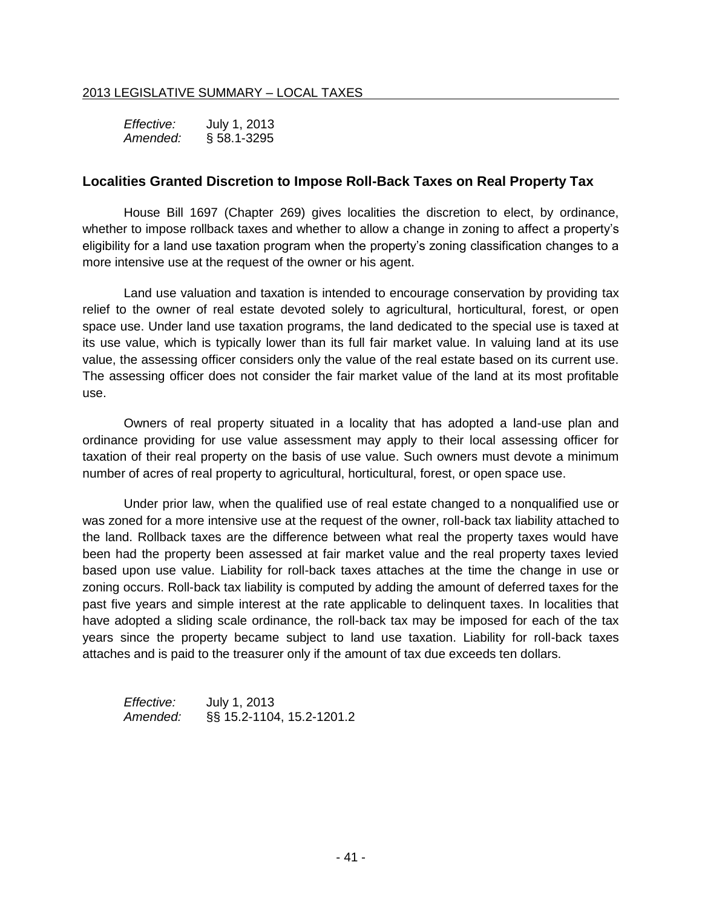*Effective:* July 1, 2013
*Amended:* § 58.1-3295

## Localities Granted Discretion to Impose Roll-Back Taxes on Real Property Tax

House Bill 1697 (Chapter 269) gives localities the discretion to elect, by ordinance, whether to impose rollback taxes and whether to allow a change in zoning to affect a property's eligibility for a land use taxation program when the property's zoning classification changes to a more intensive use at the request of the owner or his agent.

Land use valuation and taxation is intended to encourage conservation by providing tax relief to the owner of real estate devoted solely to agricultural, horticultural, forest, or open space use. Under land use taxation programs, the land dedicated to the special use is taxed at its use value, which is typically lower than its full fair market value. In valuing land at its use value, the assessing officer considers only the value of the real estate based on its current use. The assessing officer does not consider the fair market value of the land at its most profitable use.

Owners of real property situated in a locality that has adopted a land-use plan and ordinance providing for use value assessment may apply to their local assessing officer for taxation of their real property on the basis of use value. Such owners must devote a minimum number of acres of real property to agricultural, horticultural, forest, or open space use.

Under prior law, when the qualified use of real estate changed to a nonqualified use or was zoned for a more intensive use at the request of the owner, roll-back tax liability attached to the land. Rollback taxes are the difference between what real the property taxes would have been had the property been assessed at fair market value and the real property taxes levied based upon use value. Liability for roll-back taxes attaches at the time the change in use or zoning occurs. Roll-back tax liability is computed by adding the amount of deferred taxes for the past five years and simple interest at the rate applicable to delinquent taxes. In localities that have adopted a sliding scale ordinance, the roll-back tax may be imposed for each of the tax years since the property became subject to land use taxation. Liability for roll-back taxes attaches and is paid to the treasurer only if the amount of tax due exceeds ten dollars.

*Effective:* July 1, 2013
*Amended:* §§ 15.2-1104, 15.2-1201.2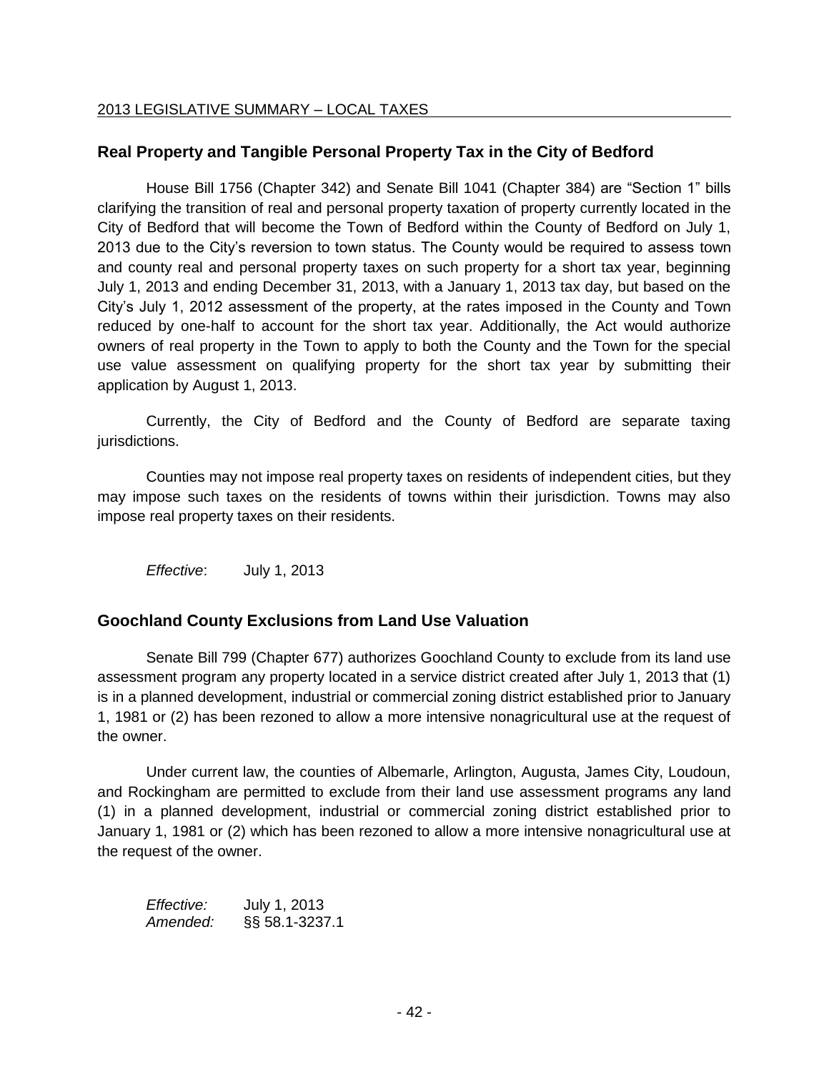## Real Property and Tangible Personal Property Tax in the City of Bedford

House Bill 1756 (Chapter 342) and Senate Bill 1041 (Chapter 384) are "Section 1" bills clarifying the transition of real and personal property taxation of property currently located in the City of Bedford that will become the Town of Bedford within the County of Bedford on July 1, 2013 due to the City's reversion to town status. The County would be required to assess town and county real and personal property taxes on such property for a short tax year, beginning July 1, 2013 and ending December 31, 2013, with a January 1, 2013 tax day, but based on the City's July 1, 2012 assessment of the property, at the rates imposed in the County and Town reduced by one-half to account for the short tax year. Additionally, the Act would authorize owners of real property in the Town to apply to both the County and the Town for the special use value assessment on qualifying property for the short tax year by submitting their application by August 1, 2013.

Currently, the City of Bedford and the County of Bedford are separate taxing jurisdictions.

Counties may not impose real property taxes on residents of independent cities, but they may impose such taxes on the residents of towns within their jurisdiction. Towns may also impose real property taxes on their residents.

*Effective*: July 1, 2013

## Goochland County Exclusions from Land Use Valuation

Senate Bill 799 (Chapter 677) authorizes Goochland County to exclude from its land use assessment program any property located in a service district created after July 1, 2013 that (1) is in a planned development, industrial or commercial zoning district established prior to January 1, 1981 or (2) has been rezoned to allow a more intensive nonagricultural use at the request of the owner.

Under current law, the counties of Albemarle, Arlington, Augusta, James City, Loudoun, and Rockingham are permitted to exclude from their land use assessment programs any land (1) in a planned development, industrial or commercial zoning district established prior to January 1, 1981 or (2) which has been rezoned to allow a more intensive nonagricultural use at the request of the owner.

*Effective:* July 1, 2013
*Amended:* §§ 58.1-3237.1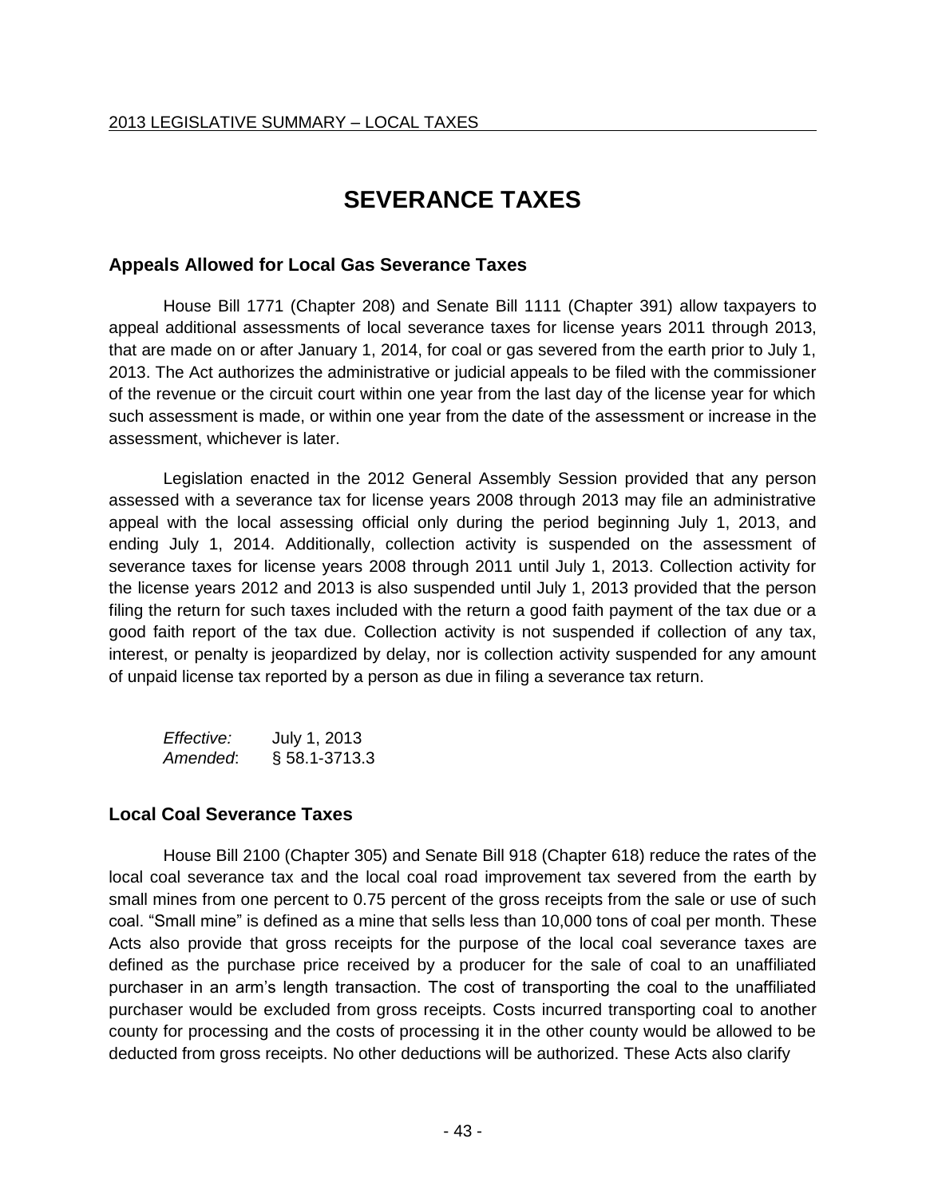# SEVERANCE TAXES

## Appeals Allowed for Local Gas Severance Taxes

House Bill 1771 (Chapter 208) and Senate Bill 1111 (Chapter 391) allow taxpayers to appeal additional assessments of local severance taxes for license years 2011 through 2013, that are made on or after January 1, 2014, for coal or gas severed from the earth prior to July 1, 2013. The Act authorizes the administrative or judicial appeals to be filed with the commissioner of the revenue or the circuit court within one year from the last day of the license year for which such assessment is made, or within one year from the date of the assessment or increase in the assessment, whichever is later.

Legislation enacted in the 2012 General Assembly Session provided that any person assessed with a severance tax for license years 2008 through 2013 may file an administrative appeal with the local assessing official only during the period beginning July 1, 2013, and ending July 1, 2014. Additionally, collection activity is suspended on the assessment of severance taxes for license years 2008 through 2011 until July 1, 2013. Collection activity for the license years 2012 and 2013 is also suspended until July 1, 2013 provided that the person filing the return for such taxes included with the return a good faith payment of the tax due or a good faith report of the tax due. Collection activity is not suspended if collection of any tax, interest, or penalty is jeopardized by delay, nor is collection activity suspended for any amount of unpaid license tax reported by a person as due in filing a severance tax return.

*Effective:* July 1, 2013
*Amended*: § 58.1-3713.3

## Local Coal Severance Taxes

House Bill 2100 (Chapter 305) and Senate Bill 918 (Chapter 618) reduce the rates of the local coal severance tax and the local coal road improvement tax severed from the earth by small mines from one percent to 0.75 percent of the gross receipts from the sale or use of such coal. "Small mine" is defined as a mine that sells less than 10,000 tons of coal per month. These Acts also provide that gross receipts for the purpose of the local coal severance taxes are defined as the purchase price received by a producer for the sale of coal to an unaffiliated purchaser in an arm's length transaction. The cost of transporting the coal to the unaffiliated purchaser would be excluded from gross receipts. Costs incurred transporting coal to another county for processing and the costs of processing it in the other county would be allowed to be deducted from gross receipts. No other deductions will be authorized. These Acts also clarify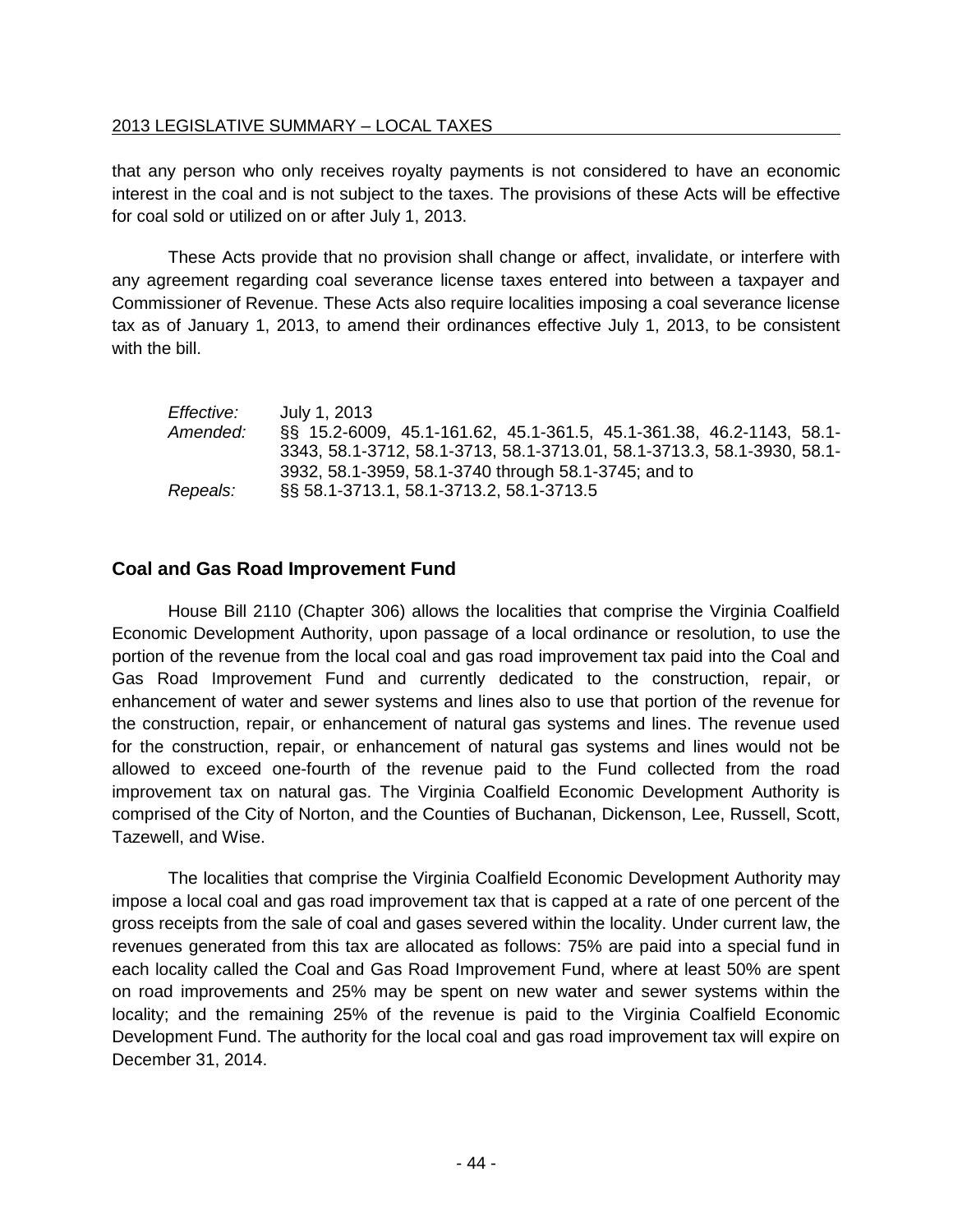that any person who only receives royalty payments is not considered to have an economic interest in the coal and is not subject to the taxes. The provisions of these Acts will be effective for coal sold or utilized on or after July 1, 2013.

These Acts provide that no provision shall change or affect, invalidate, or interfere with any agreement regarding coal severance license taxes entered into between a taxpayer and Commissioner of Revenue. These Acts also require localities imposing a coal severance license tax as of January 1, 2013, to amend their ordinances effective July 1, 2013, to be consistent with the bill.

*Effective:* July 1, 2013
*Amended:* §§ 15.2-6009, 45.1-161.62, 45.1-361.5, 45.1-361.38, 46.2-1143, 58.1-3343, 58.1-3712, 58.1-3713, 58.1-3713.01, 58.1-3713.3, 58.1-3930, 58.1-3932, 58.1-3959, 58.1-3740 through 58.1-3745; and to
*Repeals:* §§ 58.1-3713.1, 58.1-3713.2, 58.1-3713.5

## Coal and Gas Road Improvement Fund

House Bill 2110 (Chapter 306) allows the localities that comprise the Virginia Coalfield Economic Development Authority, upon passage of a local ordinance or resolution, to use the portion of the revenue from the local coal and gas road improvement tax paid into the Coal and Gas Road Improvement Fund and currently dedicated to the construction, repair, or enhancement of water and sewer systems and lines also to use that portion of the revenue for the construction, repair, or enhancement of natural gas systems and lines. The revenue used for the construction, repair, or enhancement of natural gas systems and lines would not be allowed to exceed one-fourth of the revenue paid to the Fund collected from the road improvement tax on natural gas. The Virginia Coalfield Economic Development Authority is comprised of the City of Norton, and the Counties of Buchanan, Dickenson, Lee, Russell, Scott, Tazewell, and Wise.

The localities that comprise the Virginia Coalfield Economic Development Authority may impose a local coal and gas road improvement tax that is capped at a rate of one percent of the gross receipts from the sale of coal and gases severed within the locality. Under current law, the revenues generated from this tax are allocated as follows: 75% are paid into a special fund in each locality called the Coal and Gas Road Improvement Fund, where at least 50% are spent on road improvements and 25% may be spent on new water and sewer systems within the locality; and the remaining 25% of the revenue is paid to the Virginia Coalfield Economic Development Fund. The authority for the local coal and gas road improvement tax will expire on December 31, 2014.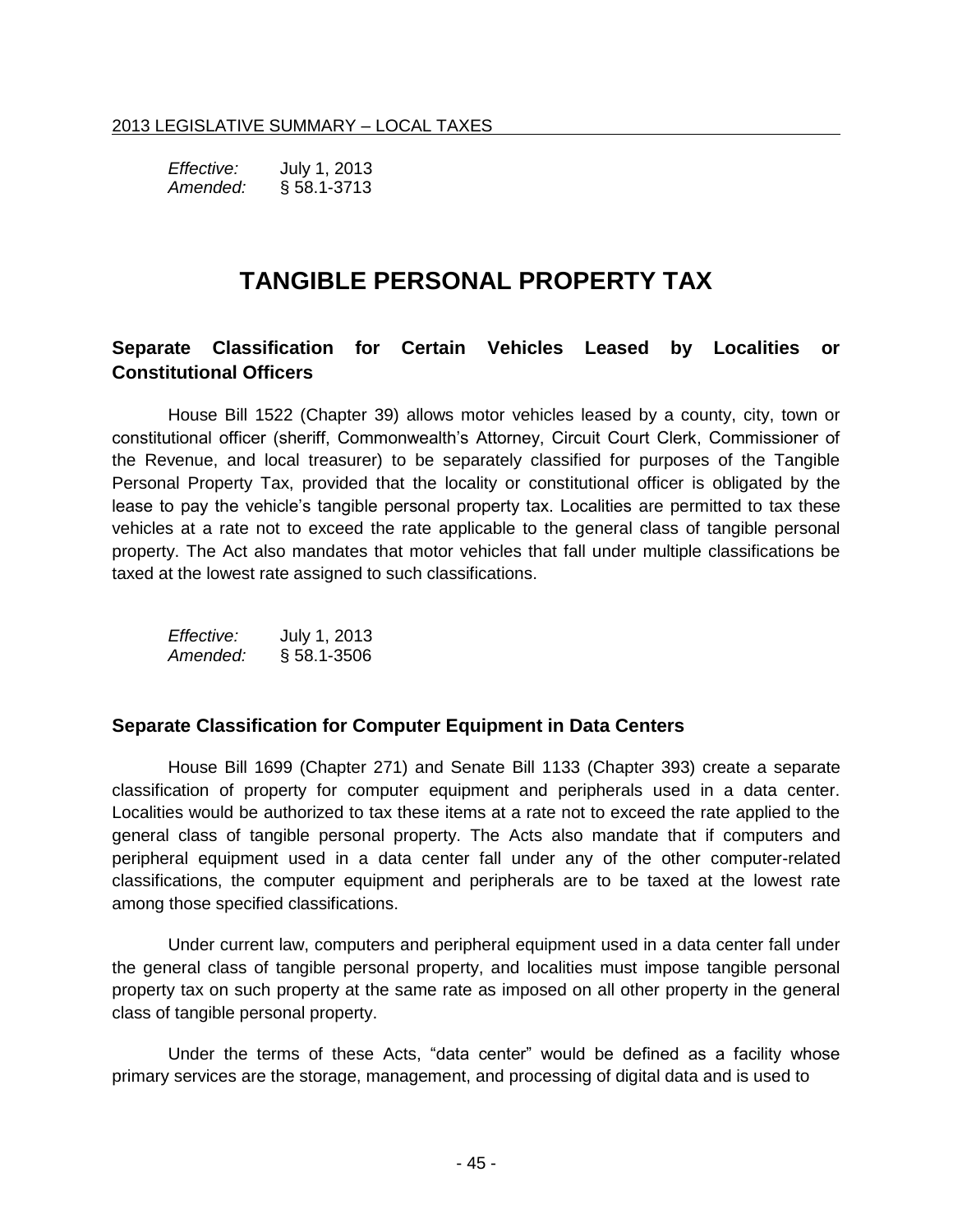*Effective:* July 1, 2013
*Amended:* § 58.1-3713

# TANGIBLE PERSONAL PROPERTY TAX

## Separate Classification for Certain Vehicles Leased by Localities or Constitutional Officers

House Bill 1522 (Chapter 39) allows motor vehicles leased by a county, city, town or constitutional officer (sheriff, Commonwealth's Attorney, Circuit Court Clerk, Commissioner of the Revenue, and local treasurer) to be separately classified for purposes of the Tangible Personal Property Tax, provided that the locality or constitutional officer is obligated by the lease to pay the vehicle's tangible personal property tax. Localities are permitted to tax these vehicles at a rate not to exceed the rate applicable to the general class of tangible personal property. The Act also mandates that motor vehicles that fall under multiple classifications be taxed at the lowest rate assigned to such classifications.

*Effective:* July 1, 2013
*Amended:* § 58.1-3506

## Separate Classification for Computer Equipment in Data Centers

House Bill 1699 (Chapter 271) and Senate Bill 1133 (Chapter 393) create a separate classification of property for computer equipment and peripherals used in a data center. Localities would be authorized to tax these items at a rate not to exceed the rate applied to the general class of tangible personal property. The Acts also mandate that if computers and peripheral equipment used in a data center fall under any of the other computer-related classifications, the computer equipment and peripherals are to be taxed at the lowest rate among those specified classifications.

Under current law, computers and peripheral equipment used in a data center fall under the general class of tangible personal property, and localities must impose tangible personal property tax on such property at the same rate as imposed on all other property in the general class of tangible personal property.

Under the terms of these Acts, "data center" would be defined as a facility whose primary services are the storage, management, and processing of digital data and is used to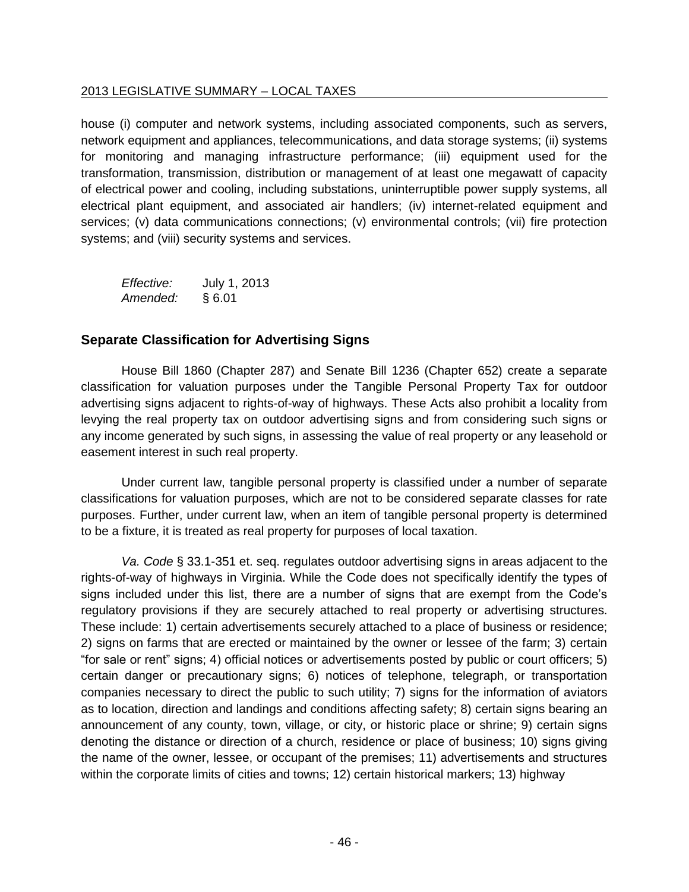house (i) computer and network systems, including associated components, such as servers, network equipment and appliances, telecommunications, and data storage systems; (ii) systems for monitoring and managing infrastructure performance; (iii) equipment used for the transformation, transmission, distribution or management of at least one megawatt of capacity of electrical power and cooling, including substations, uninterruptible power supply systems, all electrical plant equipment, and associated air handlers; (iv) internet-related equipment and services; (v) data communications connections; (v) environmental controls; (vii) fire protection systems; and (viii) security systems and services.

*Effective:* July 1, 2013
*Amended:* § 6.01

## Separate Classification for Advertising Signs

House Bill 1860 (Chapter 287) and Senate Bill 1236 (Chapter 652) create a separate classification for valuation purposes under the Tangible Personal Property Tax for outdoor advertising signs adjacent to rights-of-way of highways. These Acts also prohibit a locality from levying the real property tax on outdoor advertising signs and from considering such signs or any income generated by such signs, in assessing the value of real property or any leasehold or easement interest in such real property.

Under current law, tangible personal property is classified under a number of separate classifications for valuation purposes, which are not to be considered separate classes for rate purposes. Further, under current law, when an item of tangible personal property is determined to be a fixture, it is treated as real property for purposes of local taxation.

*Va. Code* § 33.1-351 et. seq. regulates outdoor advertising signs in areas adjacent to the rights-of-way of highways in Virginia. While the Code does not specifically identify the types of signs included under this list, there are a number of signs that are exempt from the Code's regulatory provisions if they are securely attached to real property or advertising structures. These include: 1) certain advertisements securely attached to a place of business or residence; 2) signs on farms that are erected or maintained by the owner or lessee of the farm; 3) certain "for sale or rent" signs; 4) official notices or advertisements posted by public or court officers; 5) certain danger or precautionary signs; 6) notices of telephone, telegraph, or transportation companies necessary to direct the public to such utility; 7) signs for the information of aviators as to location, direction and landings and conditions affecting safety; 8) certain signs bearing an announcement of any county, town, village, or city, or historic place or shrine; 9) certain signs denoting the distance or direction of a church, residence or place of business; 10) signs giving the name of the owner, lessee, or occupant of the premises; 11) advertisements and structures within the corporate limits of cities and towns; 12) certain historical markers; 13) highway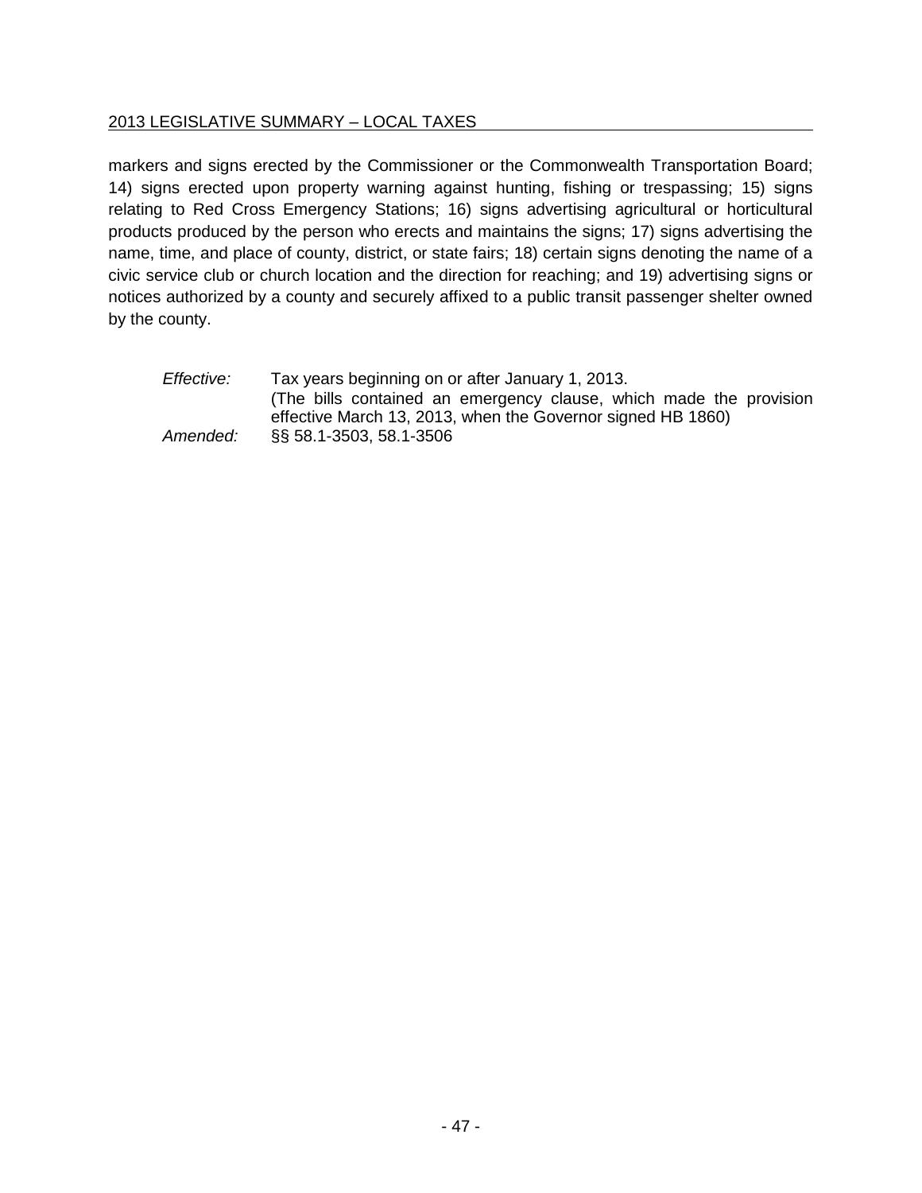markers and signs erected by the Commissioner or the Commonwealth Transportation Board; 14) signs erected upon property warning against hunting, fishing or trespassing; 15) signs relating to Red Cross Emergency Stations; 16) signs advertising agricultural or horticultural products produced by the person who erects and maintains the signs; 17) signs advertising the name, time, and place of county, district, or state fairs; 18) certain signs denoting the name of a civic service club or church location and the direction for reaching; and 19) advertising signs or notices authorized by a county and securely affixed to a public transit passenger shelter owned by the county.

*Effective:* Tax years beginning on or after January 1, 2013. (The bills contained an emergency clause, which made the provision effective March 13, 2013, when the Governor signed HB 1860)

*Amended:* §§ 58.1-3503, 58.1-3506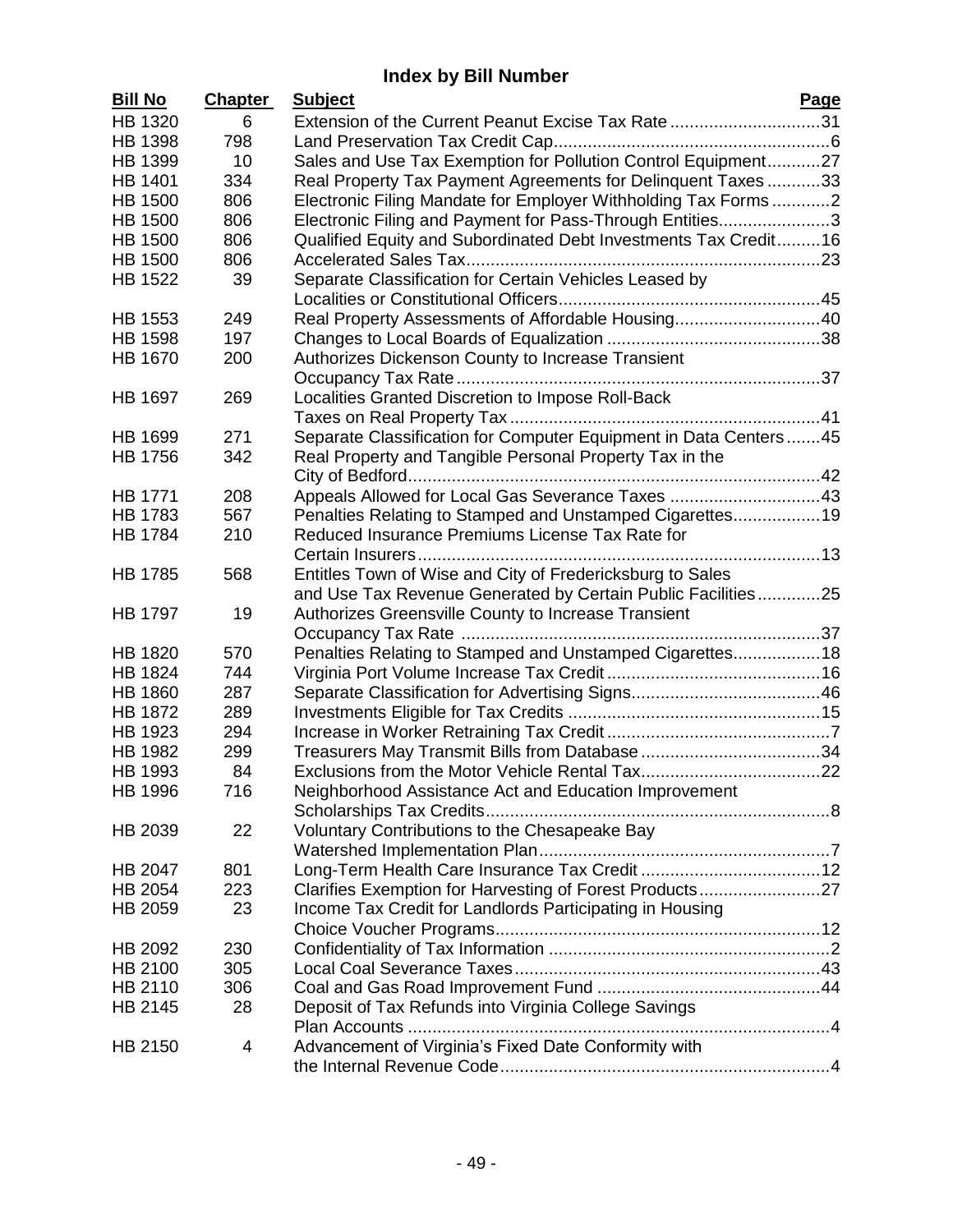## Index by Bill Number

| Bill No | Chapter | Subject | Page |
|---|---|---|---|
| HB 1320 | 6 | Extension of the Current Peanut Excise Tax Rate | 31 |
| HB 1398 | 798 | Land Preservation Tax Credit Cap | 6 |
| HB 1399 | 10 | Sales and Use Tax Exemption for Pollution Control Equipment | 27 |
| HB 1401 | 334 | Real Property Tax Payment Agreements for Delinquent Taxes | 33 |
| HB 1500 | 806 | Electronic Filing Mandate for Employer Withholding Tax Forms | 2 |
| HB 1500 | 806 | Electronic Filing and Payment for Pass-Through Entities | 3 |
| HB 1500 | 806 | Qualified Equity and Subordinated Debt Investments Tax Credit | 16 |
| HB 1500 | 806 | Accelerated Sales Tax | 23 |
| HB 1522 | 39 | Separate Classification for Certain Vehicles Leased by Localities or Constitutional Officers | 45 |
| HB 1553 | 249 | Real Property Assessments of Affordable Housing | 40 |
| HB 1598 | 197 | Changes to Local Boards of Equalization | 38 |
| HB 1670 | 200 | Authorizes Dickenson County to Increase Transient Occupancy Tax Rate | 37 |
| HB 1697 | 269 | Localities Granted Discretion to Impose Roll-Back Taxes on Real Property Tax | 41 |
| HB 1699 | 271 | Separate Classification for Computer Equipment in Data Centers | 45 |
| HB 1756 | 342 | Real Property and Tangible Personal Property Tax in the City of Bedford | 42 |
| HB 1771 | 208 | Appeals Allowed for Local Gas Severance Taxes | 43 |
| HB 1783 | 567 | Penalties Relating to Stamped and Unstamped Cigarettes | 19 |
| HB 1784 | 210 | Reduced Insurance Premiums License Tax Rate for Certain Insurers | 13 |
| HB 1785 | 568 | Entitles Town of Wise and City of Fredericksburg to Sales and Use Tax Revenue Generated by Certain Public Facilities | 25 |
| HB 1797 | 19 | Authorizes Greensville County to Increase Transient Occupancy Tax Rate | 37 |
| HB 1820 | 570 | Penalties Relating to Stamped and Unstamped Cigarettes | 18 |
| HB 1824 | 744 | Virginia Port Volume Increase Tax Credit | 16 |
| HB 1860 | 287 | Separate Classification for Advertising Signs | 46 |
| HB 1872 | 289 | Investments Eligible for Tax Credits | 15 |
| HB 1923 | 294 | Increase in Worker Retraining Tax Credit | 7 |
| HB 1982 | 299 | Treasurers May Transmit Bills from Database | 34 |
| HB 1993 | 84 | Exclusions from the Motor Vehicle Rental Tax | 22 |
| HB 1996 | 716 | Neighborhood Assistance Act and Education Improvement Scholarships Tax Credits | 8 |
| HB 2039 | 22 | Voluntary Contributions to the Chesapeake Bay Watershed Implementation Plan | 7 |
| HB 2047 | 801 | Long-Term Health Care Insurance Tax Credit | 12 |
| HB 2054 | 223 | Clarifies Exemption for Harvesting of Forest Products | 27 |
| HB 2059 | 23 | Income Tax Credit for Landlords Participating in Housing Choice Voucher Programs | 12 |
| HB 2092 | 230 | Confidentiality of Tax Information | 2 |
| HB 2100 | 305 | Local Coal Severance Taxes | 43 |
| HB 2110 | 306 | Coal and Gas Road Improvement Fund | 44 |
| HB 2145 | 28 | Deposit of Tax Refunds into Virginia College Savings Plan Accounts | 4 |
| HB 2150 | 4 | Advancement of Virginia's Fixed Date Conformity with the Internal Revenue Code | 4 |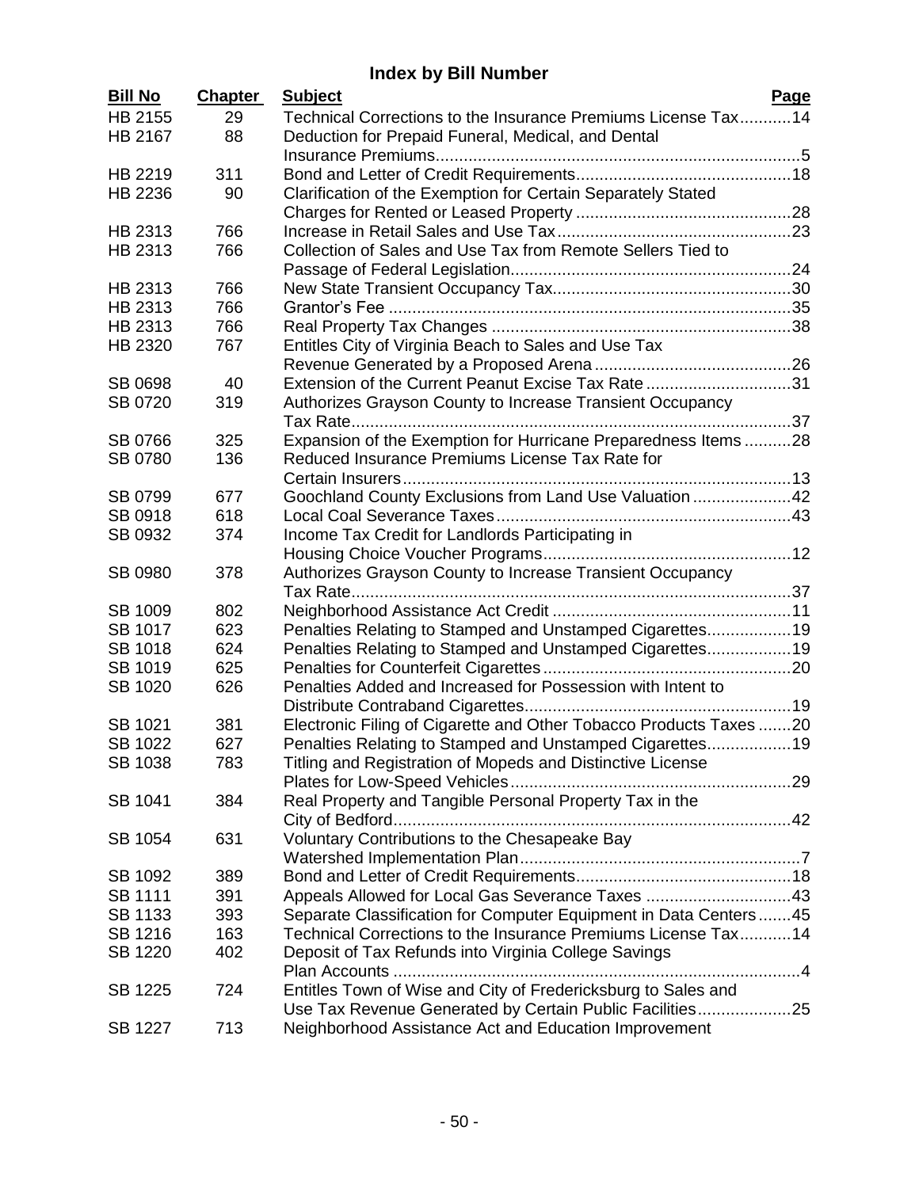## Index by Bill Number

| Bill No | Chapter | Subject | Page |
|---|---|---|---|
| HB 2155 | 29 | Technical Corrections to the Insurance Premiums License Tax | 14 |
| HB 2167 | 88 | Deduction for Prepaid Funeral, Medical, and Dental Insurance Premiums | 5 |
| HB 2219 | 311 | Bond and Letter of Credit Requirements | 18 |
| HB 2236 | 90 | Clarification of the Exemption for Certain Separately Stated Charges for Rented or Leased Property | 28 |
| HB 2313 | 766 | Increase in Retail Sales and Use Tax | 23 |
| HB 2313 | 766 | Collection of Sales and Use Tax from Remote Sellers Tied to Passage of Federal Legislation | 24 |
| HB 2313 | 766 | New State Transient Occupancy Tax | 30 |
| HB 2313 | 766 | Grantor's Fee | 35 |
| HB 2313 | 766 | Real Property Tax Changes | 38 |
| HB 2320 | 767 | Entitles City of Virginia Beach to Sales and Use Tax Revenue Generated by a Proposed Arena | 26 |
| SB 0698 | 40 | Extension of the Current Peanut Excise Tax Rate | 31 |
| SB 0720 | 319 | Authorizes Grayson County to Increase Transient Occupancy Tax Rate | 37 |
| SB 0766 | 325 | Expansion of the Exemption for Hurricane Preparedness Items | 28 |
| SB 0780 | 136 | Reduced Insurance Premiums License Tax Rate for Certain Insurers | 13 |
| SB 0799 | 677 | Goochland County Exclusions from Land Use Valuation | 42 |
| SB 0918 | 618 | Local Coal Severance Taxes | 43 |
| SB 0932 | 374 | Income Tax Credit for Landlords Participating in Housing Choice Voucher Programs | 12 |
| SB 0980 | 378 | Authorizes Grayson County to Increase Transient Occupancy Tax Rate | 37 |
| SB 1009 | 802 | Neighborhood Assistance Act Credit | 11 |
| SB 1017 | 623 | Penalties Relating to Stamped and Unstamped Cigarettes | 19 |
| SB 1018 | 624 | Penalties Relating to Stamped and Unstamped Cigarettes | 19 |
| SB 1019 | 625 | Penalties for Counterfeit Cigarettes | 20 |
| SB 1020 | 626 | Penalties Added and Increased for Possession with Intent to Distribute Contraband Cigarettes | 19 |
| SB 1021 | 381 | Electronic Filing of Cigarette and Other Tobacco Products Taxes | 20 |
| SB 1022 | 627 | Penalties Relating to Stamped and Unstamped Cigarettes | 19 |
| SB 1038 | 783 | Titling and Registration of Mopeds and Distinctive License Plates for Low-Speed Vehicles | 29 |
| SB 1041 | 384 | Real Property and Tangible Personal Property Tax in the City of Bedford | 42 |
| SB 1054 | 631 | Voluntary Contributions to the Chesapeake Bay Watershed Implementation Plan | 7 |
| SB 1092 | 389 | Bond and Letter of Credit Requirements | 18 |
| SB 1111 | 391 | Appeals Allowed for Local Gas Severance Taxes | 43 |
| SB 1133 | 393 | Separate Classification for Computer Equipment in Data Centers | 45 |
| SB 1216 | 163 | Technical Corrections to the Insurance Premiums License Tax | 14 |
| SB 1220 | 402 | Deposit of Tax Refunds into Virginia College Savings Plan Accounts | 4 |
| SB 1225 | 724 | Entitles Town of Wise and City of Fredericksburg to Sales and Use Tax Revenue Generated by Certain Public Facilities | 25 |
| SB 1227 | 713 | Neighborhood Assistance Act and Education Improvement | |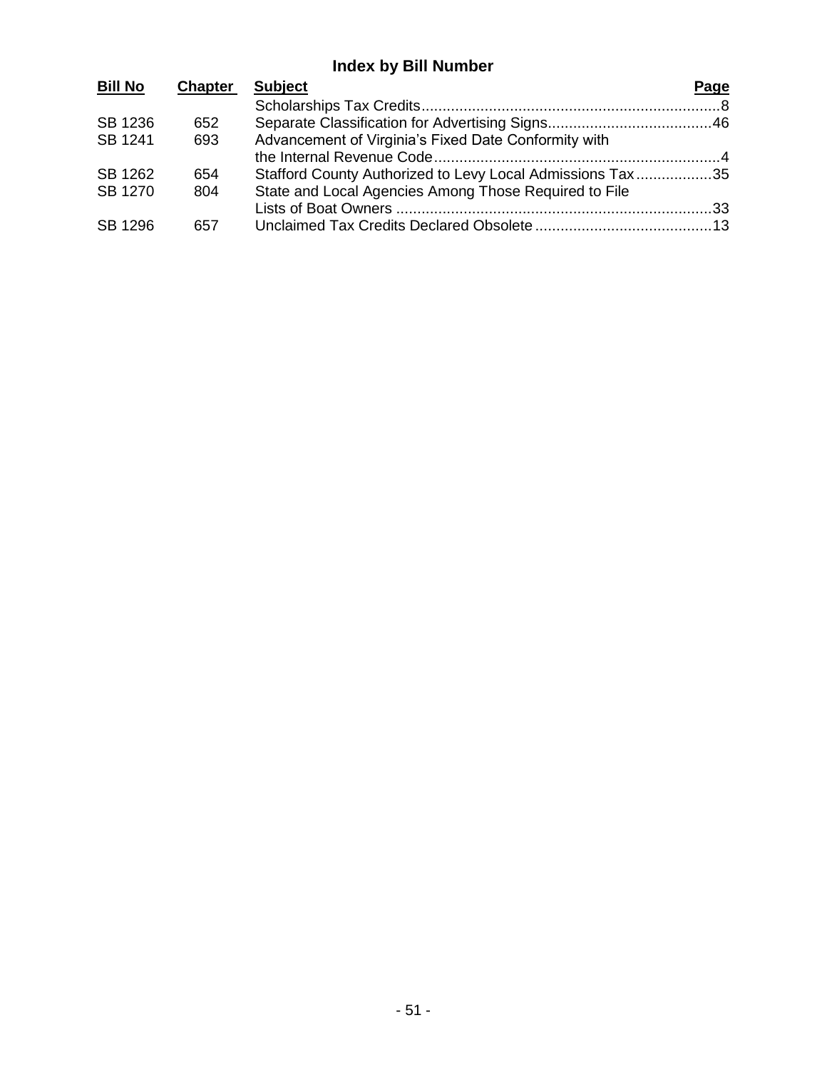## Index by Bill Number

| Bill No | Chapter | Subject | Page |
|---|---|---|---|
| | | Scholarships Tax Credits | 8 |
| SB 1236 | 652 | Separate Classification for Advertising Signs | 46 |
| SB 1241 | 693 | Advancement of Virginia's Fixed Date Conformity with the Internal Revenue Code | 4 |
| SB 1262 | 654 | Stafford County Authorized to Levy Local Admissions Tax | 35 |
| SB 1270 | 804 | State and Local Agencies Among Those Required to File Lists of Boat Owners | 33 |
| SB 1296 | 657 | Unclaimed Tax Credits Declared Obsolete | 13 |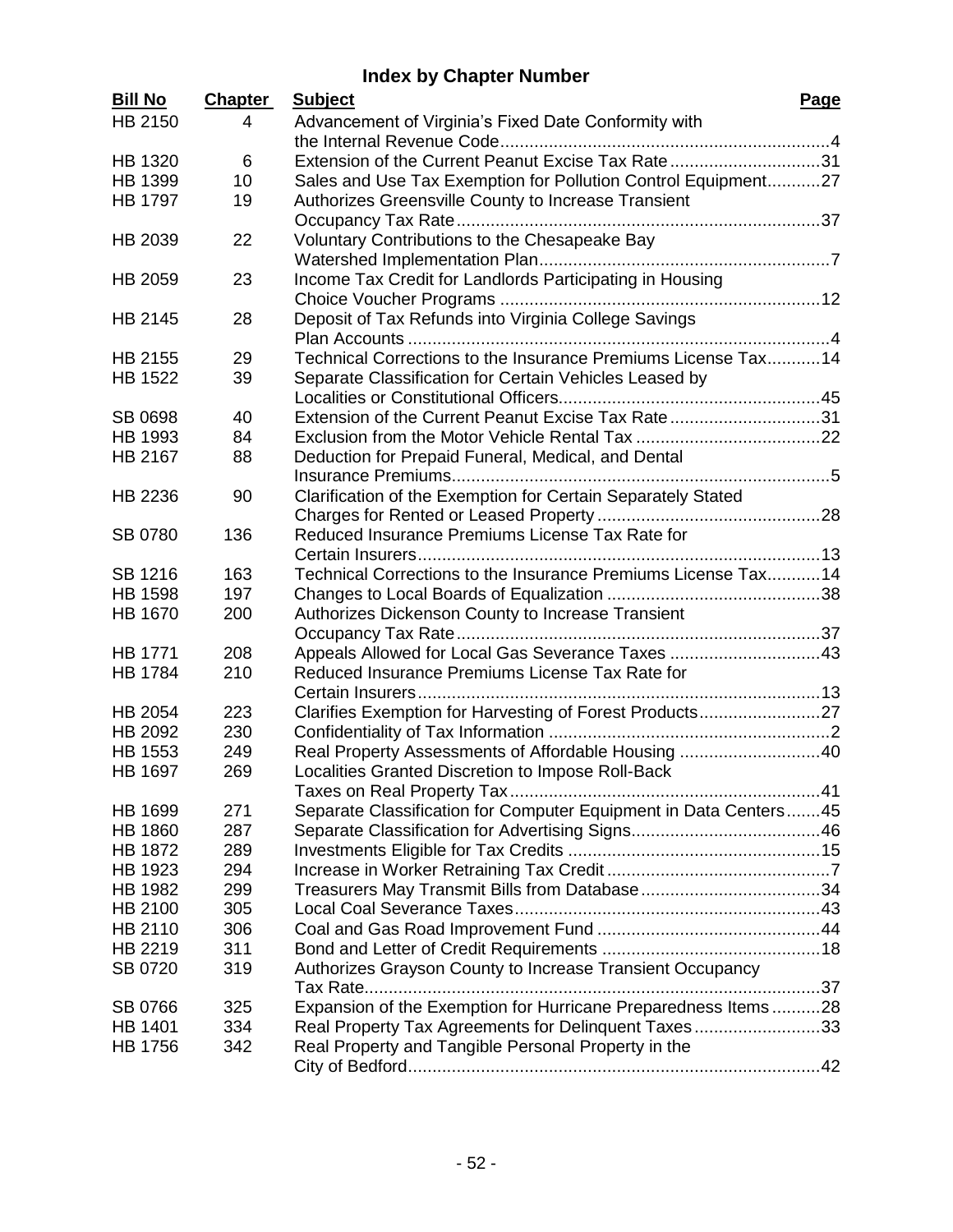## Index by Chapter Number

| Bill No | Chapter | Subject | Page |
| --- | --- | --- | --- |
| HB 2150 | 4 | Advancement of Virginia's Fixed Date Conformity with the Internal Revenue Code | 4 |
| HB 1320 | 6 | Extension of the Current Peanut Excise Tax Rate | 31 |
| HB 1399 | 10 | Sales and Use Tax Exemption for Pollution Control Equipment | 27 |
| HB 1797 | 19 | Authorizes Greensville County to Increase Transient Occupancy Tax Rate | 37 |
| HB 2039 | 22 | Voluntary Contributions to the Chesapeake Bay Watershed Implementation Plan | 7 |
| HB 2059 | 23 | Income Tax Credit for Landlords Participating in Housing Choice Voucher Programs | 12 |
| HB 2145 | 28 | Deposit of Tax Refunds into Virginia College Savings Plan Accounts | 4 |
| HB 2155 | 29 | Technical Corrections to the Insurance Premiums License Tax | 14 |
| HB 1522 | 39 | Separate Classification for Certain Vehicles Leased by Localities or Constitutional Officers | 45 |
| SB 0698 | 40 | Extension of the Current Peanut Excise Tax Rate | 31 |
| HB 1993 | 84 | Exclusion from the Motor Vehicle Rental Tax | 22 |
| HB 2167 | 88 | Deduction for Prepaid Funeral, Medical, and Dental Insurance Premiums | 5 |
| HB 2236 | 90 | Clarification of the Exemption for Certain Separately Stated Charges for Rented or Leased Property | 28 |
| SB 0780 | 136 | Reduced Insurance Premiums License Tax Rate for Certain Insurers | 13 |
| SB 1216 | 163 | Technical Corrections to the Insurance Premiums License Tax | 14 |
| HB 1598 | 197 | Changes to Local Boards of Equalization | 38 |
| HB 1670 | 200 | Authorizes Dickenson County to Increase Transient Occupancy Tax Rate | 37 |
| HB 1771 | 208 | Appeals Allowed for Local Gas Severance Taxes | 43 |
| HB 1784 | 210 | Reduced Insurance Premiums License Tax Rate for Certain Insurers | 13 |
| HB 2054 | 223 | Clarifies Exemption for Harvesting of Forest Products | 27 |
| HB 2092 | 230 | Confidentiality of Tax Information | 2 |
| HB 1553 | 249 | Real Property Assessments of Affordable Housing | 40 |
| HB 1697 | 269 | Localities Granted Discretion to Impose Roll-Back Taxes on Real Property Tax | 41 |
| HB 1699 | 271 | Separate Classification for Computer Equipment in Data Centers | 45 |
| HB 1860 | 287 | Separate Classification for Advertising Signs | 46 |
| HB 1872 | 289 | Investments Eligible for Tax Credits | 15 |
| HB 1923 | 294 | Increase in Worker Retraining Tax Credit | 7 |
| HB 1982 | 299 | Treasurers May Transmit Bills from Database | 34 |
| HB 2100 | 305 | Local Coal Severance Taxes | 43 |
| HB 2110 | 306 | Coal and Gas Road Improvement Fund | 44 |
| HB 2219 | 311 | Bond and Letter of Credit Requirements | 18 |
| SB 0720 | 319 | Authorizes Grayson County to Increase Transient Occupancy Tax Rate | 37 |
| SB 0766 | 325 | Expansion of the Exemption for Hurricane Preparedness Items | 28 |
| HB 1401 | 334 | Real Property Tax Agreements for Delinquent Taxes | 33 |
| HB 1756 | 342 | Real Property and Tangible Personal Property in the City of Bedford | 42 |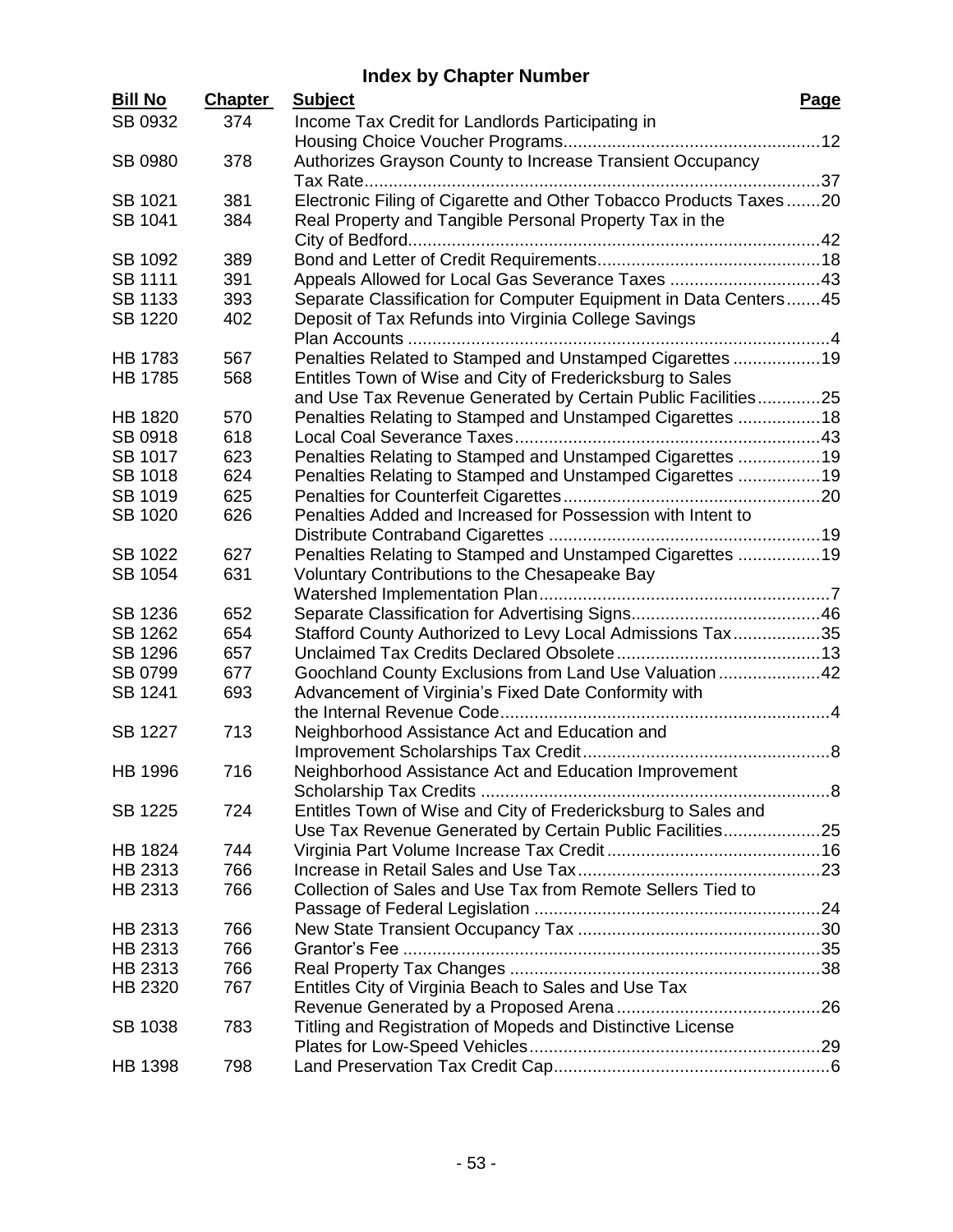## Index by Chapter Number

| Bill No | Chapter | Subject | Page |
|---|---|---|---|
| SB 0932 | 374 | Income Tax Credit for Landlords Participating in Housing Choice Voucher Programs | 12 |
| SB 0980 | 378 | Authorizes Grayson County to Increase Transient Occupancy Tax Rate | 37 |
| SB 1021 | 381 | Electronic Filing of Cigarette and Other Tobacco Products Taxes | 20 |
| SB 1041 | 384 | Real Property and Tangible Personal Property Tax in the City of Bedford | 42 |
| SB 1092 | 389 | Bond and Letter of Credit Requirements | 18 |
| SB 1111 | 391 | Appeals Allowed for Local Gas Severance Taxes | 43 |
| SB 1133 | 393 | Separate Classification for Computer Equipment in Data Centers | 45 |
| SB 1220 | 402 | Deposit of Tax Refunds into Virginia College Savings Plan Accounts | 4 |
| HB 1783 | 567 | Penalties Related to Stamped and Unstamped Cigarettes | 19 |
| HB 1785 | 568 | Entitles Town of Wise and City of Fredericksburg to Sales and Use Tax Revenue Generated by Certain Public Facilities | 25 |
| HB 1820 | 570 | Penalties Relating to Stamped and Unstamped Cigarettes | 18 |
| SB 0918 | 618 | Local Coal Severance Taxes | 43 |
| SB 1017 | 623 | Penalties Relating to Stamped and Unstamped Cigarettes | 19 |
| SB 1018 | 624 | Penalties Relating to Stamped and Unstamped Cigarettes | 19 |
| SB 1019 | 625 | Penalties for Counterfeit Cigarettes | 20 |
| SB 1020 | 626 | Penalties Added and Increased for Possession with Intent to Distribute Contraband Cigarettes | 19 |
| SB 1022 | 627 | Penalties Relating to Stamped and Unstamped Cigarettes | 19 |
| SB 1054 | 631 | Voluntary Contributions to the Chesapeake Bay Watershed Implementation Plan | 7 |
| SB 1236 | 652 | Separate Classification for Advertising Signs | 46 |
| SB 1262 | 654 | Stafford County Authorized to Levy Local Admissions Tax | 35 |
| SB 1296 | 657 | Unclaimed Tax Credits Declared Obsolete | 13 |
| SB 0799 | 677 | Goochland County Exclusions from Land Use Valuation | 42 |
| SB 1241 | 693 | Advancement of Virginia's Fixed Date Conformity with the Internal Revenue Code | 4 |
| SB 1227 | 713 | Neighborhood Assistance Act and Education and Improvement Scholarships Tax Credit | 8 |
| HB 1996 | 716 | Neighborhood Assistance Act and Education Improvement Scholarship Tax Credits | 8 |
| SB 1225 | 724 | Entitles Town of Wise and City of Fredericksburg to Sales and Use Tax Revenue Generated by Certain Public Facilities | 25 |
| HB 1824 | 744 | Virginia Part Volume Increase Tax Credit | 16 |
| HB 2313 | 766 | Increase in Retail Sales and Use Tax | 23 |
| HB 2313 | 766 | Collection of Sales and Use Tax from Remote Sellers Tied to Passage of Federal Legislation | 24 |
| HB 2313 | 766 | New State Transient Occupancy Tax | 30 |
| HB 2313 | 766 | Grantor's Fee | 35 |
| HB 2313 | 766 | Real Property Tax Changes | 38 |
| HB 2320 | 767 | Entitles City of Virginia Beach to Sales and Use Tax Revenue Generated by a Proposed Arena | 26 |
| SB 1038 | 783 | Titling and Registration of Mopeds and Distinctive License Plates for Low-Speed Vehicles | 29 |
| HB 1398 | 798 | Land Preservation Tax Credit Cap | 6 |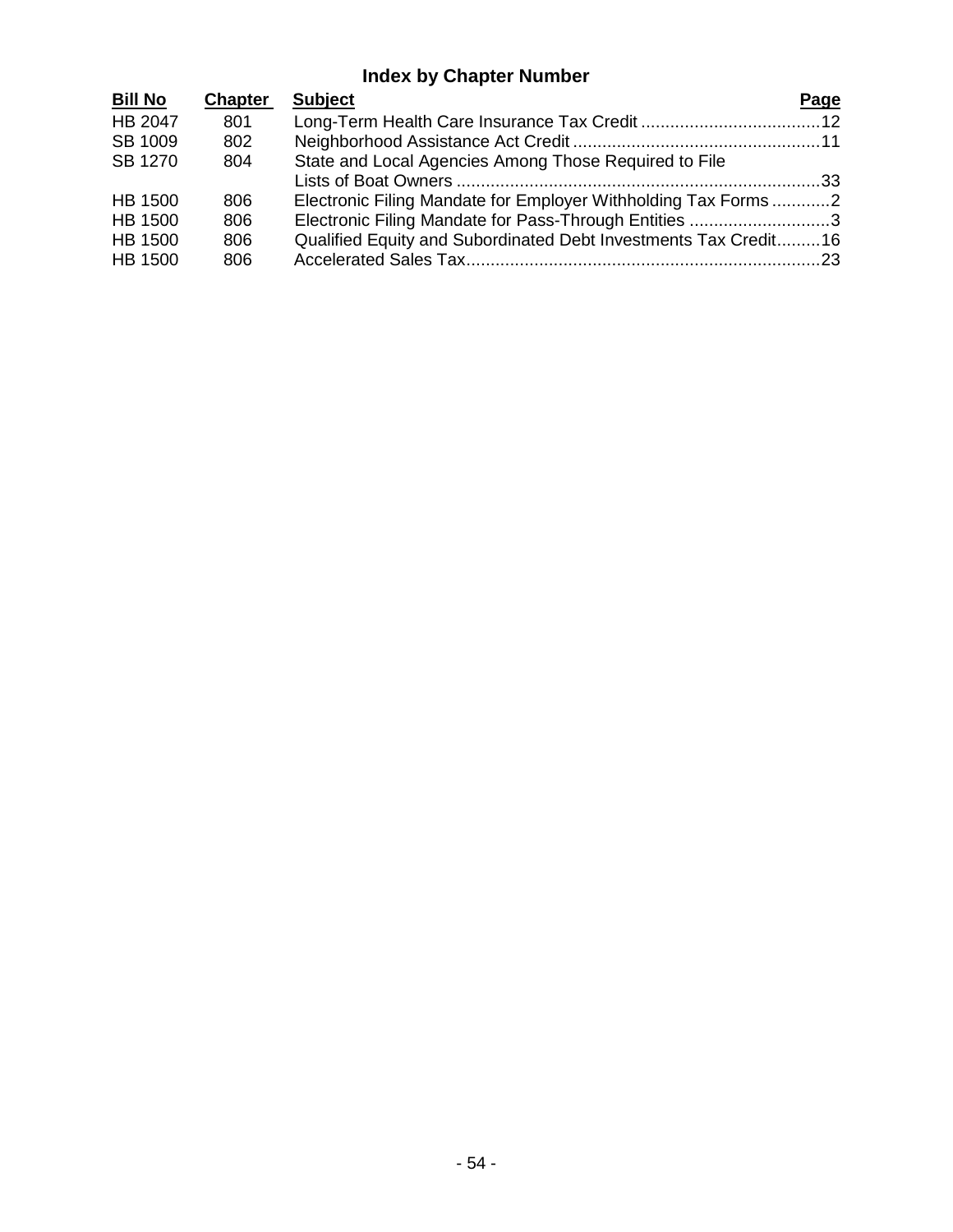## Index by Chapter Number

| Bill No | Chapter | Subject | Page |
|---|---|---|---|
| HB 2047 | 801 | Long-Term Health Care Insurance Tax Credit | 12 |
| SB 1009 | 802 | Neighborhood Assistance Act Credit | 11 |
| SB 1270 | 804 | State and Local Agencies Among Those Required to File Lists of Boat Owners | 33 |
| HB 1500 | 806 | Electronic Filing Mandate for Employer Withholding Tax Forms | 2 |
| HB 1500 | 806 | Electronic Filing Mandate for Pass-Through Entities | 3 |
| HB 1500 | 806 | Qualified Equity and Subordinated Debt Investments Tax Credit | 16 |
| HB 1500 | 806 | Accelerated Sales Tax | 23 |